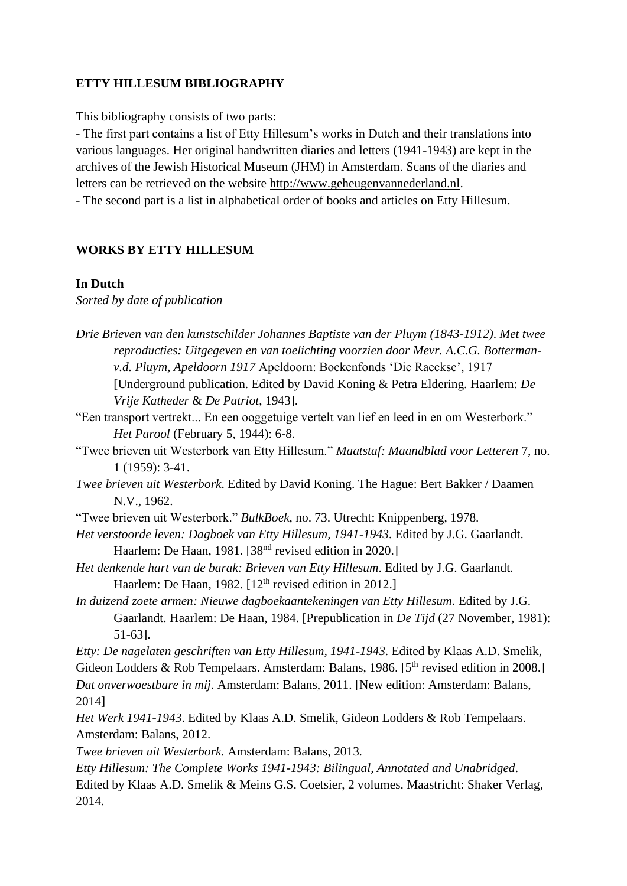**ETTY HILLESUM BIBLIOGRAPHY**

This bibliography consists of two parts:

- The first part contains a list of Etty Hillesum's works in Dutch and their translations into various languages. Her original handwritten diaries and letters (1941-1943) are kept in the archives of the Jewish Historical Museum (JHM) in Amsterdam. Scans of the diaries and letters can be retrieved on the website http://www.geheugenvannederland.nl.
- The second part is a list in alphabetical order of books and articles on Etty Hillesum.

**WORKS BY ETTY HILLESUM**

**In Dutch**

*Sorted by date of publication*

*Drie Brieven van den kunstschilder Johannes Baptiste van der Pluym (1843-1912). Met twee reproducties: Uitgegeven en van toelichting voorzien door Mevr. A.C.G. Botterman-v.d. Pluym, Apeldoorn 1917* Apeldoorn: Boekenfonds 'Die Raeckse', 1917 [Underground publication. Edited by David Koning & Petra Eldering. Haarlem: *De Vrije Katheder* & *De Patriot*, 1943].

"Een transport vertrekt... En een ooggetuige vertelt van lief en leed in en om Westerbork." *Het Parool* (February 5, 1944): 6-8.

"Twee brieven uit Westerbork van Etty Hillesum." *Maatstaf: Maandblad voor Letteren* 7, no. 1 (1959): 3-41.

*Twee brieven uit Westerbork*. Edited by David Koning. The Hague: Bert Bakker / Daamen N.V., 1962.

"Twee brieven uit Westerbork." *BulkBoek*, no. 73. Utrecht: Knippenberg, 1978.

*Het verstoorde leven: Dagboek van Etty Hillesum, 1941-1943*. Edited by J.G. Gaarlandt. Haarlem: De Haan, 1981. [38nd revised edition in 2020.]

*Het denkende hart van de barak: Brieven van Etty Hillesum*. Edited by J.G. Gaarlandt. Haarlem: De Haan, 1982. [12th revised edition in 2012.]

*In duizend zoete armen: Nieuwe dagboekaantekeningen van Etty Hillesum*. Edited by J.G. Gaarlandt. Haarlem: De Haan, 1984. [Prepublication in *De Tijd* (27 November, 1981): 51-63].

*Etty: De nagelaten geschriften van Etty Hillesum, 1941-1943*. Edited by Klaas A.D. Smelik, Gideon Lodders & Rob Tempelaars. Amsterdam: Balans, 1986. [5th revised edition in 2008.]

*Dat onverwoestbare in mij*. Amsterdam: Balans, 2011. [New edition: Amsterdam: Balans, 2014]

*Het Werk 1941-1943*. Edited by Klaas A.D. Smelik, Gideon Lodders & Rob Tempelaars. Amsterdam: Balans, 2012.

*Twee brieven uit Westerbork.* Amsterdam: Balans, 2013.

*Etty Hillesum: The Complete Works 1941-1943: Bilingual, Annotated and Unabridged*. Edited by Klaas A.D. Smelik & Meins G.S. Coetsier, 2 volumes. Maastricht: Shaker Verlag, 2014.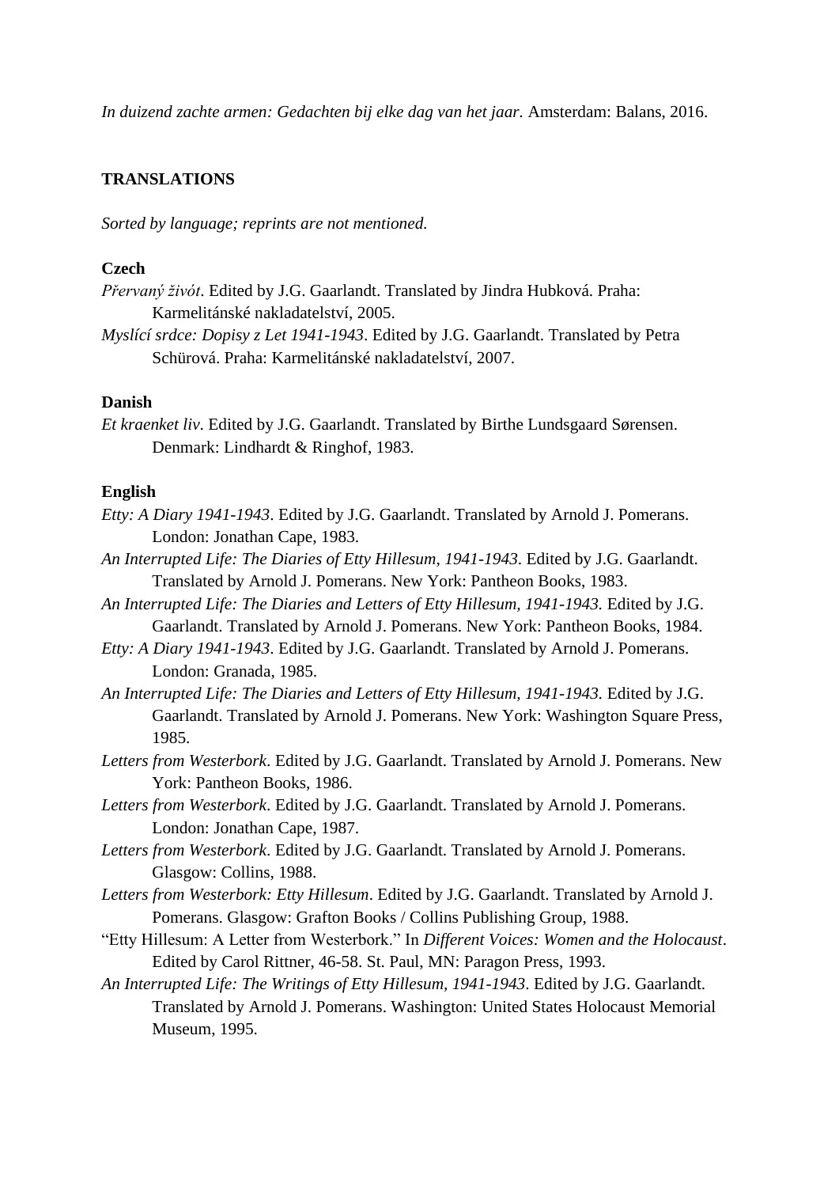*In duizend zachte armen: Gedachten bij elke dag van het jaar*. Amsterdam: Balans, 2016.

## TRANSLATIONS

*Sorted by language; reprints are not mentioned.*

### Czech

*Přervaný živót*. Edited by J.G. Gaarlandt. Translated by Jindra Hubková. Praha: Karmelitánské nakladatelství, 2005.

*Myslící srdce: Dopisy z Let 1941-1943*. Edited by J.G. Gaarlandt. Translated by Petra Schürová. Praha: Karmelitánské nakladatelství, 2007.

### Danish

*Et kraenket liv*. Edited by J.G. Gaarlandt. Translated by Birthe Lundsgaard Sørensen. Denmark: Lindhardt & Ringhof, 1983.

### English

*Etty: A Diary 1941-1943*. Edited by J.G. Gaarlandt. Translated by Arnold J. Pomerans. London: Jonathan Cape, 1983.

*An Interrupted Life: The Diaries of Etty Hillesum, 1941-1943*. Edited by J.G. Gaarlandt. Translated by Arnold J. Pomerans. New York: Pantheon Books, 1983.

*An Interrupted Life: The Diaries and Letters of Etty Hillesum, 1941-1943.* Edited by J.G. Gaarlandt. Translated by Arnold J. Pomerans. New York: Pantheon Books, 1984.

*Etty: A Diary 1941-1943*. Edited by J.G. Gaarlandt. Translated by Arnold J. Pomerans. London: Granada, 1985.

*An Interrupted Life: The Diaries and Letters of Etty Hillesum, 1941-1943.* Edited by J.G. Gaarlandt. Translated by Arnold J. Pomerans. New York: Washington Square Press, 1985.

*Letters from Westerbork*. Edited by J.G. Gaarlandt. Translated by Arnold J. Pomerans. New York: Pantheon Books, 1986.

*Letters from Westerbork*. Edited by J.G. Gaarlandt. Translated by Arnold J. Pomerans. London: Jonathan Cape, 1987.

*Letters from Westerbork*. Edited by J.G. Gaarlandt. Translated by Arnold J. Pomerans. Glasgow: Collins, 1988.

*Letters from Westerbork: Etty Hillesum*. Edited by J.G. Gaarlandt. Translated by Arnold J. Pomerans. Glasgow: Grafton Books / Collins Publishing Group, 1988.

"Etty Hillesum: A Letter from Westerbork." In *Different Voices: Women and the Holocaust*. Edited by Carol Rittner, 46-58. St. Paul, MN: Paragon Press, 1993.

*An Interrupted Life: The Writings of Etty Hillesum, 1941-1943*. Edited by J.G. Gaarlandt. Translated by Arnold J. Pomerans. Washington: United States Holocaust Memorial Museum, 1995.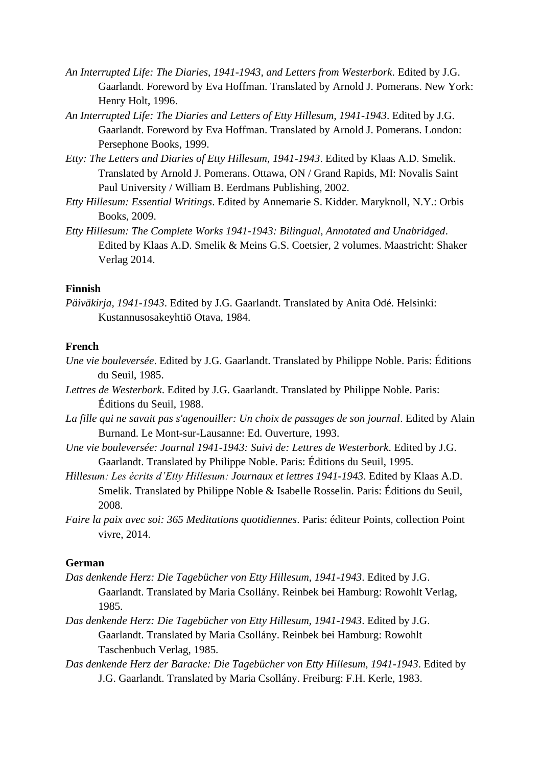*An Interrupted Life: The Diaries, 1941-1943, and Letters from Westerbork*. Edited by J.G. Gaarlandt. Foreword by Eva Hoffman. Translated by Arnold J. Pomerans. New York: Henry Holt, 1996.

*An Interrupted Life: The Diaries and Letters of Etty Hillesum, 1941-1943*. Edited by J.G. Gaarlandt. Foreword by Eva Hoffman. Translated by Arnold J. Pomerans. London: Persephone Books, 1999.

*Etty: The Letters and Diaries of Etty Hillesum, 1941-1943*. Edited by Klaas A.D. Smelik. Translated by Arnold J. Pomerans. Ottawa, ON / Grand Rapids, MI: Novalis Saint Paul University / William B. Eerdmans Publishing, 2002.

*Etty Hillesum: Essential Writings*. Edited by Annemarie S. Kidder. Maryknoll, N.Y.: Orbis Books, 2009.

*Etty Hillesum: The Complete Works 1941-1943: Bilingual, Annotated and Unabridged*. Edited by Klaas A.D. Smelik & Meins G.S. Coetsier, 2 volumes. Maastricht: Shaker Verlag 2014.

**Finnish**

*Päiväkirja, 1941-1943*. Edited by J.G. Gaarlandt. Translated by Anita Odé. Helsinki: Kustannusosakeyhtiö Otava, 1984.

**French**

*Une vie bouleversée*. Edited by J.G. Gaarlandt. Translated by Philippe Noble. Paris: Éditions du Seuil, 1985.

*Lettres de Westerbork*. Edited by J.G. Gaarlandt. Translated by Philippe Noble. Paris: Éditions du Seuil, 1988.

*La fille qui ne savait pas s'agenouiller: Un choix de passages de son journal*. Edited by Alain Burnand. Le Mont-sur-Lausanne: Ed. Ouverture, 1993.

*Une vie bouleversée: Journal 1941-1943: Suivi de: Lettres de Westerbork*. Edited by J.G. Gaarlandt. Translated by Philippe Noble. Paris: Éditions du Seuil, 1995.

*Hillesum: Les écrits d'Etty Hillesum: Journaux et lettres 1941-1943*. Edited by Klaas A.D. Smelik. Translated by Philippe Noble & Isabelle Rosselin. Paris: Éditions du Seuil, 2008.

*Faire la paix avec soi: 365 Meditations quotidiennes*. Paris: éditeur Points, collection Point vivre, 2014.

**German**

*Das denkende Herz: Die Tagebücher von Etty Hillesum, 1941-1943*. Edited by J.G. Gaarlandt. Translated by Maria Csollány. Reinbek bei Hamburg: Rowohlt Verlag, 1985.

*Das denkende Herz: Die Tagebücher von Etty Hillesum, 1941-1943*. Edited by J.G. Gaarlandt. Translated by Maria Csollány. Reinbek bei Hamburg: Rowohlt Taschenbuch Verlag, 1985.

*Das denkende Herz der Baracke: Die Tagebücher von Etty Hillesum, 1941-1943*. Edited by J.G. Gaarlandt. Translated by Maria Csollány. Freiburg: F.H. Kerle, 1983.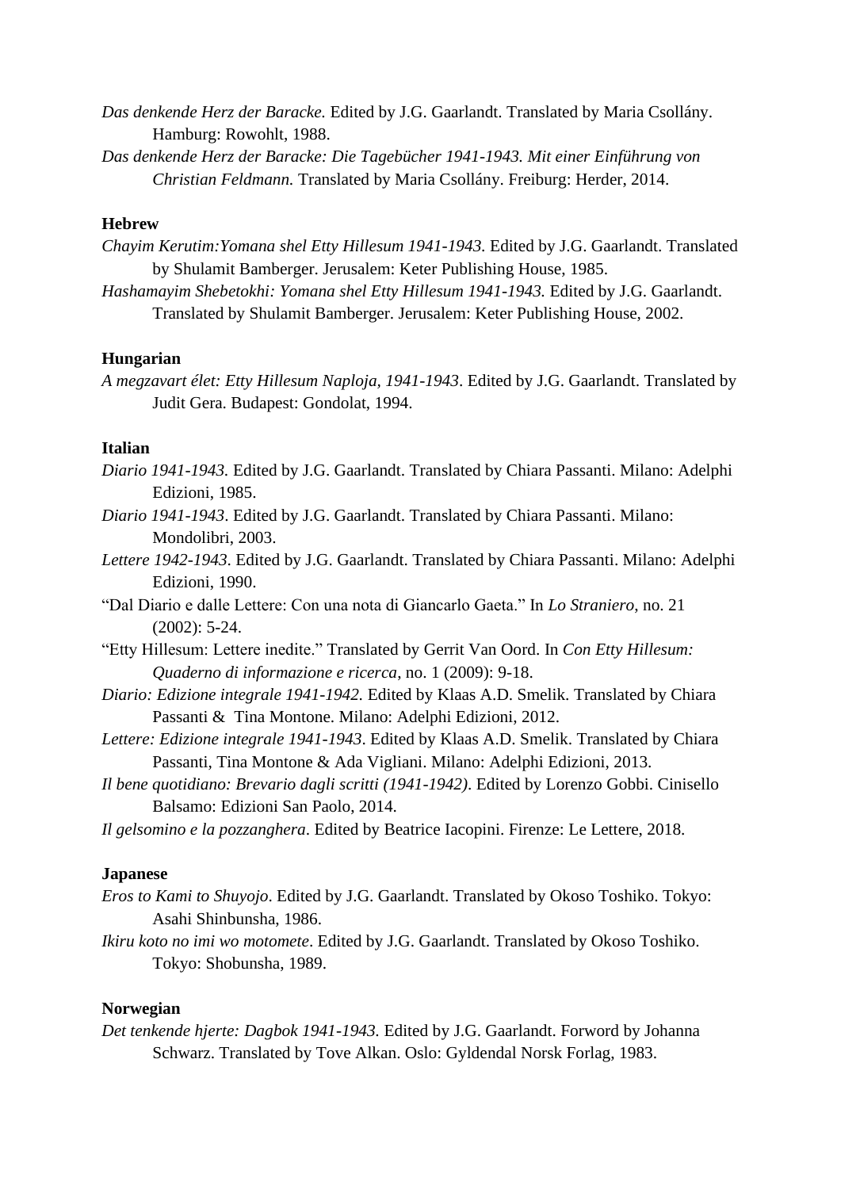*Das denkende Herz der Baracke.* Edited by J.G. Gaarlandt. Translated by Maria Csollány. Hamburg: Rowohlt, 1988.

*Das denkende Herz der Baracke: Die Tagebücher 1941-1943. Mit einer Einführung von Christian Feldmann.* Translated by Maria Csollány. Freiburg: Herder, 2014.

**Hebrew**

*Chayim Kerutim:Yomana shel Etty Hillesum 1941-1943.* Edited by J.G. Gaarlandt. Translated by Shulamit Bamberger. Jerusalem: Keter Publishing House, 1985.

*Hashamayim Shebetokhi: Yomana shel Etty Hillesum 1941-1943.* Edited by J.G. Gaarlandt. Translated by Shulamit Bamberger. Jerusalem: Keter Publishing House, 2002.

**Hungarian**

*A megzavart élet: Etty Hillesum Naploja, 1941-1943*. Edited by J.G. Gaarlandt. Translated by Judit Gera. Budapest: Gondolat, 1994.

**Italian**

*Diario 1941-1943.* Edited by J.G. Gaarlandt. Translated by Chiara Passanti. Milano: Adelphi Edizioni, 1985.

*Diario 1941-1943*. Edited by J.G. Gaarlandt. Translated by Chiara Passanti. Milano: Mondolibri, 2003.

*Lettere 1942-1943*. Edited by J.G. Gaarlandt. Translated by Chiara Passanti. Milano: Adelphi Edizioni, 1990.

"Dal Diario e dalle Lettere: Con una nota di Giancarlo Gaeta." In *Lo Straniero*, no. 21 (2002): 5-24.

"Etty Hillesum: Lettere inedite." Translated by Gerrit Van Oord. In *Con Etty Hillesum: Quaderno di informazione e ricerca*, no. 1 (2009): 9-18.

*Diario: Edizione integrale 1941-1942.* Edited by Klaas A.D. Smelik. Translated by Chiara Passanti & Tina Montone. Milano: Adelphi Edizioni, 2012.

*Lettere: Edizione integrale 1941-1943*. Edited by Klaas A.D. Smelik. Translated by Chiara Passanti, Tina Montone & Ada Vigliani. Milano: Adelphi Edizioni, 2013.

*Il bene quotidiano: Brevario dagli scritti (1941-1942)*. Edited by Lorenzo Gobbi. Cinisello Balsamo: Edizioni San Paolo, 2014.

*Il gelsomino e la pozzanghera*. Edited by Beatrice Iacopini. Firenze: Le Lettere, 2018.

**Japanese**

*Eros to Kami to Shuyojo*. Edited by J.G. Gaarlandt. Translated by Okoso Toshiko. Tokyo: Asahi Shinbunsha, 1986.

*Ikiru koto no imi wo motomete*. Edited by J.G. Gaarlandt. Translated by Okoso Toshiko. Tokyo: Shobunsha, 1989.

**Norwegian**

*Det tenkende hjerte: Dagbok 1941-1943.* Edited by J.G. Gaarlandt. Forword by Johanna Schwarz. Translated by Tove Alkan. Oslo: Gyldendal Norsk Forlag, 1983.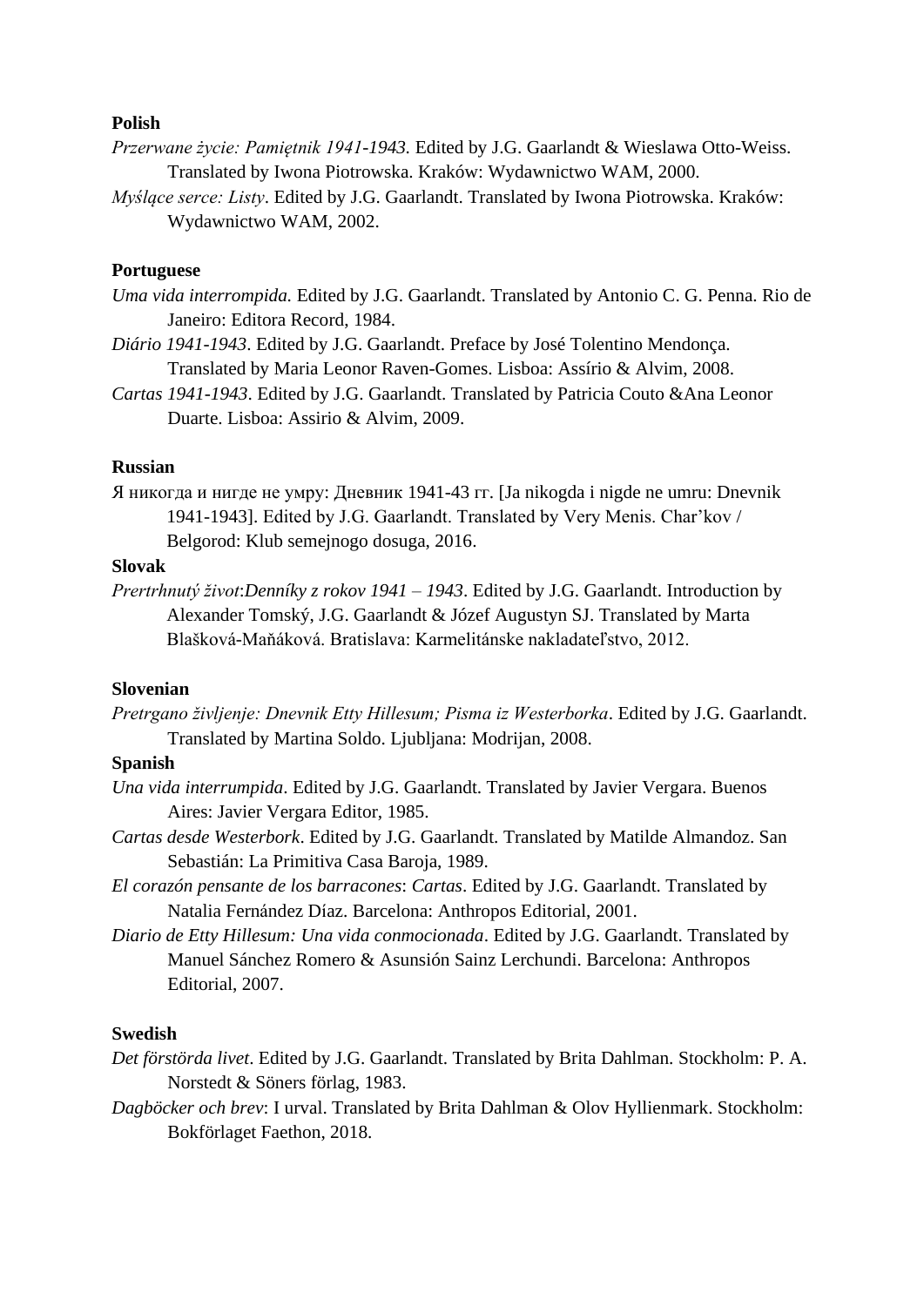**Polish**

*Przerwane życie: Pamiętnik 1941-1943.* Edited by J.G. Gaarlandt & Wieslawa Otto-Weiss. Translated by Iwona Piotrowska. Kraków: Wydawnictwo WAM, 2000.

*Myślące serce: Listy*. Edited by J.G. Gaarlandt. Translated by Iwona Piotrowska. Kraków: Wydawnictwo WAM, 2002.

**Portuguese**

*Uma vida interrompida.* Edited by J.G. Gaarlandt. Translated by Antonio C. G. Penna. Rio de Janeiro: Editora Record, 1984.

*Diário 1941-1943*. Edited by J.G. Gaarlandt. Preface by José Tolentino Mendonça. Translated by Maria Leonor Raven-Gomes. Lisboa: Assírio & Alvim, 2008.

*Cartas 1941-1943*. Edited by J.G. Gaarlandt. Translated by Patricia Couto &Ana Leonor Duarte. Lisboa: Assirio & Alvim, 2009.

**Russian**

Я никогда и нигде не умру: Дневник 1941-43 гг. [Ja nikogda i nigde ne umru: Dnevnik 1941-1943]. Edited by J.G. Gaarlandt. Translated by Very Menis. Char'kov / Belgorod: Klub semejnogo dosuga, 2016.

**Slovak**

*Prertrhnutý život*:*Denníky z rokov 1941 – 1943*. Edited by J.G. Gaarlandt. Introduction by Alexander Tomský, J.G. Gaarlandt & Józef Augustyn SJ. Translated by Marta Blašková-Maňáková. Bratislava: Karmelitánske nakladateľstvo, 2012.

**Slovenian**

*Pretrgano življenje: Dnevnik Etty Hillesum; Pisma iz Westerborka*. Edited by J.G. Gaarlandt. Translated by Martina Soldo. Ljubljana: Modrijan, 2008.

**Spanish**

*Una vida interrumpida*. Edited by J.G. Gaarlandt. Translated by Javier Vergara. Buenos Aires: Javier Vergara Editor, 1985.

*Cartas desde Westerbork*. Edited by J.G. Gaarlandt. Translated by Matilde Almandoz. San Sebastián: La Primitiva Casa Baroja, 1989.

*El corazón pensante de los barracones*: *Cartas*. Edited by J.G. Gaarlandt. Translated by Natalia Fernández Díaz. Barcelona: Anthropos Editorial, 2001.

*Diario de Etty Hillesum: Una vida conmocionada*. Edited by J.G. Gaarlandt. Translated by Manuel Sánchez Romero & Asunsión Sainz Lerchundi. Barcelona: Anthropos Editorial, 2007.

**Swedish**

*Det förstörda livet*. Edited by J.G. Gaarlandt. Translated by Brita Dahlman. Stockholm: P. A. Norstedt & Söners förlag, 1983.

*Dagböcker och brev*: I urval. Translated by Brita Dahlman & Olov Hyllienmark. Stockholm: Bokförlaget Faethon, 2018.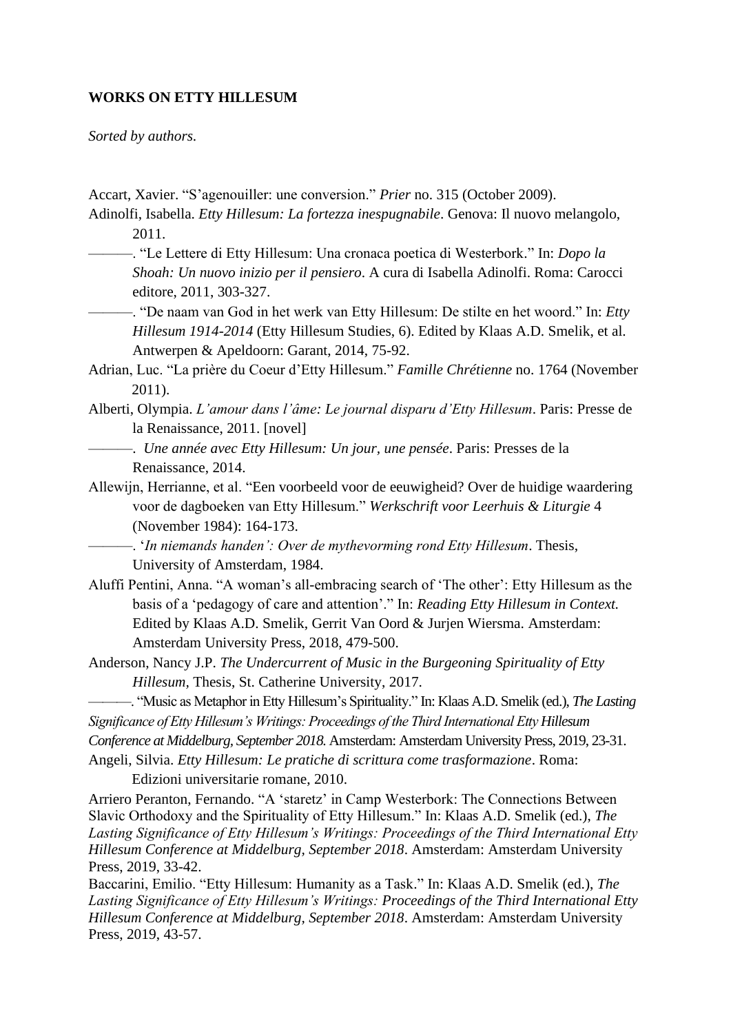**WORKS ON ETTY HILLESUM**

*Sorted by authors.*

Accart, Xavier. “S’agenouiller: une conversion.” *Prier* no. 315 (October 2009).

Adinolfi, Isabella. *Etty Hillesum: La fortezza inespugnabile*. Genova: Il nuovo melangolo, 2011.

———. “Le Lettere di Etty Hillesum: Una cronaca poetica di Westerbork.” In: *Dopo la Shoah: Un nuovo inizio per il pensiero*. A cura di Isabella Adinolfi. Roma: Carocci editore, 2011, 303-327.

———. “De naam van God in het werk van Etty Hillesum: De stilte en het woord.” In: *Etty Hillesum 1914-2014* (Etty Hillesum Studies, 6). Edited by Klaas A.D. Smelik, et al. Antwerpen & Apeldoorn: Garant, 2014, 75-92.

Adrian, Luc. “La prière du Coeur d’Etty Hillesum.” *Famille Chrétienne* no. 1764 (November 2011).

Alberti, Olympia. *L’amour dans l’âme: Le journal disparu d’Etty Hillesum*. Paris: Presse de la Renaissance, 2011. [novel]

———. *Une année avec Etty Hillesum: Un jour, une pensée*. Paris: Presses de la Renaissance, 2014.

Allewijn, Herrianne, et al. “Een voorbeeld voor de eeuwigheid? Over de huidige waardering voor de dagboeken van Etty Hillesum.” *Werkschrift voor Leerhuis & Liturgie* 4 (November 1984): 164-173.

———. ‘*In niemands handen’: Over de mythevorming rond Etty Hillesum*. Thesis, University of Amsterdam, 1984.

Aluffi Pentini, Anna. “A woman’s all-embracing search of ‘The other’: Etty Hillesum as the basis of a ‘pedagogy of care and attention’.” In: *Reading Etty Hillesum in Context.* Edited by Klaas A.D. Smelik, Gerrit Van Oord & Jurjen Wiersma. Amsterdam: Amsterdam University Press, 2018, 479-500.

Anderson, Nancy J.P. *The Undercurrent of Music in the Burgeoning Spirituality of Etty Hillesum*, Thesis, St. Catherine University, 2017.

———. “Music as Metaphor in Etty Hillesum’s Spirituality.” In: Klaas A.D. Smelik (ed.), *The Lasting Significance of Etty Hillesum’s Writings: Proceedings of the Third International Etty Hillesum Conference at Middelburg, September 2018.* Amsterdam: Amsterdam University Press, 2019, 23-31.

Angeli, Silvia. *Etty Hillesum: Le pratiche di scrittura come trasformazione*. Roma: Edizioni universitarie romane, 2010.

Arriero Peranton, Fernando. “A ‘staretz’ in Camp Westerbork: The Connections Between Slavic Orthodoxy and the Spirituality of Etty Hillesum.” In: Klaas A.D. Smelik (ed.), *The Lasting Significance of Etty Hillesum’s Writings: Proceedings of the Third International Etty Hillesum Conference at Middelburg, September 2018*. Amsterdam: Amsterdam University Press, 2019, 33-42.

Baccarini, Emilio. “Etty Hillesum: Humanity as a Task.” In: Klaas A.D. Smelik (ed.), *The Lasting Significance of Etty Hillesum’s Writings: Proceedings of the Third International Etty Hillesum Conference at Middelburg, September 2018*. Amsterdam: Amsterdam University Press, 2019, 43-57.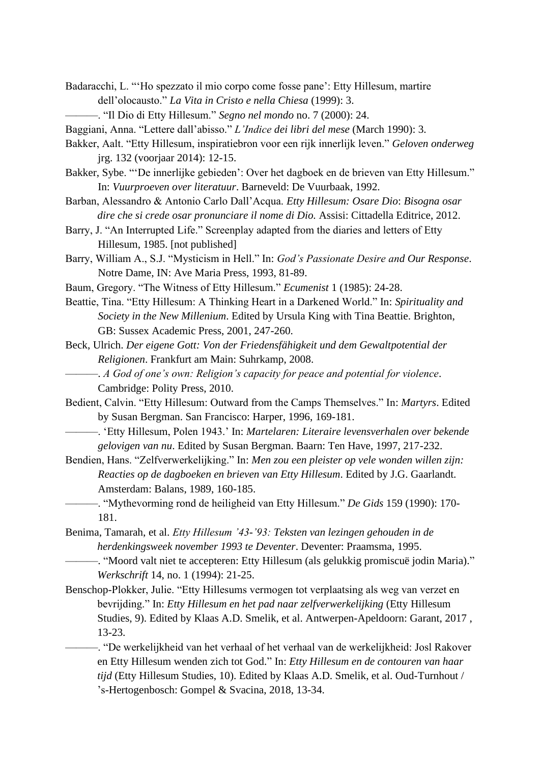Badaracchi, L. "'Ho spezzato il mio corpo come fosse pane': Etty Hillesum, martire dell'olocausto." *La Vita in Cristo e nella Chiesa* (1999): 3.

———. "Il Dio di Etty Hillesum." *Segno nel mondo* no. 7 (2000): 24.

Baggiani, Anna. "Lettere dall'abisso." *L'Indice dei libri del mese* (March 1990): 3.

Bakker, Aalt. "Etty Hillesum, inspiratiebron voor een rijk innerlijk leven." *Geloven onderweg* jrg. 132 (voorjaar 2014): 12-15.

Bakker, Sybe. "'De innerlijke gebieden': Over het dagboek en de brieven van Etty Hillesum." In: *Vuurproeven over literatuur*. Barneveld: De Vuurbaak, 1992.

Barban, Alessandro & Antonio Carlo Dall'Acqua. *Etty Hillesum: Osare Dio*: *Bisogna osar dire che si crede osar pronunciare il nome di Dio.* Assisi: Cittadella Editrice, 2012.

Barry, J. "An Interrupted Life." Screenplay adapted from the diaries and letters of Etty Hillesum, 1985. [not published]

Barry, William A., S.J. "Mysticism in Hell." In: *God's Passionate Desire and Our Response*. Notre Dame, IN: Ave Maria Press, 1993, 81-89.

Baum, Gregory. "The Witness of Etty Hillesum." *Ecumenist* 1 (1985): 24-28.

Beattie, Tina. "Etty Hillesum: A Thinking Heart in a Darkened World." In: *Spirituality and Society in the New Millenium*. Edited by Ursula King with Tina Beattie. Brighton, GB: Sussex Academic Press, 2001, 247-260.

Beck, Ulrich. *Der eigene Gott: Von der Friedensfähigkeit und dem Gewaltpotential der Religionen*. Frankfurt am Main: Suhrkamp, 2008.

———. *A God of one's own: Religion's capacity for peace and potential for violence*. Cambridge: Polity Press, 2010.

Bedient, Calvin. "Etty Hillesum: Outward from the Camps Themselves." In: *Martyrs*. Edited by Susan Bergman. San Francisco: Harper, 1996, 169-181.

———. 'Etty Hillesum, Polen 1943.' In: *Martelaren: Literaire levensverhalen over bekende gelovigen van nu*. Edited by Susan Bergman. Baarn: Ten Have, 1997, 217-232.

Bendien, Hans. "Zelfverwerkelijking." In: *Men zou een pleister op vele wonden willen zijn: Reacties op de dagboeken en brieven van Etty Hillesum*. Edited by J.G. Gaarlandt. Amsterdam: Balans, 1989, 160-185.

———. "Mythevorming rond de heiligheid van Etty Hillesum." *De Gids* 159 (1990): 170-181.

Benima, Tamarah, et al. *Etty Hillesum '43-'93: Teksten van lezingen gehouden in de herdenkingsweek november 1993 te Deventer*. Deventer: Praamsma, 1995.

———. "Moord valt niet te accepteren: Etty Hillesum (als gelukkig promiscuë jodin Maria)." *Werkschrift* 14, no. 1 (1994): 21-25.

Benschop-Plokker, Julie. "Etty Hillesums vermogen tot verplaatsing als weg van verzet en bevrijding." In: *Etty Hillesum en het pad naar zelfverwerkelijking* (Etty Hillesum Studies, 9). Edited by Klaas A.D. Smelik, et al. Antwerpen-Apeldoorn: Garant, 2017 , 13-23.

———. "De werkelijkheid van het verhaal of het verhaal van de werkelijkheid: Josl Rakover en Etty Hillesum wenden zich tot God." In: *Etty Hillesum en de contouren van haar tijd* (Etty Hillesum Studies, 10). Edited by Klaas A.D. Smelik, et al. Oud-Turnhout / 's-Hertogenbosch: Gompel & Svacina, 2018, 13-34.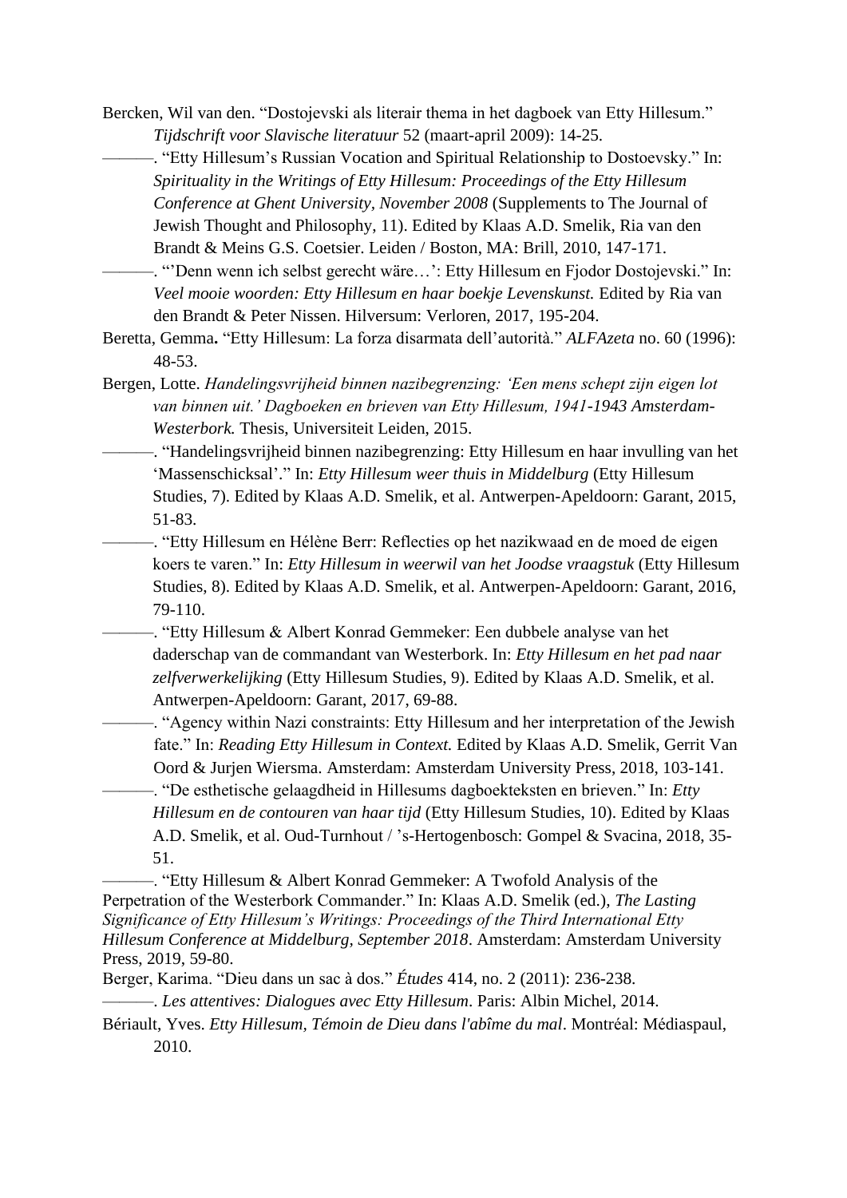Bercken, Wil van den. “Dostojevski als literair thema in het dagboek van Etty Hillesum.” *Tijdschrift voor Slavische literatuur* 52 (maart-april 2009): 14-25.

———. “Etty Hillesum’s Russian Vocation and Spiritual Relationship to Dostoevsky.” In: *Spirituality in the Writings of Etty Hillesum: Proceedings of the Etty Hillesum Conference at Ghent University, November 2008* (Supplements to The Journal of Jewish Thought and Philosophy, 11). Edited by Klaas A.D. Smelik, Ria van den Brandt & Meins G.S. Coetsier. Leiden / Boston, MA: Brill, 2010, 147-171.

———. “’Denn wenn ich selbst gerecht wäre…’: Etty Hillesum en Fjodor Dostojevski.” In: *Veel mooie woorden: Etty Hillesum en haar boekje Levenskunst.* Edited by Ria van den Brandt & Peter Nissen. Hilversum: Verloren, 2017, 195-204.

Beretta, Gemma**.** “Etty Hillesum: La forza disarmata dell’autorità.” *ALFAzeta* no. 60 (1996): 48-53.

Bergen, Lotte. *Handelingsvrijheid binnen nazibegrenzing: ‘Een mens schept zijn eigen lot van binnen uit.’ Dagboeken en brieven van Etty Hillesum, 1941-1943 Amsterdam-Westerbork.* Thesis, Universiteit Leiden, 2015.

———. “Handelingsvrijheid binnen nazibegrenzing: Etty Hillesum en haar invulling van het ‘Massenschicksal’.” In: *Etty Hillesum weer thuis in Middelburg* (Etty Hillesum Studies, 7). Edited by Klaas A.D. Smelik, et al. Antwerpen-Apeldoorn: Garant, 2015, 51-83.

———. “Etty Hillesum en Hélène Berr: Reflecties op het nazikwaad en de moed de eigen koers te varen.” In: *Etty Hillesum in weerwil van het Joodse vraagstuk* (Etty Hillesum Studies, 8). Edited by Klaas A.D. Smelik, et al. Antwerpen-Apeldoorn: Garant, 2016, 79-110.

———. “Etty Hillesum & Albert Konrad Gemmeker: Een dubbele analyse van het daderschap van de commandant van Westerbork. In: *Etty Hillesum en het pad naar zelfverwerkelijking* (Etty Hillesum Studies, 9). Edited by Klaas A.D. Smelik, et al. Antwerpen-Apeldoorn: Garant, 2017, 69-88.

———. “Agency within Nazi constraints: Etty Hillesum and her interpretation of the Jewish fate.” In: *Reading Etty Hillesum in Context.* Edited by Klaas A.D. Smelik, Gerrit Van Oord & Jurjen Wiersma. Amsterdam: Amsterdam University Press, 2018, 103-141.

———. “De esthetische gelaagdheid in Hillesums dagboekteksten en brieven.” In: *Etty Hillesum en de contouren van haar tijd* (Etty Hillesum Studies, 10). Edited by Klaas A.D. Smelik, et al. Oud-Turnhout / ’s-Hertogenbosch: Gompel & Svacina, 2018, 35-51.

———. “Etty Hillesum & Albert Konrad Gemmeker: A Twofold Analysis of the Perpetration of the Westerbork Commander.” In: Klaas A.D. Smelik (ed.), *The Lasting Significance of Etty Hillesum’s Writings: Proceedings of the Third International Etty Hillesum Conference at Middelburg, September 2018*. Amsterdam: Amsterdam University Press, 2019, 59-80.

Berger, Karima. “Dieu dans un sac à dos.” *Études* 414, no. 2 (2011): 236-238.

———. *Les attentives: Dialogues avec Etty Hillesum*. Paris: Albin Michel, 2014.

Bériault, Yves. *Etty Hillesum, Témoin de Dieu dans l'abîme du mal*. Montréal: Médiaspaul, 2010.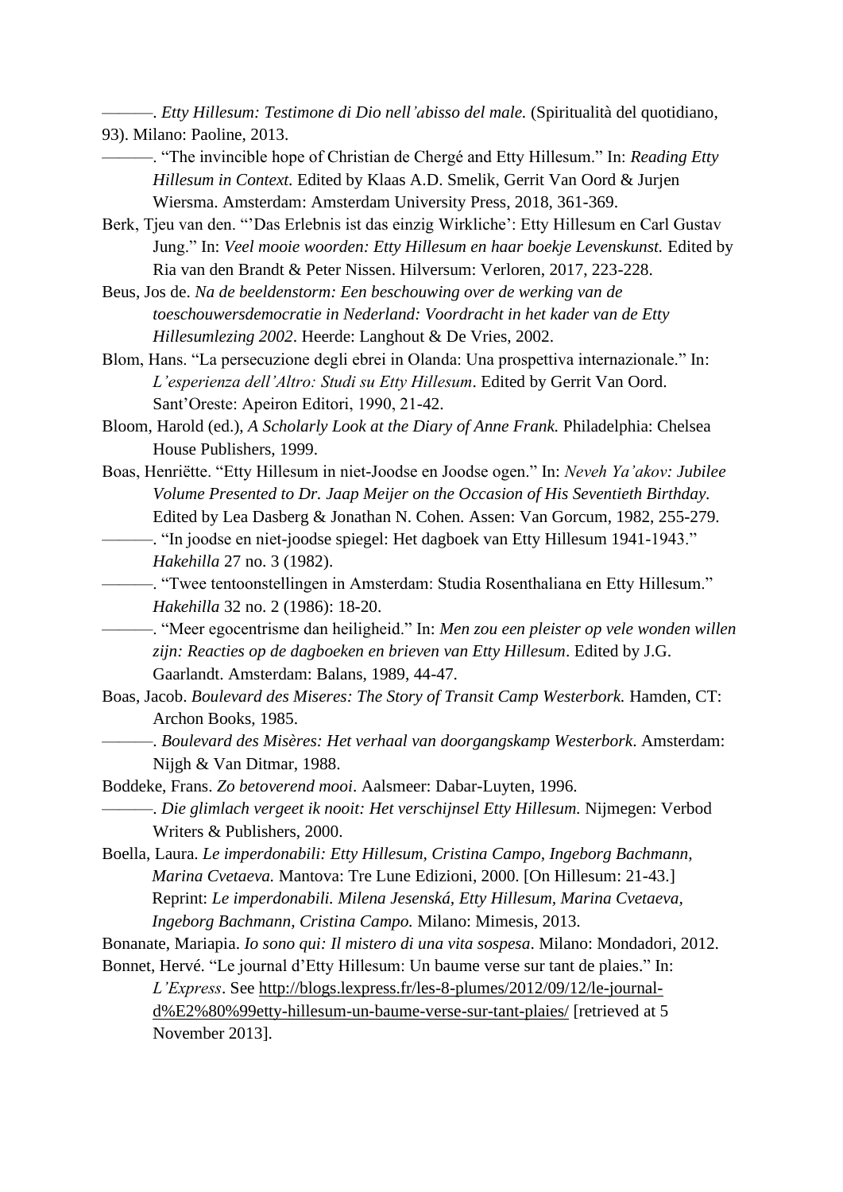———. *Etty Hillesum: Testimone di Dio nell'abisso del male.* (Spiritualità del quotidiano, 93). Milano: Paoline, 2013.

———. "The invincible hope of Christian de Chergé and Etty Hillesum." In: *Reading Etty Hillesum in Context.* Edited by Klaas A.D. Smelik, Gerrit Van Oord & Jurjen Wiersma. Amsterdam: Amsterdam University Press, 2018, 361-369.

Berk, Tjeu van den. "'Das Erlebnis ist das einzig Wirkliche': Etty Hillesum en Carl Gustav Jung." In: *Veel mooie woorden: Etty Hillesum en haar boekje Levenskunst.* Edited by Ria van den Brandt & Peter Nissen. Hilversum: Verloren, 2017, 223-228.

Beus, Jos de. *Na de beeldenstorm: Een beschouwing over de werking van de toeschouwersdemocratie in Nederland: Voordracht in het kader van de Etty Hillesumlezing 2002*. Heerde: Langhout & De Vries, 2002.

Blom, Hans. "La persecuzione degli ebrei in Olanda: Una prospettiva internazionale." In: *L'esperienza dell'Altro: Studi su Etty Hillesum*. Edited by Gerrit Van Oord. Sant'Oreste: Apeiron Editori, 1990, 21-42.

Bloom, Harold (ed.), *A Scholarly Look at the Diary of Anne Frank.* Philadelphia: Chelsea House Publishers, 1999.

Boas, Henriëtte. "Etty Hillesum in niet-Joodse en Joodse ogen." In: *Neveh Ya'akov: Jubilee Volume Presented to Dr. Jaap Meijer on the Occasion of His Seventieth Birthday.* Edited by Lea Dasberg & Jonathan N. Cohen. Assen: Van Gorcum, 1982, 255-279.

———. "In joodse en niet-joodse spiegel: Het dagboek van Etty Hillesum 1941-1943." *Hakehilla* 27 no. 3 (1982).

———. "Twee tentoonstellingen in Amsterdam: Studia Rosenthaliana en Etty Hillesum." *Hakehilla* 32 no. 2 (1986): 18-20.

———. "Meer egocentrisme dan heiligheid." In: *Men zou een pleister op vele wonden willen zijn: Reacties op de dagboeken en brieven van Etty Hillesum*. Edited by J.G. Gaarlandt. Amsterdam: Balans, 1989, 44-47.

Boas, Jacob. *Boulevard des Miseres: The Story of Transit Camp Westerbork.* Hamden, CT: Archon Books, 1985.

———. *Boulevard des Misères: Het verhaal van doorgangskamp Westerbork*. Amsterdam: Nijgh & Van Ditmar, 1988.

Boddeke, Frans. *Zo betoverend mooi*. Aalsmeer: Dabar-Luyten, 1996.

———. *Die glimlach vergeet ik nooit: Het verschijnsel Etty Hillesum.* Nijmegen: Verbod Writers & Publishers, 2000.

Boella, Laura. *Le imperdonabili: Etty Hillesum, Cristina Campo, Ingeborg Bachmann, Marina Cvetaeva.* Mantova: Tre Lune Edizioni, 2000. [On Hillesum: 21-43.] Reprint: *Le imperdonabili. Milena Jesenská, Etty Hillesum, Marina Cvetaeva, Ingeborg Bachmann, Cristina Campo.* Milano: Mimesis, 2013.

Bonanate, Mariapia. *Io sono qui: Il mistero di una vita sospesa*. Milano: Mondadori, 2012.

Bonnet, Hervé. "Le journal d'Etty Hillesum: Un baume verse sur tant de plaies." In: *L'Express*. See http://blogs.lexpress.fr/les-8-plumes/2012/09/12/le-journal-d%E2%80%99etty-hillesum-un-baume-verse-sur-tant-plaies/ [retrieved at 5 November 2013].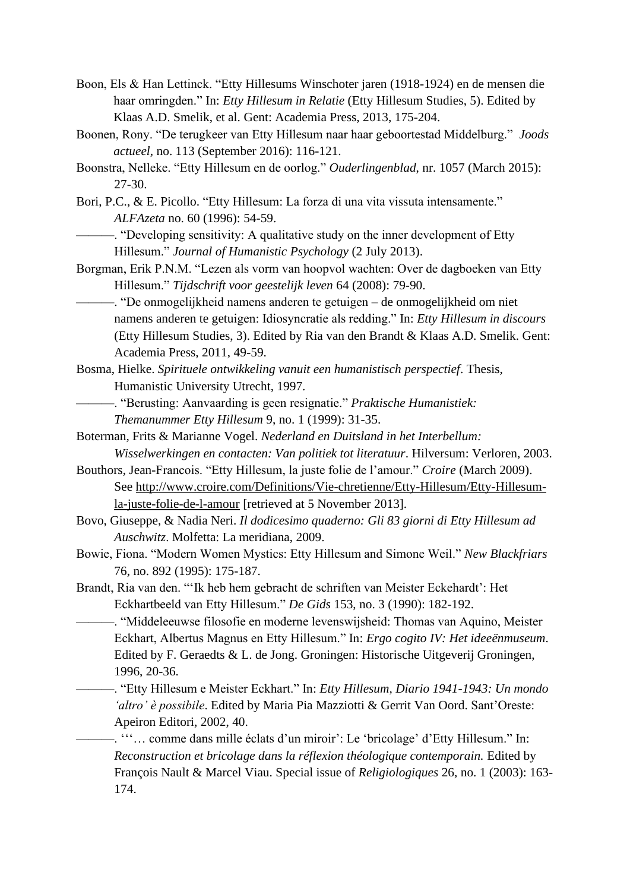Boon, Els & Han Lettinck. "Etty Hillesums Winschoter jaren (1918-1924) en de mensen die haar omringden." In: *Etty Hillesum in Relatie* (Etty Hillesum Studies, 5). Edited by Klaas A.D. Smelik, et al. Gent: Academia Press, 2013, 175-204.

Boonen, Rony. "De terugkeer van Etty Hillesum naar haar geboortestad Middelburg." *Joods actueel*, no. 113 (September 2016): 116-121.

Boonstra, Nelleke. "Etty Hillesum en de oorlog." *Ouderlingenblad*, nr. 1057 (March 2015): 27-30.

Bori, P.C., & E. Picollo. "Etty Hillesum: La forza di una vita vissuta intensamente." *ALFAzeta* no. 60 (1996): 54-59.

———. "Developing sensitivity: A qualitative study on the inner development of Etty Hillesum." *Journal of Humanistic Psychology* (2 July 2013).

Borgman, Erik P.N.M. "Lezen als vorm van hoopvol wachten: Over de dagboeken van Etty Hillesum." *Tijdschrift voor geestelijk leven* 64 (2008): 79-90.

———. "De onmogelijkheid namens anderen te getuigen – de onmogelijkheid om niet namens anderen te getuigen: Idiosyncratie als redding." In: *Etty Hillesum in discours* (Etty Hillesum Studies, 3). Edited by Ria van den Brandt & Klaas A.D. Smelik. Gent: Academia Press, 2011, 49-59.

Bosma, Hielke. *Spirituele ontwikkeling vanuit een humanistisch perspectief*. Thesis, Humanistic University Utrecht, 1997.

———. "Berusting: Aanvaarding is geen resignatie." *Praktische Humanistiek: Themanummer Etty Hillesum* 9, no. 1 (1999): 31-35.

Boterman, Frits & Marianne Vogel. *Nederland en Duitsland in het Interbellum: Wisselwerkingen en contacten: Van politiek tot literatuur*. Hilversum: Verloren, 2003.

Bouthors, Jean-Francois. "Etty Hillesum, la juste folie de l'amour." *Croire* (March 2009). See http://www.croire.com/Definitions/Vie-chretienne/Etty-Hillesum/Etty-Hillesum-la-juste-folie-de-l-amour [retrieved at 5 November 2013].

Bovo, Giuseppe, & Nadia Neri. *Il dodicesimo quaderno: Gli 83 giorni di Etty Hillesum ad Auschwitz*. Molfetta: La meridiana, 2009.

Bowie, Fiona. "Modern Women Mystics: Etty Hillesum and Simone Weil." *New Blackfriars* 76, no. 892 (1995): 175-187.

Brandt, Ria van den. "'Ik heb hem gebracht de schriften van Meister Eckehardt': Het Eckhartbeeld van Etty Hillesum." *De Gids* 153, no. 3 (1990): 182-192.

———. "Middeleeuwse filosofie en moderne levenswijsheid: Thomas van Aquino, Meister Eckhart, Albertus Magnus en Etty Hillesum." In: *Ergo cogito IV: Het ideeënmuseum*. Edited by F. Geraedts & L. de Jong. Groningen: Historische Uitgeverij Groningen, 1996, 20-36.

———. "Etty Hillesum e Meister Eckhart." In: *Etty Hillesum, Diario 1941-1943: Un mondo 'altro' è possibile*. Edited by Maria Pia Mazziotti & Gerrit Van Oord. Sant'Oreste: Apeiron Editori, 2002, 40.

———. "'… comme dans mille éclats d'un miroir': Le 'bricolage' d'Etty Hillesum." In: *Reconstruction et bricolage dans la réflexion théologique contemporain.* Edited by François Nault & Marcel Viau. Special issue of *Religiologiques* 26, no. 1 (2003): 163-174.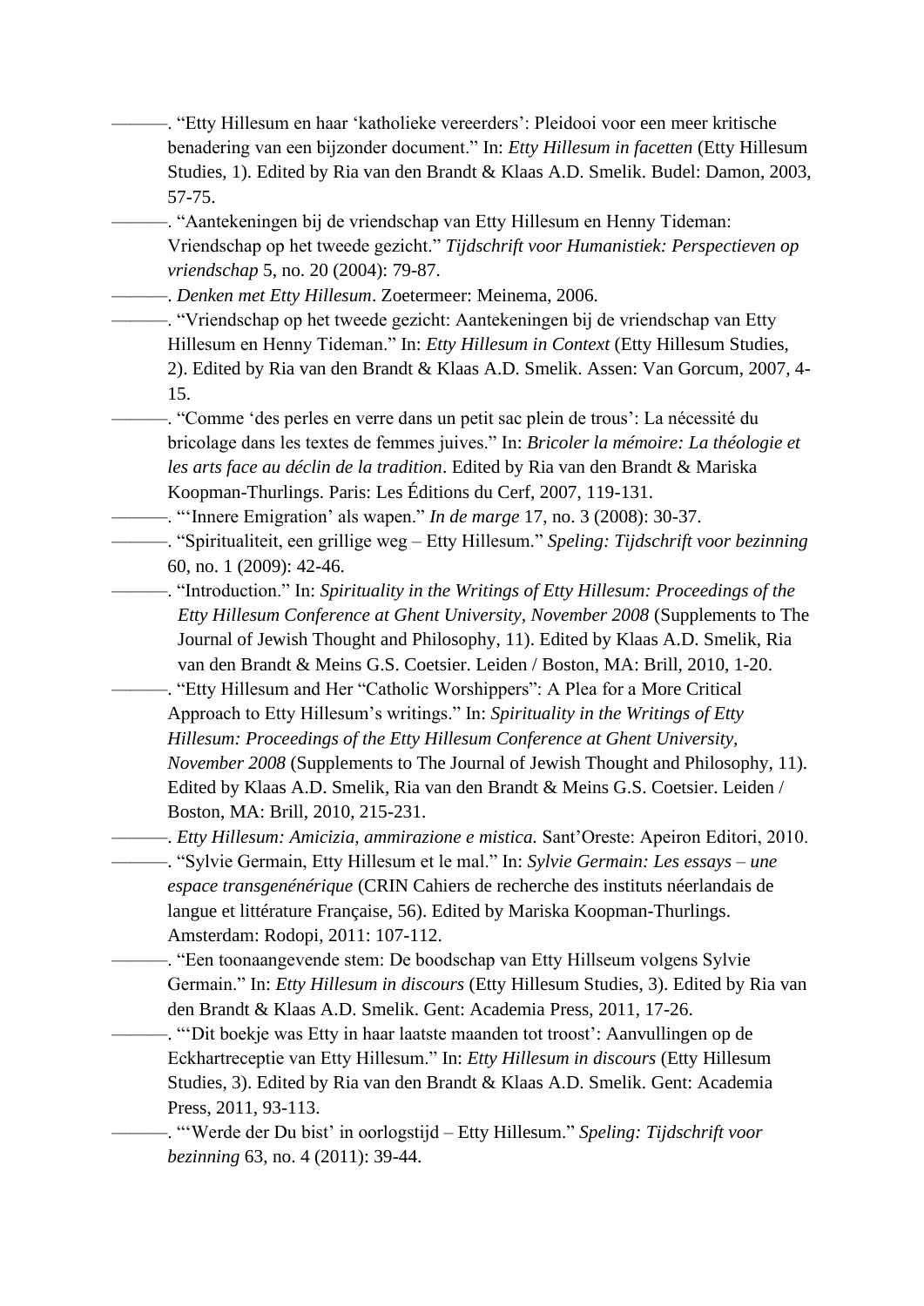———. “Etty Hillesum en haar ‘katholieke vereerders’: Pleidooi voor een meer kritische benadering van een bijzonder document.” In: *Etty Hillesum in facetten* (Etty Hillesum Studies, 1). Edited by Ria van den Brandt & Klaas A.D. Smelik. Budel: Damon, 2003, 57-75.

———. “Aantekeningen bij de vriendschap van Etty Hillesum en Henny Tideman: Vriendschap op het tweede gezicht.” *Tijdschrift voor Humanistiek: Perspectieven op vriendschap* 5, no. 20 (2004): 79-87.

———. *Denken met Etty Hillesum*. Zoetermeer: Meinema, 2006.

———. “Vriendschap op het tweede gezicht: Aantekeningen bij de vriendschap van Etty Hillesum en Henny Tideman.” In: *Etty Hillesum in Context* (Etty Hillesum Studies, 2). Edited by Ria van den Brandt & Klaas A.D. Smelik. Assen: Van Gorcum, 2007, 4-15.

———. “Comme ‘des perles en verre dans un petit sac plein de trous’: La nécessité du bricolage dans les textes de femmes juives.” In: *Bricoler la mémoire: La théologie et les arts face au déclin de la tradition*. Edited by Ria van den Brandt & Mariska Koopman-Thurlings. Paris: Les Éditions du Cerf, 2007, 119-131.

———. “‘Innere Emigration’ als wapen.” *In de marge* 17, no. 3 (2008): 30-37.

———. “Spiritualiteit, een grillige weg – Etty Hillesum.” *Speling: Tijdschrift voor bezinning* 60, no. 1 (2009): 42-46.

———. “Introduction.” In: *Spirituality in the Writings of Etty Hillesum: Proceedings of the Etty Hillesum Conference at Ghent University, November 2008* (Supplements to The Journal of Jewish Thought and Philosophy, 11). Edited by Klaas A.D. Smelik, Ria van den Brandt & Meins G.S. Coetsier. Leiden / Boston, MA: Brill, 2010, 1-20.

———. “Etty Hillesum and Her “Catholic Worshippers”: A Plea for a More Critical Approach to Etty Hillesum’s writings.” In: *Spirituality in the Writings of Etty Hillesum: Proceedings of the Etty Hillesum Conference at Ghent University, November 2008* (Supplements to The Journal of Jewish Thought and Philosophy, 11). Edited by Klaas A.D. Smelik, Ria van den Brandt & Meins G.S. Coetsier. Leiden / Boston, MA: Brill, 2010, 215-231.

———. *Etty Hillesum: Amicizia, ammirazione e mistica.* Sant’Oreste: Apeiron Editori, 2010.

———. “Sylvie Germain, Etty Hillesum et le mal.” In: *Sylvie Germain: Les essays – une espace transgenénérique* (CRIN Cahiers de recherche des instituts néerlandais de langue et littérature Française, 56). Edited by Mariska Koopman-Thurlings. Amsterdam: Rodopi, 2011: 107-112.

———. “Een toonaangevende stem: De boodschap van Etty Hillseum volgens Sylvie Germain.” In: *Etty Hillesum in discours* (Etty Hillesum Studies, 3). Edited by Ria van den Brandt & Klaas A.D. Smelik. Gent: Academia Press, 2011, 17-26.

———. “‘Dit boekje was Etty in haar laatste maanden tot troost’: Aanvullingen op de Eckhartreceptie van Etty Hillesum.” In: *Etty Hillesum in discours* (Etty Hillesum Studies, 3). Edited by Ria van den Brandt & Klaas A.D. Smelik. Gent: Academia Press, 2011, 93-113.

———. “‘Werde der Du bist’ in oorlogstijd – Etty Hillesum.” *Speling: Tijdschrift voor bezinning* 63, no. 4 (2011): 39-44.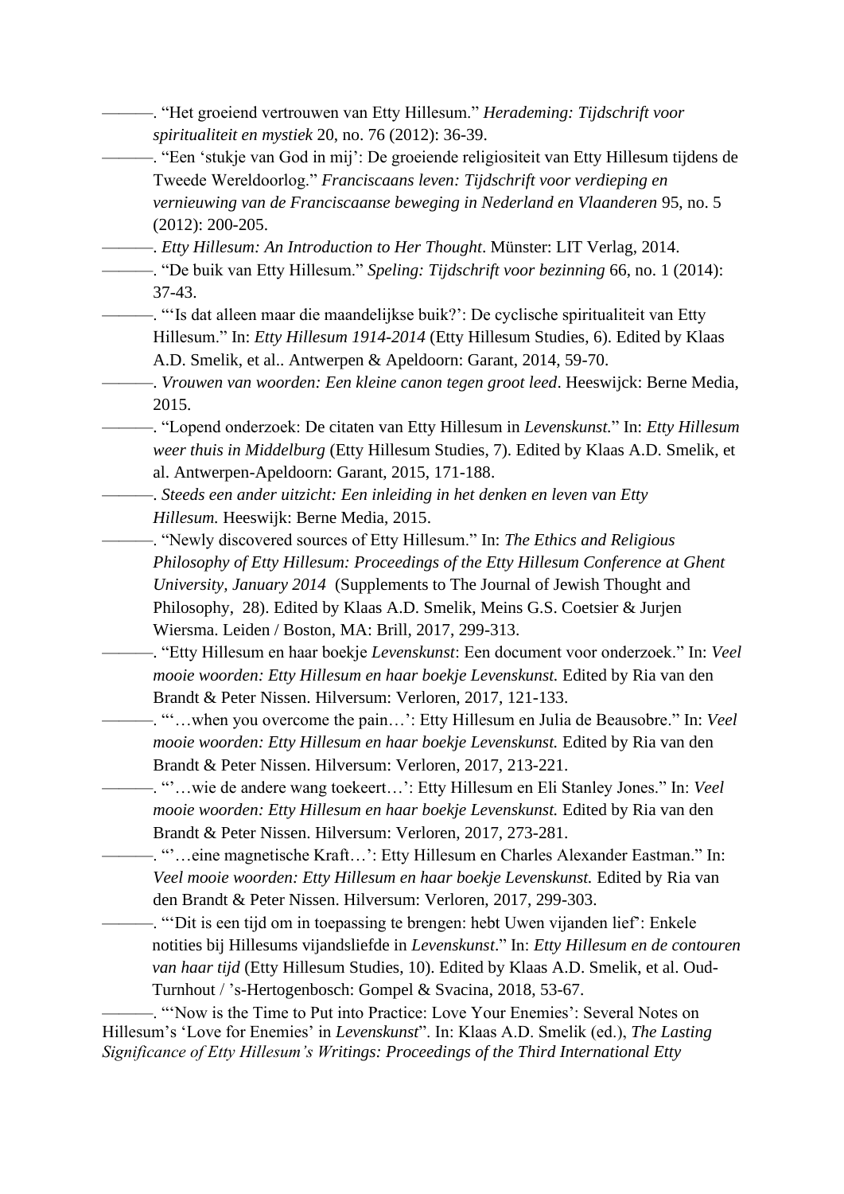———. "Het groeiend vertrouwen van Etty Hillesum." *Herademing: Tijdschrift voor spiritualiteit en mystiek* 20, no. 76 (2012): 36-39.

———. "Een 'stukje van God in mij': De groeiende religiositeit van Etty Hillesum tijdens de Tweede Wereldoorlog." *Franciscaans leven: Tijdschrift voor verdieping en vernieuwing van de Franciscaanse beweging in Nederland en Vlaanderen* 95, no. 5 (2012): 200-205.

———. *Etty Hillesum: An Introduction to Her Thought*. Münster: LIT Verlag, 2014.

———. "De buik van Etty Hillesum." *Speling: Tijdschrift voor bezinning* 66, no. 1 (2014): 37-43.

———. "'Is dat alleen maar die maandelijkse buik?': De cyclische spiritualiteit van Etty Hillesum." In: *Etty Hillesum 1914-2014* (Etty Hillesum Studies, 6). Edited by Klaas A.D. Smelik, et al.. Antwerpen & Apeldoorn: Garant, 2014, 59-70.

———. *Vrouwen van woorden: Een kleine canon tegen groot leed*. Heeswijck: Berne Media, 2015.

———. "Lopend onderzoek: De citaten van Etty Hillesum in *Levenskunst*." In: *Etty Hillesum weer thuis in Middelburg* (Etty Hillesum Studies, 7). Edited by Klaas A.D. Smelik, et al. Antwerpen-Apeldoorn: Garant, 2015, 171-188.

———. *Steeds een ander uitzicht: Een inleiding in het denken en leven van Etty Hillesum.* Heeswijk: Berne Media, 2015.

———. "Newly discovered sources of Etty Hillesum." In: *The Ethics and Religious Philosophy of Etty Hillesum: Proceedings of the Etty Hillesum Conference at Ghent University, January 2014* (Supplements to The Journal of Jewish Thought and Philosophy, 28). Edited by Klaas A.D. Smelik, Meins G.S. Coetsier & Jurjen Wiersma. Leiden / Boston, MA: Brill, 2017, 299-313.

———. "Etty Hillesum en haar boekje *Levenskunst*: Een document voor onderzoek." In: *Veel mooie woorden: Etty Hillesum en haar boekje Levenskunst.* Edited by Ria van den Brandt & Peter Nissen. Hilversum: Verloren, 2017, 121-133.

———. "'…when you overcome the pain…': Etty Hillesum en Julia de Beausobre." In: *Veel mooie woorden: Etty Hillesum en haar boekje Levenskunst.* Edited by Ria van den Brandt & Peter Nissen. Hilversum: Verloren, 2017, 213-221.

———. "'…wie de andere wang toekeert…': Etty Hillesum en Eli Stanley Jones." In: *Veel mooie woorden: Etty Hillesum en haar boekje Levenskunst.* Edited by Ria van den Brandt & Peter Nissen. Hilversum: Verloren, 2017, 273-281.

———. "'…eine magnetische Kraft…': Etty Hillesum en Charles Alexander Eastman." In: *Veel mooie woorden: Etty Hillesum en haar boekje Levenskunst.* Edited by Ria van den Brandt & Peter Nissen. Hilversum: Verloren, 2017, 299-303.

———. "'Dit is een tijd om in toepassing te brengen: hebt Uwen vijanden lief': Enkele notities bij Hillesums vijandsliefde in *Levenskunst*." In: *Etty Hillesum en de contouren van haar tijd* (Etty Hillesum Studies, 10). Edited by Klaas A.D. Smelik, et al. Oud-Turnhout / 's-Hertogenbosch: Gompel & Svacina, 2018, 53-67.

———. "'Now is the Time to Put into Practice: Love Your Enemies': Several Notes on Hillesum's 'Love for Enemies' in *Levenskunst*". In: Klaas A.D. Smelik (ed.), *The Lasting Significance of Etty Hillesum's Writings: Proceedings of the Third International Etty*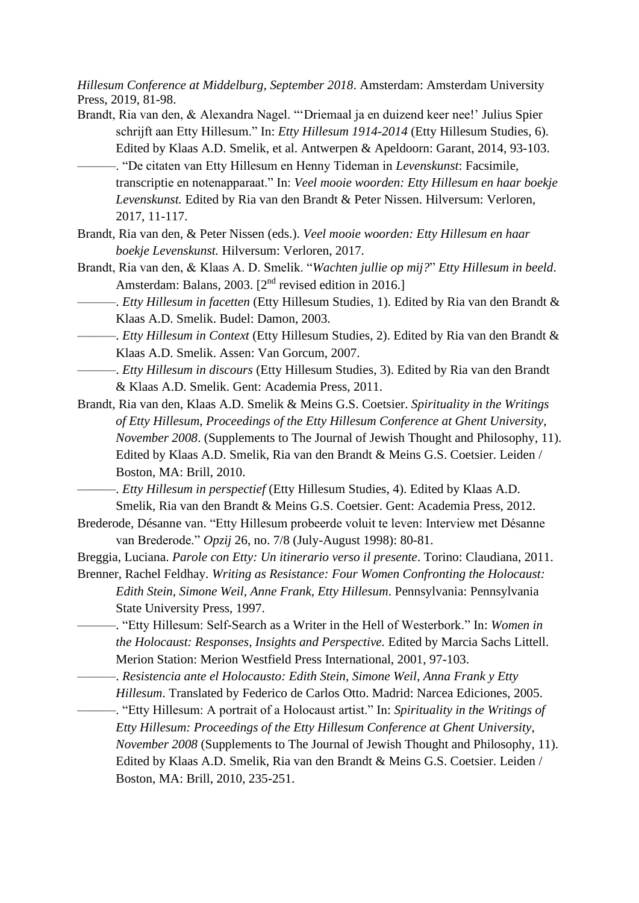*Hillesum Conference at Middelburg, September 2018*. Amsterdam: Amsterdam University Press, 2019, 81-98.

Brandt, Ria van den, & Alexandra Nagel. "'Driemaal ja en duizend keer nee!' Julius Spier schrijft aan Etty Hillesum." In: *Etty Hillesum 1914-2014* (Etty Hillesum Studies, 6). Edited by Klaas A.D. Smelik, et al. Antwerpen & Apeldoorn: Garant, 2014, 93-103.

———. "De citaten van Etty Hillesum en Henny Tideman in *Levenskunst*: Facsimile, transcriptie en notenapparaat." In: *Veel mooie woorden: Etty Hillesum en haar boekje Levenskunst.* Edited by Ria van den Brandt & Peter Nissen. Hilversum: Verloren, 2017, 11-117.

Brandt, Ria van den, & Peter Nissen (eds.). *Veel mooie woorden: Etty Hillesum en haar boekje Levenskunst.* Hilversum: Verloren, 2017.

Brandt, Ria van den, & Klaas A. D. Smelik. "*Wachten jullie op mij?*" *Etty Hillesum in beeld*. Amsterdam: Balans, 2003. [2nd revised edition in 2016.]

———. *Etty Hillesum in facetten* (Etty Hillesum Studies, 1). Edited by Ria van den Brandt & Klaas A.D. Smelik. Budel: Damon, 2003.

———. *Etty Hillesum in Context* (Etty Hillesum Studies, 2). Edited by Ria van den Brandt & Klaas A.D. Smelik. Assen: Van Gorcum, 2007.

———. *Etty Hillesum in discours* (Etty Hillesum Studies, 3). Edited by Ria van den Brandt & Klaas A.D. Smelik. Gent: Academia Press, 2011.

Brandt, Ria van den, Klaas A.D. Smelik & Meins G.S. Coetsier. *Spirituality in the Writings of Etty Hillesum, Proceedings of the Etty Hillesum Conference at Ghent University, November 2008*. (Supplements to The Journal of Jewish Thought and Philosophy, 11). Edited by Klaas A.D. Smelik, Ria van den Brandt & Meins G.S. Coetsier. Leiden / Boston, MA: Brill, 2010.

———. *Etty Hillesum in perspectief* (Etty Hillesum Studies, 4). Edited by Klaas A.D. Smelik, Ria van den Brandt & Meins G.S. Coetsier. Gent: Academia Press, 2012.

Brederode, Désanne van. "Etty Hillesum probeerde voluit te leven: Interview met Désanne van Brederode." *Opzij* 26, no. 7/8 (July-August 1998): 80-81.

Breggia, Luciana. *Parole con Etty: Un itinerario verso il presente*. Torino: Claudiana, 2011.

Brenner, Rachel Feldhay. *Writing as Resistance: Four Women Confronting the Holocaust: Edith Stein, Simone Weil, Anne Frank, Etty Hillesum*. Pennsylvania: Pennsylvania State University Press, 1997.

———. "Etty Hillesum: Self-Search as a Writer in the Hell of Westerbork." In: *Women in the Holocaust: Responses, Insights and Perspective.* Edited by Marcia Sachs Littell. Merion Station: Merion Westfield Press International, 2001, 97-103.

———. *Resistencia ante el Holocausto: Edith Stein, Simone Weil, Anna Frank y Etty Hillesum*. Translated by Federico de Carlos Otto. Madrid: Narcea Ediciones, 2005.

———. "Etty Hillesum: A portrait of a Holocaust artist." In: *Spirituality in the Writings of Etty Hillesum: Proceedings of the Etty Hillesum Conference at Ghent University, November 2008* (Supplements to The Journal of Jewish Thought and Philosophy, 11). Edited by Klaas A.D. Smelik, Ria van den Brandt & Meins G.S. Coetsier. Leiden / Boston, MA: Brill, 2010, 235-251.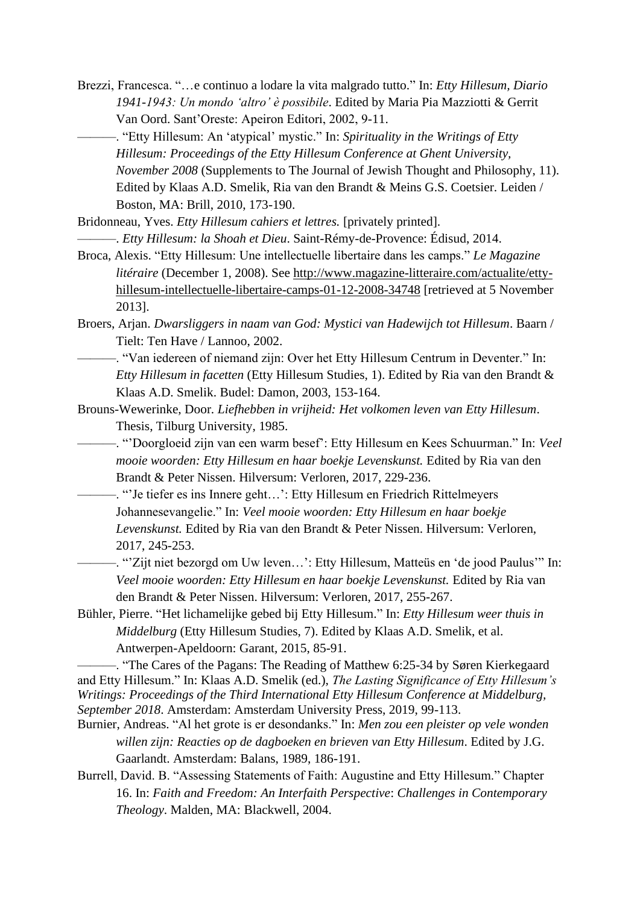Brezzi, Francesca. "…e continuo a lodare la vita malgrado tutto." In: *Etty Hillesum, Diario 1941-1943: Un mondo 'altro' è possibile*. Edited by Maria Pia Mazziotti & Gerrit Van Oord. Sant'Oreste: Apeiron Editori, 2002, 9-11.

———. "Etty Hillesum: An 'atypical' mystic." In: *Spirituality in the Writings of Etty Hillesum: Proceedings of the Etty Hillesum Conference at Ghent University, November 2008* (Supplements to The Journal of Jewish Thought and Philosophy, 11). Edited by Klaas A.D. Smelik, Ria van den Brandt & Meins G.S. Coetsier. Leiden / Boston, MA: Brill, 2010, 173-190.

Bridonneau, Yves. *Etty Hillesum cahiers et lettres.* [privately printed].

———. *Etty Hillesum: la Shoah et Dieu*. Saint-Rémy-de-Provence: Édisud, 2014.

Broca, Alexis. "Etty Hillesum: Une intellectuelle libertaire dans les camps." *Le Magazine litéraire* (December 1, 2008). See http://www.magazine-litteraire.com/actualite/etty-hillesum-intellectuelle-libertaire-camps-01-12-2008-34748 [retrieved at 5 November 2013].

Broers, Arjan. *Dwarsliggers in naam van God: Mystici van Hadewijch tot Hillesum*. Baarn / Tielt: Ten Have / Lannoo, 2002.

———. "Van iedereen of niemand zijn: Over het Etty Hillesum Centrum in Deventer." In: *Etty Hillesum in facetten* (Etty Hillesum Studies, 1). Edited by Ria van den Brandt & Klaas A.D. Smelik. Budel: Damon, 2003, 153-164.

Brouns-Wewerinke, Door. *Liefhebben in vrijheid: Het volkomen leven van Etty Hillesum*. Thesis, Tilburg University, 1985.

———. "'Doorgloeid zijn van een warm besef': Etty Hillesum en Kees Schuurman." In: *Veel mooie woorden: Etty Hillesum en haar boekje Levenskunst.* Edited by Ria van den Brandt & Peter Nissen. Hilversum: Verloren, 2017, 229-236.

———. "'Je tiefer es ins Innere geht…': Etty Hillesum en Friedrich Rittelmeyers Johannesevangelie." In: *Veel mooie woorden: Etty Hillesum en haar boekje Levenskunst.* Edited by Ria van den Brandt & Peter Nissen. Hilversum: Verloren, 2017, 245-253.

———. "'Zijt niet bezorgd om Uw leven…': Etty Hillesum, Matteüs en 'de jood Paulus'" In: *Veel mooie woorden: Etty Hillesum en haar boekje Levenskunst.* Edited by Ria van den Brandt & Peter Nissen. Hilversum: Verloren, 2017, 255-267.

Bühler, Pierre. "Het lichamelijke gebed bij Etty Hillesum." In: *Etty Hillesum weer thuis in Middelburg* (Etty Hillesum Studies, 7). Edited by Klaas A.D. Smelik, et al. Antwerpen-Apeldoorn: Garant, 2015, 85-91.

———. "The Cares of the Pagans: The Reading of Matthew 6:25-34 by Søren Kierkegaard and Etty Hillesum." In: Klaas A.D. Smelik (ed.), *The Lasting Significance of Etty Hillesum's Writings: Proceedings of the Third International Etty Hillesum Conference at Middelburg, September 2018*. Amsterdam: Amsterdam University Press, 2019, 99-113.

Burnier, Andreas. "Al het grote is er desondanks." In: *Men zou een pleister op vele wonden willen zijn: Reacties op de dagboeken en brieven van Etty Hillesum*. Edited by J.G. Gaarlandt. Amsterdam: Balans, 1989, 186-191.

Burrell, David. B. "Assessing Statements of Faith: Augustine and Etty Hillesum." Chapter 16. In: *Faith and Freedom: An Interfaith Perspective*: *Challenges in Contemporary Theology*. Malden, MA: Blackwell, 2004.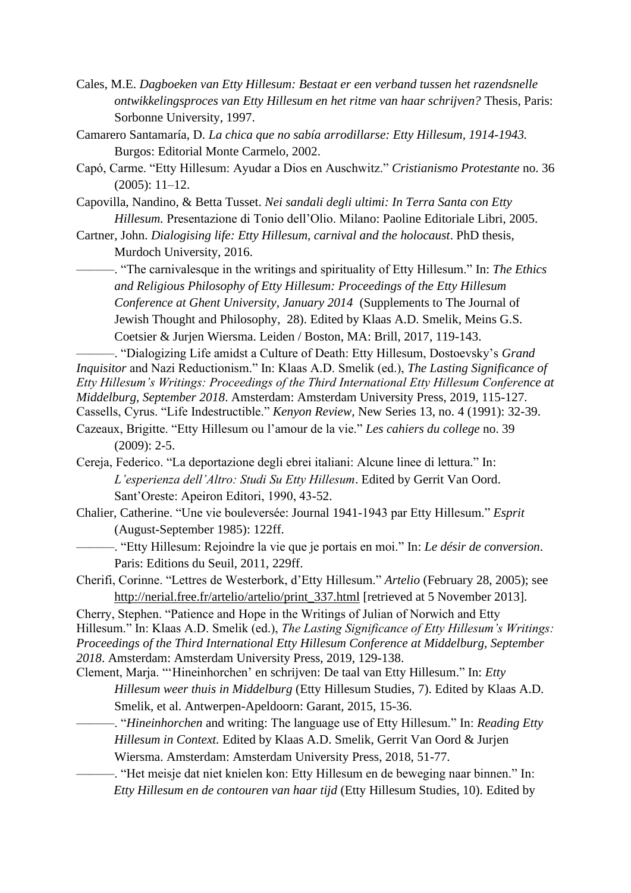Cales, M.E. *Dagboeken van Etty Hillesum: Bestaat er een verband tussen het razendsnelle ontwikkelingsproces van Etty Hillesum en het ritme van haar schrijven?* Thesis, Paris: Sorbonne University, 1997.

Camarero Santamaría, D. *La chica que no sabía arrodillarse: Etty Hillesum, 1914-1943.* Burgos: Editorial Monte Carmelo, 2002.

Capó, Carme. "Etty Hillesum: Ayudar a Dios en Auschwitz." *Cristianismo Protestante* no. 36 (2005): 11–12.

Capovilla, Nandino, & Betta Tusset. *Nei sandali degli ultimi: In Terra Santa con Etty Hillesum.* Presentazione di Tonio dell'Olio. Milano: Paoline Editoriale Libri, 2005.

Cartner, John. *Dialogising life: Etty Hillesum, carnival and the holocaust*. PhD thesis, Murdoch University, 2016.

———. "The carnivalesque in the writings and spirituality of Etty Hillesum." In: *The Ethics and Religious Philosophy of Etty Hillesum: Proceedings of the Etty Hillesum Conference at Ghent University, January 2014* (Supplements to The Journal of Jewish Thought and Philosophy, 28). Edited by Klaas A.D. Smelik, Meins G.S. Coetsier & Jurjen Wiersma. Leiden / Boston, MA: Brill, 2017, 119-143.

———. "Dialogizing Life amidst a Culture of Death: Etty Hillesum, Dostoevsky's *Grand Inquisitor* and Nazi Reductionism." In: Klaas A.D. Smelik (ed.), *The Lasting Significance of Etty Hillesum's Writings: Proceedings of the Third International Etty Hillesum Conference at Middelburg, September 2018*. Amsterdam: Amsterdam University Press, 2019, 115-127.

Cassells, Cyrus. "Life Indestructible." *Kenyon Review*, New Series 13, no. 4 (1991): 32-39.

Cazeaux, Brigitte. "Etty Hillesum ou l'amour de la vie." *Les cahiers du college* no. 39 (2009): 2-5.

Cereja, Federico. "La deportazione degli ebrei italiani: Alcune linee di lettura." In: *L'esperienza dell'Altro: Studi Su Etty Hillesum*. Edited by Gerrit Van Oord. Sant'Oreste: Apeiron Editori, 1990, 43-52.

Chalier, Catherine. "Une vie bouleversée: Journal 1941-1943 par Etty Hillesum." *Esprit* (August-September 1985): 122ff.

———. "Etty Hillesum: Rejoindre la vie que je portais en moi." In: *Le désir de conversion*. Paris: Editions du Seuil, 2011, 229ff.

Cherifi, Corinne. "Lettres de Westerbork, d'Etty Hillesum." *Artelio* (February 28, 2005); see http://nerial.free.fr/artelio/artelio/print_337.html [retrieved at 5 November 2013].

Cherry, Stephen. "Patience and Hope in the Writings of Julian of Norwich and Etty Hillesum." In: Klaas A.D. Smelik (ed.), *The Lasting Significance of Etty Hillesum's Writings: Proceedings of the Third International Etty Hillesum Conference at Middelburg, September 2018*. Amsterdam: Amsterdam University Press, 2019, 129-138.

Clement, Marja. "'Hineinhorchen' en schrijven: De taal van Etty Hillesum." In: *Etty Hillesum weer thuis in Middelburg* (Etty Hillesum Studies, 7). Edited by Klaas A.D. Smelik, et al. Antwerpen-Apeldoorn: Garant, 2015, 15-36.

———. "*Hineinhorchen* and writing: The language use of Etty Hillesum." In: *Reading Etty Hillesum in Context*. Edited by Klaas A.D. Smelik, Gerrit Van Oord & Jurjen Wiersma. Amsterdam: Amsterdam University Press, 2018, 51-77.

———. "Het meisje dat niet knielen kon: Etty Hillesum en de beweging naar binnen." In: *Etty Hillesum en de contouren van haar tijd* (Etty Hillesum Studies, 10). Edited by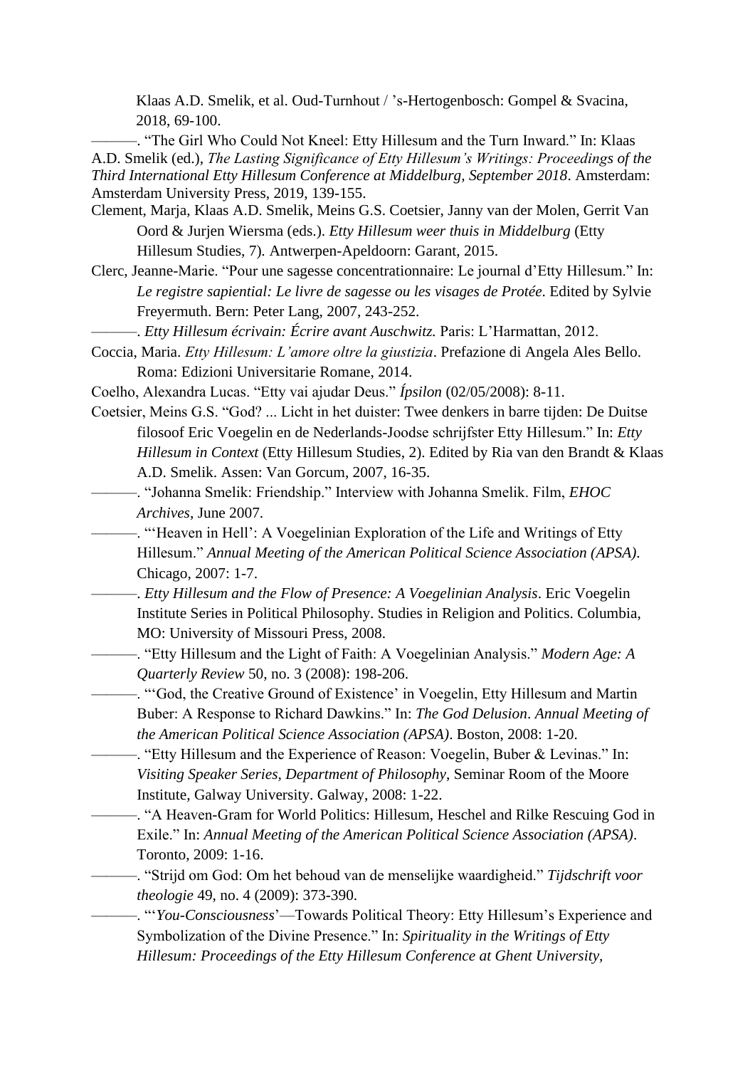Klaas A.D. Smelik, et al. Oud-Turnhout / ’s-Hertogenbosch: Gompel & Svacina, 2018, 69-100.

———. “The Girl Who Could Not Kneel: Etty Hillesum and the Turn Inward.” In: Klaas A.D. Smelik (ed.), *The Lasting Significance of Etty Hillesum’s Writings: Proceedings of the Third International Etty Hillesum Conference at Middelburg, September 2018*. Amsterdam: Amsterdam University Press, 2019, 139-155.

Clement, Marja, Klaas A.D. Smelik, Meins G.S. Coetsier, Janny van der Molen, Gerrit Van Oord & Jurjen Wiersma (eds.). *Etty Hillesum weer thuis in Middelburg* (Etty Hillesum Studies, 7). Antwerpen-Apeldoorn: Garant, 2015.

Clerc, Jeanne-Marie. “Pour une sagesse concentrationnaire: Le journal d’Etty Hillesum.” In: *Le registre sapiential: Le livre de sagesse ou les visages de Protée*. Edited by Sylvie Freyermuth. Bern: Peter Lang, 2007, 243-252.

———. *Etty Hillesum écrivain: Écrire avant Auschwitz.* Paris: L’Harmattan, 2012.

Coccia, Maria. *Etty Hillesum: L’amore oltre la giustizia*. Prefazione di Angela Ales Bello. Roma: Edizioni Universitarie Romane, 2014.

Coelho, Alexandra Lucas. “Etty vai ajudar Deus.” *Ípsilon* (02/05/2008): 8-11.

Coetsier, Meins G.S. “God? ... Licht in het duister: Twee denkers in barre tijden: De Duitse filosoof Eric Voegelin en de Nederlands-Joodse schrijfster Etty Hillesum.” In: *Etty Hillesum in Context* (Etty Hillesum Studies, 2). Edited by Ria van den Brandt & Klaas A.D. Smelik. Assen: Van Gorcum, 2007, 16-35.

———. “Johanna Smelik: Friendship.” Interview with Johanna Smelik. Film, *EHOC Archives*, June 2007.

———. “‘Heaven in Hell’: A Voegelinian Exploration of the Life and Writings of Etty Hillesum.” *Annual Meeting of the American Political Science Association (APSA)*. Chicago, 2007: 1-7.

———. *Etty Hillesum and the Flow of Presence: A Voegelinian Analysis*. Eric Voegelin Institute Series in Political Philosophy. Studies in Religion and Politics. Columbia, MO: University of Missouri Press, 2008.

———. “Etty Hillesum and the Light of Faith: A Voegelinian Analysis.” *Modern Age: A Quarterly Review* 50, no. 3 (2008): 198-206.

———. “‘God, the Creative Ground of Existence’ in Voegelin, Etty Hillesum and Martin Buber: A Response to Richard Dawkins.” In: *The God Delusion*. *Annual Meeting of the American Political Science Association (APSA)*. Boston, 2008: 1-20.

———. “Etty Hillesum and the Experience of Reason: Voegelin, Buber & Levinas.” In: *Visiting Speaker Series, Department of Philosophy*, Seminar Room of the Moore Institute, Galway University. Galway, 2008: 1-22.

———. “A Heaven-Gram for World Politics: Hillesum, Heschel and Rilke Rescuing God in Exile.” In: *Annual Meeting of the American Political Science Association (APSA)*. Toronto, 2009: 1-16.

———. “Strijd om God: Om het behoud van de menselijke waardigheid.” *Tijdschrift voor theologie* 49, no. 4 (2009): 373-390.

———. “‘*You-Consciousness*’—Towards Political Theory: Etty Hillesum’s Experience and Symbolization of the Divine Presence.” In: *Spirituality in the Writings of Etty Hillesum: Proceedings of the Etty Hillesum Conference at Ghent University,*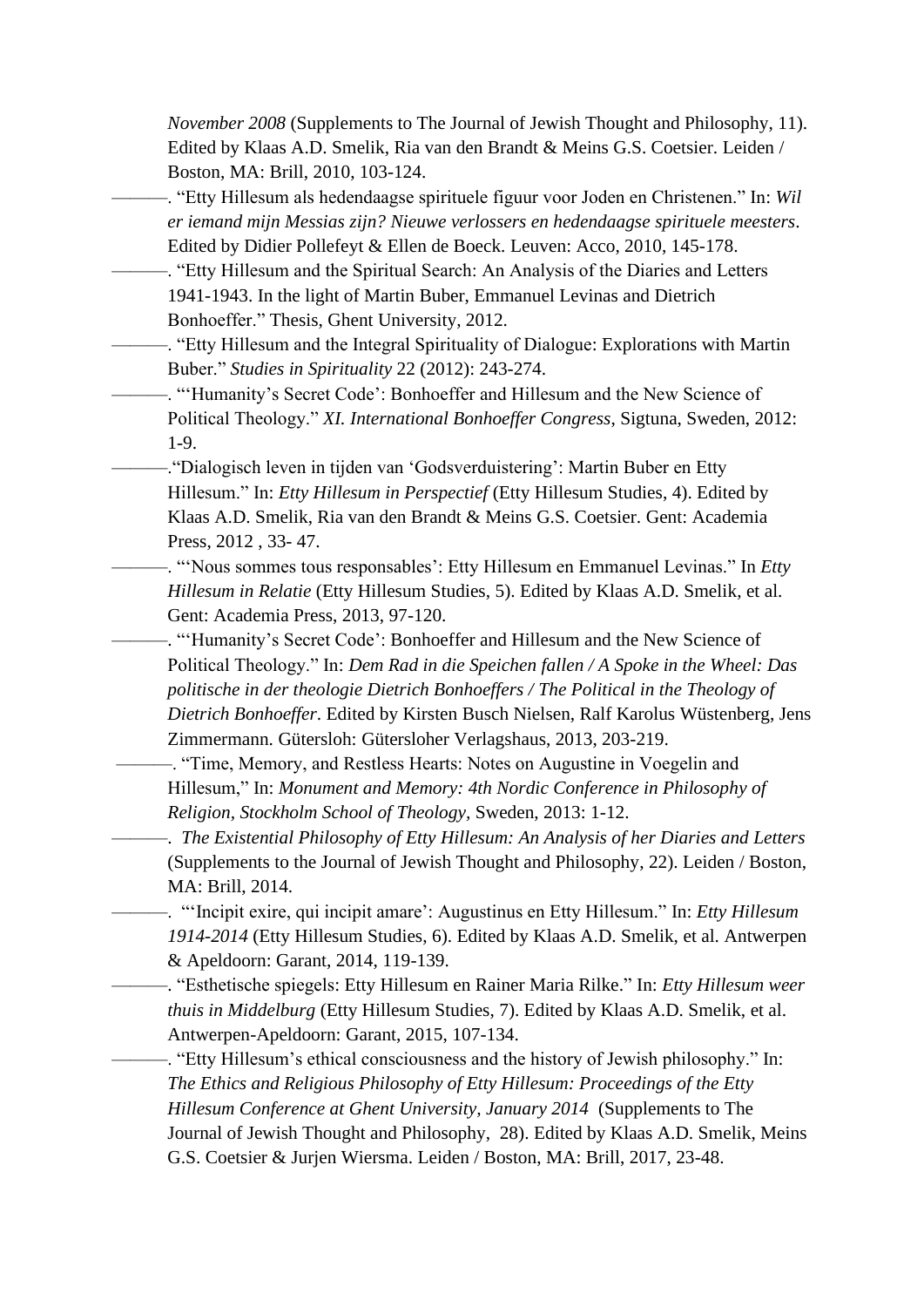*November 2008* (Supplements to The Journal of Jewish Thought and Philosophy, 11). Edited by Klaas A.D. Smelik, Ria van den Brandt & Meins G.S. Coetsier. Leiden / Boston, MA: Brill, 2010, 103-124.

———. “Etty Hillesum als hedendaagse spirituele figuur voor Joden en Christenen.” In: *Wil er iemand mijn Messias zijn? Nieuwe verlossers en hedendaagse spirituele meesters*. Edited by Didier Pollefeyt & Ellen de Boeck. Leuven: Acco, 2010, 145-178.

———. “Etty Hillesum and the Spiritual Search: An Analysis of the Diaries and Letters 1941-1943. In the light of Martin Buber, Emmanuel Levinas and Dietrich Bonhoeffer.” Thesis, Ghent University, 2012.

———. “Etty Hillesum and the Integral Spirituality of Dialogue: Explorations with Martin Buber.” *Studies in Spirituality* 22 (2012): 243-274.

———. “‘Humanity’s Secret Code’: Bonhoeffer and Hillesum and the New Science of Political Theology.” *XI. International Bonhoeffer Congress*, Sigtuna, Sweden, 2012: 1-9.

———.“Dialogisch leven in tijden van ‘Godsverduistering’: Martin Buber en Etty Hillesum.” In: *Etty Hillesum in Perspectief* (Etty Hillesum Studies, 4). Edited by Klaas A.D. Smelik, Ria van den Brandt & Meins G.S. Coetsier. Gent: Academia Press, 2012 , 33- 47.

———. “‘Nous sommes tous responsables’: Etty Hillesum en Emmanuel Levinas.” In *Etty Hillesum in Relatie* (Etty Hillesum Studies, 5). Edited by Klaas A.D. Smelik, et al. Gent: Academia Press, 2013, 97-120.

———. “‘Humanity’s Secret Code’: Bonhoeffer and Hillesum and the New Science of Political Theology.” In: *Dem Rad in die Speichen fallen / A Spoke in the Wheel: Das politische in der theologie Dietrich Bonhoeffers / The Political in the Theology of Dietrich Bonhoeffer*. Edited by Kirsten Busch Nielsen, Ralf Karolus Wüstenberg, Jens Zimmermann. Gütersloh: Gütersloher Verlagshaus, 2013, 203-219.

———. “Time, Memory, and Restless Hearts: Notes on Augustine in Voegelin and Hillesum,” In: *Monument and Memory: 4th Nordic Conference in Philosophy of Religion, Stockholm School of Theology*, Sweden, 2013: 1-12.

———. *The Existential Philosophy of Etty Hillesum: An Analysis of her Diaries and Letters* (Supplements to the Journal of Jewish Thought and Philosophy, 22). Leiden / Boston, MA: Brill, 2014.

———. “‘Incipit exire, qui incipit amare’: Augustinus en Etty Hillesum.” In: *Etty Hillesum 1914-2014* (Etty Hillesum Studies, 6). Edited by Klaas A.D. Smelik, et al. Antwerpen & Apeldoorn: Garant, 2014, 119-139.

———. “Esthetische spiegels: Etty Hillesum en Rainer Maria Rilke.” In: *Etty Hillesum weer thuis in Middelburg* (Etty Hillesum Studies, 7). Edited by Klaas A.D. Smelik, et al. Antwerpen-Apeldoorn: Garant, 2015, 107-134.

———. “Etty Hillesum’s ethical consciousness and the history of Jewish philosophy.” In: *The Ethics and Religious Philosophy of Etty Hillesum: Proceedings of the Etty Hillesum Conference at Ghent University, January 2014* (Supplements to The Journal of Jewish Thought and Philosophy, 28). Edited by Klaas A.D. Smelik, Meins G.S. Coetsier & Jurjen Wiersma. Leiden / Boston, MA: Brill, 2017, 23-48.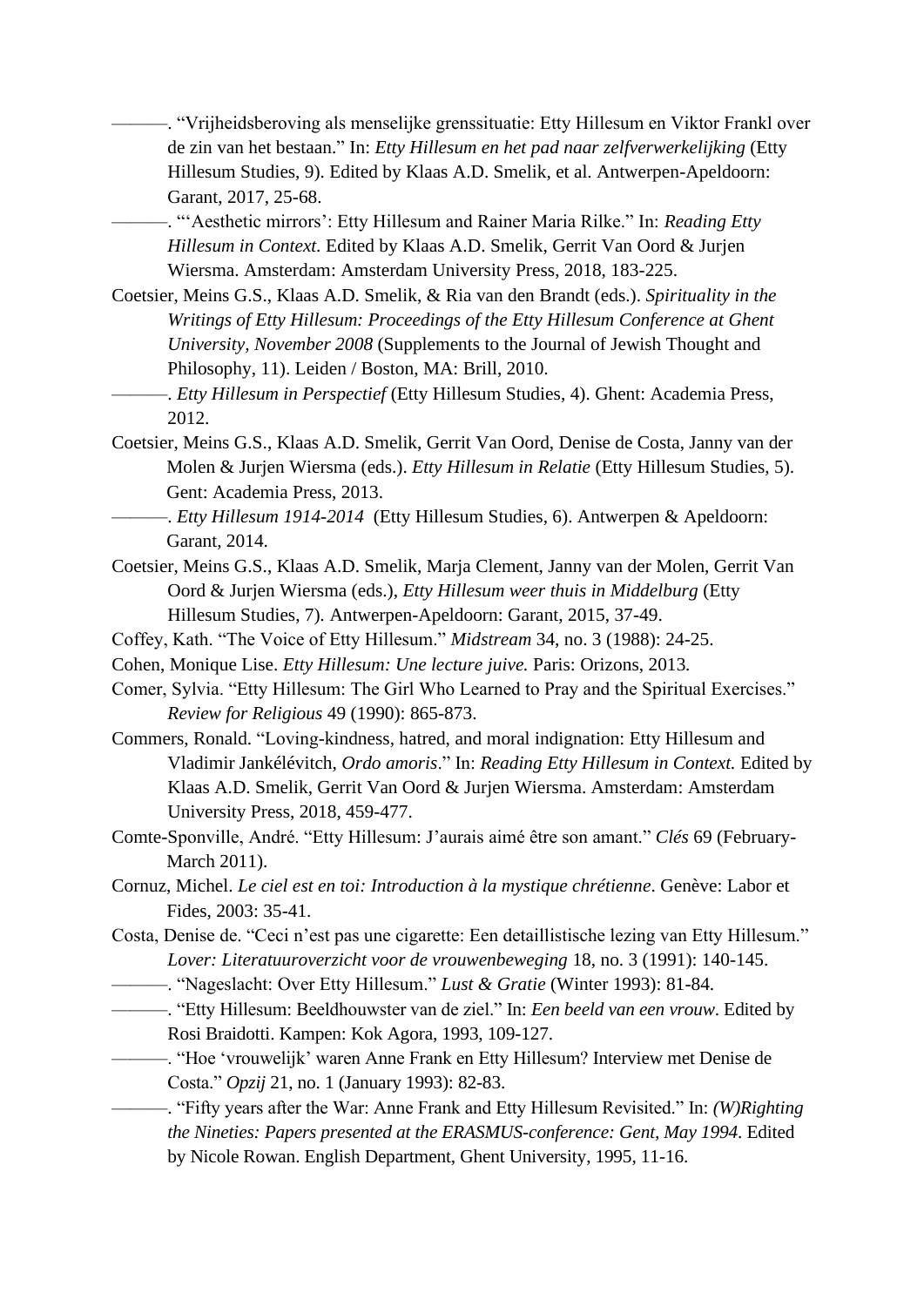———. “Vrijheidsberoving als menselijke grenssituatie: Etty Hillesum en Viktor Frankl over de zin van het bestaan.” In: *Etty Hillesum en het pad naar zelfverwerkelijking* (Etty Hillesum Studies, 9). Edited by Klaas A.D. Smelik, et al. Antwerpen-Apeldoorn: Garant, 2017, 25-68.

———. “‘Aesthetic mirrors’: Etty Hillesum and Rainer Maria Rilke.” In: *Reading Etty Hillesum in Context.* Edited by Klaas A.D. Smelik, Gerrit Van Oord & Jurjen Wiersma. Amsterdam: Amsterdam University Press, 2018, 183-225.

Coetsier, Meins G.S., Klaas A.D. Smelik, & Ria van den Brandt (eds.). *Spirituality in the Writings of Etty Hillesum: Proceedings of the Etty Hillesum Conference at Ghent University, November 2008* (Supplements to the Journal of Jewish Thought and Philosophy, 11). Leiden / Boston, MA: Brill, 2010.

———. *Etty Hillesum in Perspectief* (Etty Hillesum Studies, 4). Ghent: Academia Press, 2012.

Coetsier, Meins G.S., Klaas A.D. Smelik, Gerrit Van Oord, Denise de Costa, Janny van der Molen & Jurjen Wiersma (eds.). *Etty Hillesum in Relatie* (Etty Hillesum Studies, 5). Gent: Academia Press, 2013.

———. *Etty Hillesum 1914-2014* (Etty Hillesum Studies, 6). Antwerpen & Apeldoorn: Garant, 2014.

Coetsier, Meins G.S., Klaas A.D. Smelik, Marja Clement, Janny van der Molen, Gerrit Van Oord & Jurjen Wiersma (eds.), *Etty Hillesum weer thuis in Middelburg* (Etty Hillesum Studies, 7). Antwerpen-Apeldoorn: Garant, 2015, 37-49.

Coffey, Kath. “The Voice of Etty Hillesum.” *Midstream* 34, no. 3 (1988): 24-25.

Cohen, Monique Lise. *Etty Hillesum: Une lecture juive.* Paris: Orizons, 2013.

Comer, Sylvia. “Etty Hillesum: The Girl Who Learned to Pray and the Spiritual Exercises.” *Review for Religious* 49 (1990): 865-873.

Commers, Ronald. “Loving-kindness, hatred, and moral indignation: Etty Hillesum and Vladimir Jankélévitch, *Ordo amoris*.” In: *Reading Etty Hillesum in Context.* Edited by Klaas A.D. Smelik, Gerrit Van Oord & Jurjen Wiersma. Amsterdam: Amsterdam University Press, 2018, 459-477.

Comte-Sponville, André. “Etty Hillesum: J’aurais aimé être son amant.” *Clés* 69 (February-March 2011).

Cornuz, Michel. *Le ciel est en toi: Introduction à la mystique chrétienne*. Genève: Labor et Fides, 2003: 35-41.

Costa, Denise de. “Ceci n’est pas une cigarette: Een detaillistische lezing van Etty Hillesum.” *Lover: Literatuuroverzicht voor de vrouwenbeweging* 18, no. 3 (1991): 140-145.

———. “Nageslacht: Over Etty Hillesum.” *Lust & Gratie* (Winter 1993): 81-84.

———. “Etty Hillesum: Beeldhouwster van de ziel.” In: *Een beeld van een vrouw*. Edited by Rosi Braidotti. Kampen: Kok Agora, 1993, 109-127.

———. “Hoe ‘vrouwelijk’ waren Anne Frank en Etty Hillesum? Interview met Denise de Costa.” *Opzij* 21, no. 1 (January 1993): 82-83.

———. “Fifty years after the War: Anne Frank and Etty Hillesum Revisited.” In: *(W)Righting the Nineties: Papers presented at the ERASMUS-conference: Gent, May 1994*. Edited by Nicole Rowan. English Department, Ghent University, 1995, 11-16.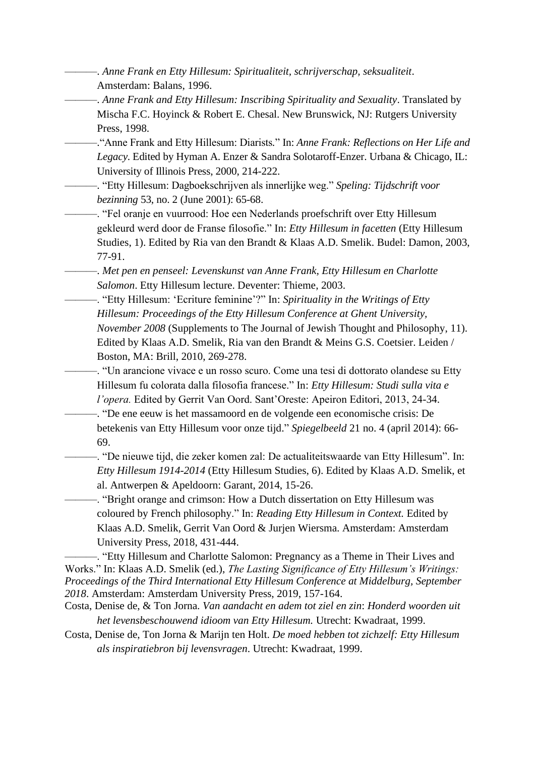———. *Anne Frank en Etty Hillesum: Spiritualiteit, schrijverschap, seksualiteit*. Amsterdam: Balans, 1996.

———. *Anne Frank and Etty Hillesum: Inscribing Spirituality and Sexuality*. Translated by Mischa F.C. Hoyinck & Robert E. Chesal. New Brunswick, NJ: Rutgers University Press, 1998.

———."Anne Frank and Etty Hillesum: Diarists." In: *Anne Frank: Reflections on Her Life and Legacy*. Edited by Hyman A. Enzer & Sandra Solotaroff-Enzer. Urbana & Chicago, IL: University of Illinois Press, 2000, 214-222.

———. "Etty Hillesum: Dagboekschrijven als innerlijke weg." *Speling: Tijdschrift voor bezinning* 53, no. 2 (June 2001): 65-68.

———. "Fel oranje en vuurrood: Hoe een Nederlands proefschrift over Etty Hillesum gekleurd werd door de Franse filosofie." In: *Etty Hillesum in facetten* (Etty Hillesum Studies, 1). Edited by Ria van den Brandt & Klaas A.D. Smelik. Budel: Damon, 2003, 77-91.

———. *Met pen en penseel: Levenskunst van Anne Frank, Etty Hillesum en Charlotte Salomon*. Etty Hillesum lecture. Deventer: Thieme, 2003.

———. "Etty Hillesum: 'Ecriture feminine'?" In: *Spirituality in the Writings of Etty Hillesum: Proceedings of the Etty Hillesum Conference at Ghent University, November 2008* (Supplements to The Journal of Jewish Thought and Philosophy, 11). Edited by Klaas A.D. Smelik, Ria van den Brandt & Meins G.S. Coetsier. Leiden / Boston, MA: Brill, 2010, 269-278.

———. "Un arancione vivace e un rosso scuro. Come una tesi di dottorato olandese su Etty Hillesum fu colorata dalla filosofia francese." In: *Etty Hillesum: Studi sulla vita e l'opera.* Edited by Gerrit Van Oord. Sant'Oreste: Apeiron Editori, 2013, 24-34.

———. "De ene eeuw is het massamoord en de volgende een economische crisis: De betekenis van Etty Hillesum voor onze tijd." *Spiegelbeeld* 21 no. 4 (april 2014): 66-69.

———. "De nieuwe tijd, die zeker komen zal: De actualiteitswaarde van Etty Hillesum". In: *Etty Hillesum 1914-2014* (Etty Hillesum Studies, 6). Edited by Klaas A.D. Smelik, et al. Antwerpen & Apeldoorn: Garant, 2014, 15-26.

———. "Bright orange and crimson: How a Dutch dissertation on Etty Hillesum was coloured by French philosophy." In: *Reading Etty Hillesum in Context.* Edited by Klaas A.D. Smelik, Gerrit Van Oord & Jurjen Wiersma. Amsterdam: Amsterdam University Press, 2018, 431-444.

———. "Etty Hillesum and Charlotte Salomon: Pregnancy as a Theme in Their Lives and Works." In: Klaas A.D. Smelik (ed.), *The Lasting Significance of Etty Hillesum's Writings: Proceedings of the Third International Etty Hillesum Conference at Middelburg, September 2018*. Amsterdam: Amsterdam University Press, 2019, 157-164.

Costa, Denise de, & Ton Jorna. *Van aandacht en adem tot ziel en zin*: *Honderd woorden uit het levensbeschouwend idioom van Etty Hillesum.* Utrecht: Kwadraat, 1999.

Costa, Denise de, Ton Jorna & Marijn ten Holt. *De moed hebben tot zichzelf: Etty Hillesum als inspiratiebron bij levensvragen*. Utrecht: Kwadraat, 1999.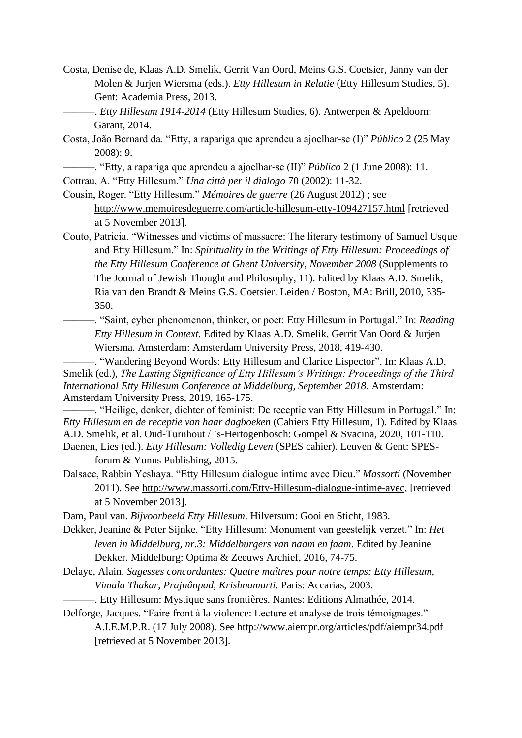Costa, Denise de, Klaas A.D. Smelik, Gerrit Van Oord, Meins G.S. Coetsier, Janny van der Molen & Jurjen Wiersma (eds.). *Etty Hillesum in Relatie* (Etty Hillesum Studies, 5). Gent: Academia Press, 2013.

———. *Etty Hillesum 1914-2014* (Etty Hillesum Studies, 6). Antwerpen & Apeldoorn: Garant, 2014.

Costa, João Bernard da. “Etty, a rapariga que aprendeu a ajoelhar-se (I)” *Público* 2 (25 May 2008): 9.

———. “Etty, a rapariga que aprendeu a ajoelhar-se (II)” *Público* 2 (1 June 2008): 11.

Cottrau, A. “Etty Hillesum.” *Una città per il dialogo* 70 (2002): 11-32.

Cousin, Roger. “Etty Hillesum.” *Mémoires de guerre* (26 August 2012) ; see http://www.memoiresdeguerre.com/article-hillesum-etty-109427157.html [retrieved at 5 November 2013].

Couto, Patricia. “Witnesses and victims of massacre: The literary testimony of Samuel Usque and Etty Hillesum.” In: *Spirituality in the Writings of Etty Hillesum: Proceedings of the Etty Hillesum Conference at Ghent University, November 2008* (Supplements to The Journal of Jewish Thought and Philosophy, 11). Edited by Klaas A.D. Smelik, Ria van den Brandt & Meins G.S. Coetsier. Leiden / Boston, MA: Brill, 2010, 335-350.

———. “Saint, cyber phenomenon, thinker, or poet: Etty Hillesum in Portugal.” In: *Reading Etty Hillesum in Context.* Edited by Klaas A.D. Smelik, Gerrit Van Oord & Jurjen Wiersma. Amsterdam: Amsterdam University Press, 2018, 419-430.

———. “Wandering Beyond Words: Etty Hillesum and Clarice Lispector”. In: Klaas A.D. Smelik (ed.), *The Lasting Significance of Etty Hillesum’s Writings: Proceedings of the Third International Etty Hillesum Conference at Middelburg, September 2018*. Amsterdam: Amsterdam University Press, 2019, 165-175.

———. “Heilige, denker, dichter of feminist: De receptie van Etty Hillesum in Portugal.” In: *Etty Hillesum en de receptie van haar dagboeken* (Cahiers Etty Hillesum, 1). Edited by Klaas A.D. Smelik, et al. Oud-Turnhout / ’s-Hertogenbosch: Gompel & Svacina, 2020, 101-110.

Daenen, Lies (ed.). *Etty Hillesum: Volledig Leven* (SPES cahier). Leuven & Gent: SPES-forum & Yunus Publishing, 2015.

Dalsace, Rabbin Yeshaya. “Etty Hillesum dialogue intime avec Dieu.” *Massorti* (November 2011). See http://www.massorti.com/Etty-Hillesum-dialogue-intime-avec, [retrieved at 5 November 2013].

Dam, Paul van. *Bijvoorbeeld Etty Hillesum*. Hilversum: Gooi en Sticht, 1983.

Dekker, Jeanine & Peter Sijnke. “Etty Hillesum: Monument van geestelijk verzet.” In: *Het leven in Middelburg, nr.3: Middelburgers van naam en faam*. Edited by Jeanine Dekker. Middelburg: Optima & Zeeuws Archief, 2016, 74-75.

Delaye, Alain. *Sagesses concordantes: Quatre maîtres pour notre temps: Etty Hillesum, Vimala Thakar, Prajnânpad, Krishnamurti.* Paris: Accarias, 2003.

———. Etty Hillesum: Mystique sans frontières. Nantes: Editions Almathée, 2014.

Delforge, Jacques. “Faire front à la violence: Lecture et analyse de trois témoignages.” A.I.E.M.P.R. (17 July 2008). See http://www.aiempr.org/articles/pdf/aiempr34.pdf [retrieved at 5 November 2013].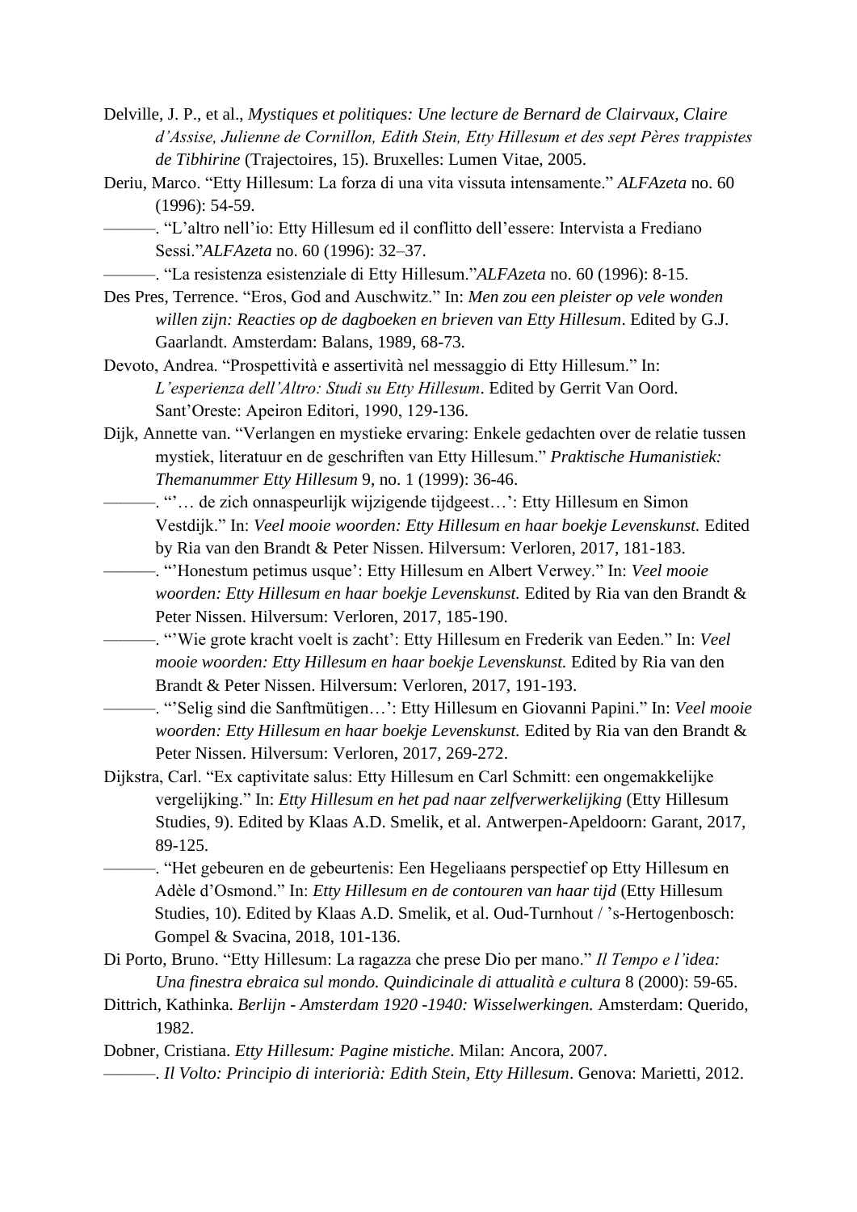Delville, J. P., et al., *Mystiques et politiques: Une lecture de Bernard de Clairvaux, Claire d'Assise, Julienne de Cornillon, Edith Stein, Etty Hillesum et des sept Pères trappistes de Tibhirine* (Trajectoires, 15). Bruxelles: Lumen Vitae, 2005.

Deriu, Marco. "Etty Hillesum: La forza di una vita vissuta intensamente." *ALFAzeta* no. 60 (1996): 54-59.

———. "L'altro nell'io: Etty Hillesum ed il conflitto dell'essere: Intervista a Frediano Sessi."*ALFAzeta* no. 60 (1996): 32–37.

———. "La resistenza esistenziale di Etty Hillesum."*ALFAzeta* no. 60 (1996): 8-15.

Des Pres, Terrence. "Eros, God and Auschwitz." In: *Men zou een pleister op vele wonden willen zijn: Reacties op de dagboeken en brieven van Etty Hillesum*. Edited by G.J. Gaarlandt. Amsterdam: Balans, 1989, 68-73.

Devoto, Andrea. "Prospettività e assertività nel messaggio di Etty Hillesum." In: *L'esperienza dell'Altro: Studi su Etty Hillesum*. Edited by Gerrit Van Oord. Sant'Oreste: Apeiron Editori, 1990, 129-136.

Dijk, Annette van. "Verlangen en mystieke ervaring: Enkele gedachten over de relatie tussen mystiek, literatuur en de geschriften van Etty Hillesum." *Praktische Humanistiek: Themanummer Etty Hillesum* 9, no. 1 (1999): 36-46.

———. "'… de zich onnaspeurlijk wijzigende tijdgeest…': Etty Hillesum en Simon Vestdijk." In: *Veel mooie woorden: Etty Hillesum en haar boekje Levenskunst.* Edited by Ria van den Brandt & Peter Nissen. Hilversum: Verloren, 2017, 181-183.

———. "'Honestum petimus usque': Etty Hillesum en Albert Verwey." In: *Veel mooie woorden: Etty Hillesum en haar boekje Levenskunst.* Edited by Ria van den Brandt & Peter Nissen. Hilversum: Verloren, 2017, 185-190.

———. "'Wie grote kracht voelt is zacht': Etty Hillesum en Frederik van Eeden." In: *Veel mooie woorden: Etty Hillesum en haar boekje Levenskunst.* Edited by Ria van den Brandt & Peter Nissen. Hilversum: Verloren, 2017, 191-193.

———. "'Selig sind die Sanftmütigen…': Etty Hillesum en Giovanni Papini." In: *Veel mooie woorden: Etty Hillesum en haar boekje Levenskunst.* Edited by Ria van den Brandt & Peter Nissen. Hilversum: Verloren, 2017, 269-272.

Dijkstra, Carl. "Ex captivitate salus: Etty Hillesum en Carl Schmitt: een ongemakkelijke vergelijking." In: *Etty Hillesum en het pad naar zelfverwerkelijking* (Etty Hillesum Studies, 9). Edited by Klaas A.D. Smelik, et al. Antwerpen-Apeldoorn: Garant, 2017, 89-125.

———. "Het gebeuren en de gebeurtenis: Een Hegeliaans perspectief op Etty Hillesum en Adèle d'Osmond." In: *Etty Hillesum en de contouren van haar tijd* (Etty Hillesum Studies, 10). Edited by Klaas A.D. Smelik, et al. Oud-Turnhout / 's-Hertogenbosch: Gompel & Svacina, 2018, 101-136.

Di Porto, Bruno. "Etty Hillesum: La ragazza che prese Dio per mano." *Il Tempo e l'idea: Una finestra ebraica sul mondo. Quindicinale di attualità e cultura* 8 (2000): 59-65.

Dittrich, Kathinka. *Berlijn - Amsterdam 1920 -1940: Wisselwerkingen.* Amsterdam: Querido, 1982.

Dobner, Cristiana. *Etty Hillesum: Pagine mistiche*. Milan: Ancora, 2007.

———. *Il Volto: Principio di interiorià: Edith Stein, Etty Hillesum*. Genova: Marietti, 2012.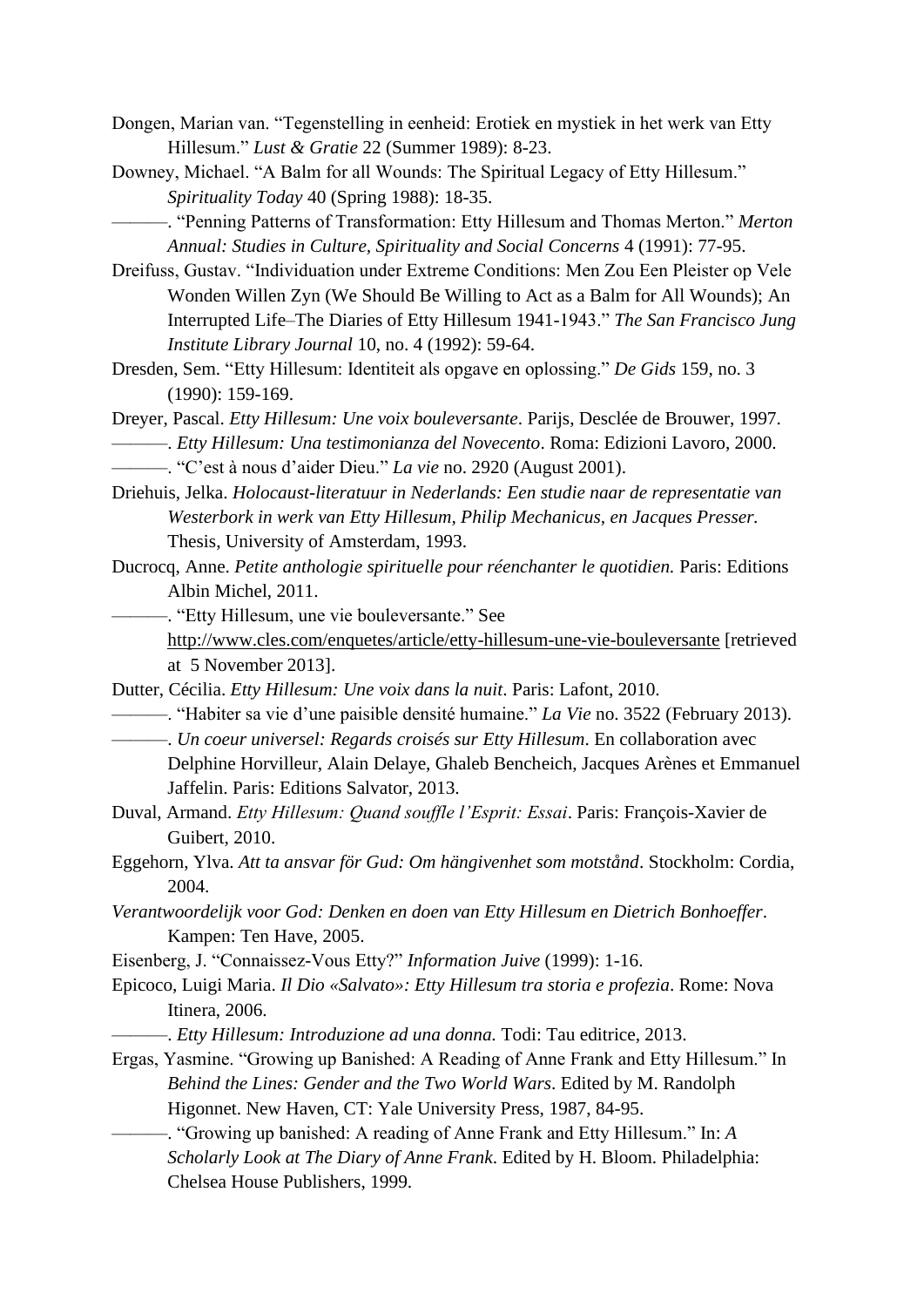Dongen, Marian van. "Tegenstelling in eenheid: Erotiek en mystiek in het werk van Etty Hillesum." *Lust & Gratie* 22 (Summer 1989): 8-23.

Downey, Michael. "A Balm for all Wounds: The Spiritual Legacy of Etty Hillesum." *Spirituality Today* 40 (Spring 1988): 18-35.

———. "Penning Patterns of Transformation: Etty Hillesum and Thomas Merton." *Merton Annual: Studies in Culture, Spirituality and Social Concerns* 4 (1991): 77-95.

Dreifuss, Gustav. "Individuation under Extreme Conditions: Men Zou Een Pleister op Vele Wonden Willen Zyn (We Should Be Willing to Act as a Balm for All Wounds); An Interrupted Life–The Diaries of Etty Hillesum 1941-1943." *The San Francisco Jung Institute Library Journal* 10, no. 4 (1992): 59-64.

Dresden, Sem. "Etty Hillesum: Identiteit als opgave en oplossing." *De Gids* 159, no. 3 (1990): 159-169.

Dreyer, Pascal. *Etty Hillesum: Une voix bouleversante*. Parijs, Desclée de Brouwer, 1997.

———. *Etty Hillesum: Una testimonianza del Novecento*. Roma: Edizioni Lavoro, 2000.

———. "C'est à nous d'aider Dieu." *La vie* no. 2920 (August 2001).

Driehuis, Jelka. *Holocaust-literatuur in Nederlands: Een studie naar de representatie van Westerbork in werk van Etty Hillesum, Philip Mechanicus, en Jacques Presser.* Thesis, University of Amsterdam, 1993.

Ducrocq, Anne. *Petite anthologie spirituelle pour réenchanter le quotidien.* Paris: Editions Albin Michel, 2011.

———. "Etty Hillesum, une vie bouleversante." See http://www.cles.com/enquetes/article/etty-hillesum-une-vie-bouleversante [retrieved at 5 November 2013].

Dutter, Cécilia. *Etty Hillesum: Une voix dans la nuit*. Paris: Lafont, 2010.

———. "Habiter sa vie d'une paisible densité humaine." *La Vie* no. 3522 (February 2013).

———. *Un coeur universel: Regards croisés sur Etty Hillesum*. En collaboration avec Delphine Horvilleur, Alain Delaye, Ghaleb Bencheich, Jacques Arènes et Emmanuel Jaffelin. Paris: Editions Salvator, 2013.

Duval, Armand. *Etty Hillesum: Quand souffle l'Esprit: Essai*. Paris: François-Xavier de Guibert, 2010.

Eggehorn, Ylva. *Att ta ansvar för Gud: Om hängivenhet som motstånd*. Stockholm: Cordia, 2004.

*Verantwoordelijk voor God: Denken en doen van Etty Hillesum en Dietrich Bonhoeffer*. Kampen: Ten Have, 2005.

Eisenberg, J. "Connaissez-Vous Etty?" *Information Juive* (1999): 1-16.

Epicoco, Luigi Maria. *Il Dio «Salvato»: Etty Hillesum tra storia e profezia*. Rome: Nova Itinera, 2006.

———. *Etty Hillesum: Introduzione ad una donna.* Todi: Tau editrice, 2013.

Ergas, Yasmine. "Growing up Banished: A Reading of Anne Frank and Etty Hillesum." In *Behind the Lines: Gender and the Two World Wars*. Edited by M. Randolph Higonnet. New Haven, CT: Yale University Press, 1987, 84-95.

———. "Growing up banished: A reading of Anne Frank and Etty Hillesum." In: *A Scholarly Look at The Diary of Anne Frank*. Edited by H. Bloom. Philadelphia: Chelsea House Publishers, 1999.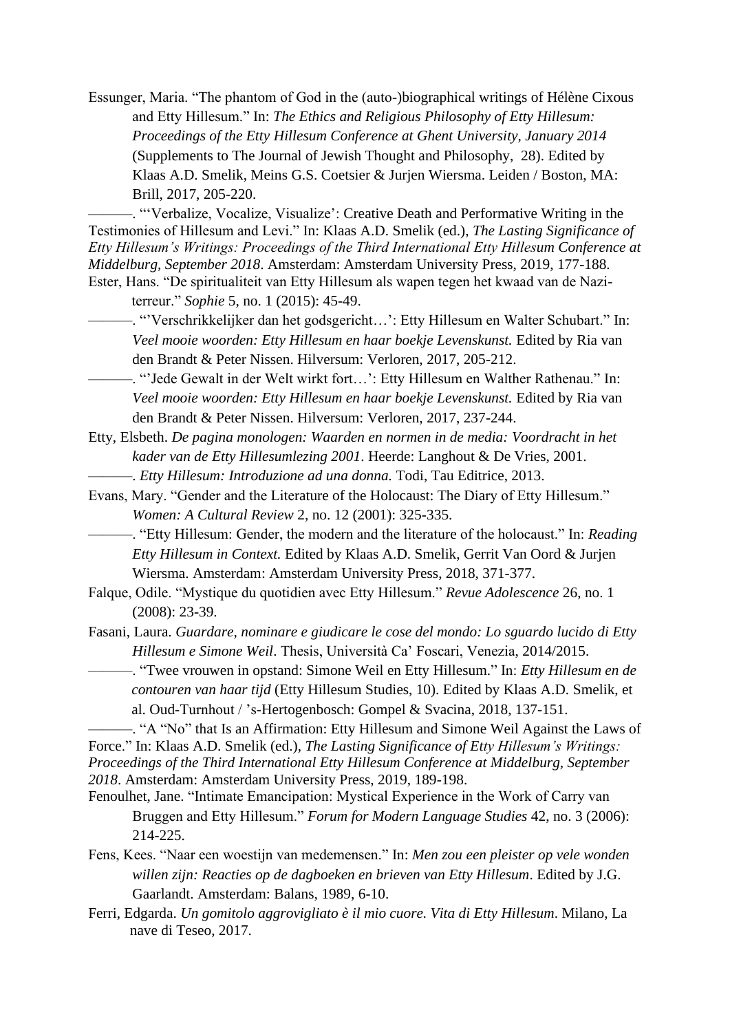Essunger, Maria. “The phantom of God in the (auto-)biographical writings of Hélène Cixous and Etty Hillesum.” In: *The Ethics and Religious Philosophy of Etty Hillesum: Proceedings of the Etty Hillesum Conference at Ghent University, January 2014* (Supplements to The Journal of Jewish Thought and Philosophy, 28). Edited by Klaas A.D. Smelik, Meins G.S. Coetsier & Jurjen Wiersma. Leiden / Boston, MA: Brill, 2017, 205-220.

———. “‘Verbalize, Vocalize, Visualize’: Creative Death and Performative Writing in the Testimonies of Hillesum and Levi.” In: Klaas A.D. Smelik (ed.), *The Lasting Significance of Etty Hillesum’s Writings: Proceedings of the Third International Etty Hillesum Conference at Middelburg, September 2018*. Amsterdam: Amsterdam University Press, 2019, 177-188.

Ester, Hans. “De spiritualiteit van Etty Hillesum als wapen tegen het kwaad van de Nazi-terreur.” *Sophie* 5, no. 1 (2015): 45-49.

———. “‘Verschrikkelijker dan het godsgericht…’: Etty Hillesum en Walter Schubart.” In: *Veel mooie woorden: Etty Hillesum en haar boekje Levenskunst.* Edited by Ria van den Brandt & Peter Nissen. Hilversum: Verloren, 2017, 205-212.

———. “‘Jede Gewalt in der Welt wirkt fort…’: Etty Hillesum en Walther Rathenau.” In: *Veel mooie woorden: Etty Hillesum en haar boekje Levenskunst.* Edited by Ria van den Brandt & Peter Nissen. Hilversum: Verloren, 2017, 237-244.

Etty, Elsbeth. *De pagina monologen: Waarden en normen in de media: Voordracht in het kader van de Etty Hillesumlezing 2001*. Heerde: Langhout & De Vries, 2001.

———. *Etty Hillesum: Introduzione ad una donna.* Todi, Tau Editrice, 2013.

Evans, Mary. “Gender and the Literature of the Holocaust: The Diary of Etty Hillesum.” *Women: A Cultural Review* 2, no. 12 (2001): 325-335.

———. “Etty Hillesum: Gender, the modern and the literature of the holocaust.” In: *Reading Etty Hillesum in Context.* Edited by Klaas A.D. Smelik, Gerrit Van Oord & Jurjen Wiersma. Amsterdam: Amsterdam University Press, 2018, 371-377.

Falque, Odile. “Mystique du quotidien avec Etty Hillesum.” *Revue Adolescence* 26, no. 1 (2008): 23-39.

Fasani, Laura. *Guardare, nominare e giudicare le cose del mondo: Lo sguardo lucido di Etty Hillesum e Simone Weil*. Thesis, Università Ca’ Foscari, Venezia, 2014/2015.

———. “Twee vrouwen in opstand: Simone Weil en Etty Hillesum.” In: *Etty Hillesum en de contouren van haar tijd* (Etty Hillesum Studies, 10). Edited by Klaas A.D. Smelik, et al. Oud-Turnhout / ’s-Hertogenbosch: Gompel & Svacina, 2018, 137-151.

———. “A “No” that Is an Affirmation: Etty Hillesum and Simone Weil Against the Laws of Force.” In: Klaas A.D. Smelik (ed.), *The Lasting Significance of Etty Hillesum’s Writings: Proceedings of the Third International Etty Hillesum Conference at Middelburg, September 2018*. Amsterdam: Amsterdam University Press, 2019, 189-198.

Fenoulhet, Jane. “Intimate Emancipation: Mystical Experience in the Work of Carry van Bruggen and Etty Hillesum.” *Forum for Modern Language Studies* 42, no. 3 (2006): 214-225.

Fens, Kees. “Naar een woestijn van medemensen.” In: *Men zou een pleister op vele wonden willen zijn: Reacties op de dagboeken en brieven van Etty Hillesum*. Edited by J.G. Gaarlandt. Amsterdam: Balans, 1989, 6-10.

Ferri, Edgarda. *Un gomitolo aggrovigliato è il mio cuore. Vita di Etty Hillesum*. Milano, La nave di Teseo, 2017.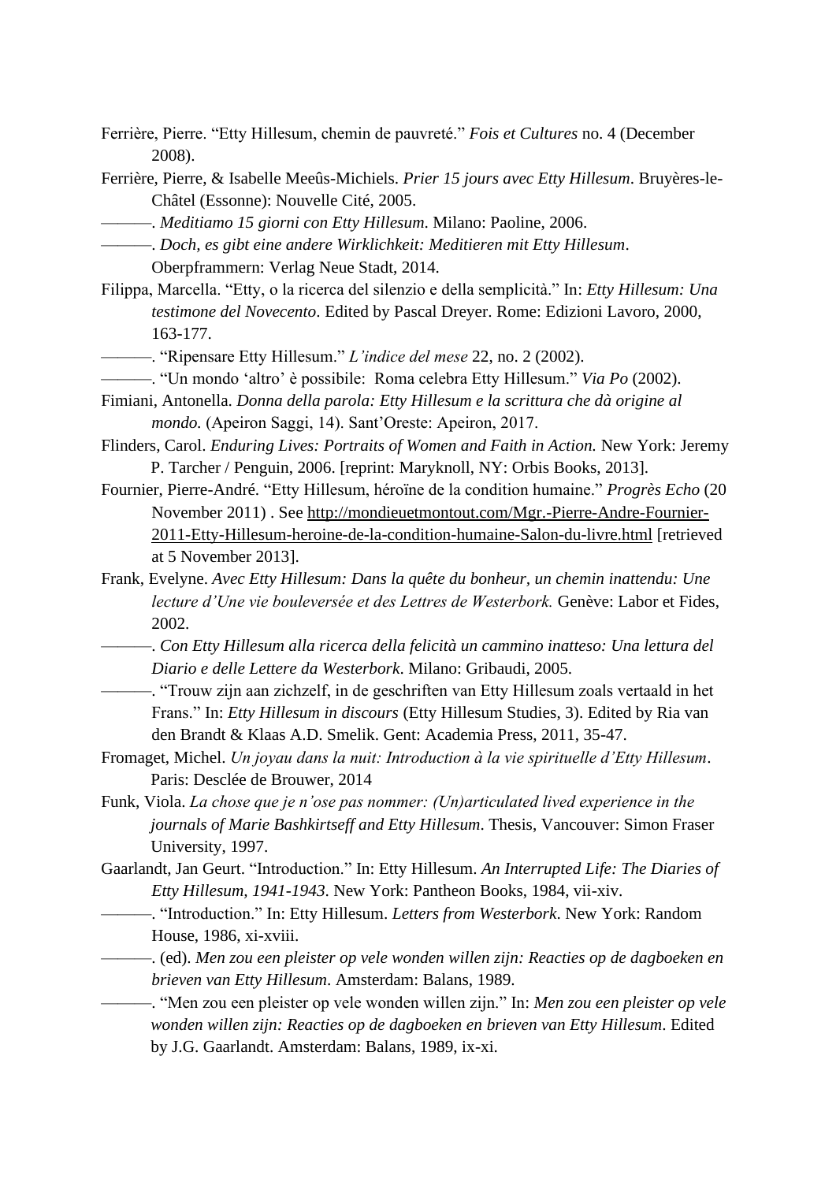Ferrière, Pierre. “Etty Hillesum, chemin de pauvreté.” *Fois et Cultures* no. 4 (December 2008).

Ferrière, Pierre, & Isabelle Meeûs-Michiels. *Prier 15 jours avec Etty Hillesum*. Bruyères-le-Châtel (Essonne): Nouvelle Cité, 2005.

———. *Meditiamo 15 giorni con Etty Hillesum*. Milano: Paoline, 2006.

———. *Doch, es gibt eine andere Wirklichkeit: Meditieren mit Etty Hillesum*. Oberpframmern: Verlag Neue Stadt, 2014.

Filippa, Marcella. “Etty, o la ricerca del silenzio e della semplicità.” In: *Etty Hillesum: Una testimone del Novecento*. Edited by Pascal Dreyer. Rome: Edizioni Lavoro, 2000, 163-177.

———. “Ripensare Etty Hillesum.” *L'indice del mese* 22, no. 2 (2002).

———. “Un mondo ‘altro’ è possibile: Roma celebra Etty Hillesum.” *Via Po* (2002).

Fimiani, Antonella. *Donna della parola: Etty Hillesum e la scrittura che dà origine al mondo.* (Apeiron Saggi, 14). Sant'Oreste: Apeiron, 2017.

Flinders, Carol. *Enduring Lives: Portraits of Women and Faith in Action.* New York: Jeremy P. Tarcher / Penguin, 2006. [reprint: Maryknoll, NY: Orbis Books, 2013].

Fournier, Pierre-André. “Etty Hillesum, héroïne de la condition humaine.” *Progrès Echo* (20 November 2011) . See http://mondieuetmontout.com/Mgr.-Pierre-Andre-Fournier-2011-Etty-Hillesum-heroine-de-la-condition-humaine-Salon-du-livre.html [retrieved at 5 November 2013].

Frank, Evelyne. *Avec Etty Hillesum: Dans la quête du bonheur, un chemin inattendu: Une lecture d'Une vie bouleversée et des Lettres de Westerbork.* Genève: Labor et Fides, 2002.

———. *Con Etty Hillesum alla ricerca della felicità un cammino inatteso: Una lettura del Diario e delle Lettere da Westerbork*. Milano: Gribaudi, 2005.

———. “Trouw zijn aan zichzelf, in de geschriften van Etty Hillesum zoals vertaald in het Frans.” In: *Etty Hillesum in discours* (Etty Hillesum Studies, 3). Edited by Ria van den Brandt & Klaas A.D. Smelik. Gent: Academia Press, 2011, 35-47.

Fromaget, Michel. *Un joyau dans la nuit: Introduction à la vie spirituelle d'Etty Hillesum*. Paris: Desclée de Brouwer, 2014

Funk, Viola. *La chose que je n'ose pas nommer: (Un)articulated lived experience in the journals of Marie Bashkirtseff and Etty Hillesum*. Thesis, Vancouver: Simon Fraser University, 1997.

Gaarlandt, Jan Geurt. “Introduction.” In: Etty Hillesum. *An Interrupted Life: The Diaries of Etty Hillesum, 1941-1943*. New York: Pantheon Books, 1984, vii-xiv.

———. “Introduction.” In: Etty Hillesum. *Letters from Westerbork*. New York: Random House, 1986, xi-xviii.

———. (ed). *Men zou een pleister op vele wonden willen zijn: Reacties op de dagboeken en brieven van Etty Hillesum*. Amsterdam: Balans, 1989.

———. “Men zou een pleister op vele wonden willen zijn.” In: *Men zou een pleister op vele wonden willen zijn: Reacties op de dagboeken en brieven van Etty Hillesum*. Edited by J.G. Gaarlandt. Amsterdam: Balans, 1989, ix-xi.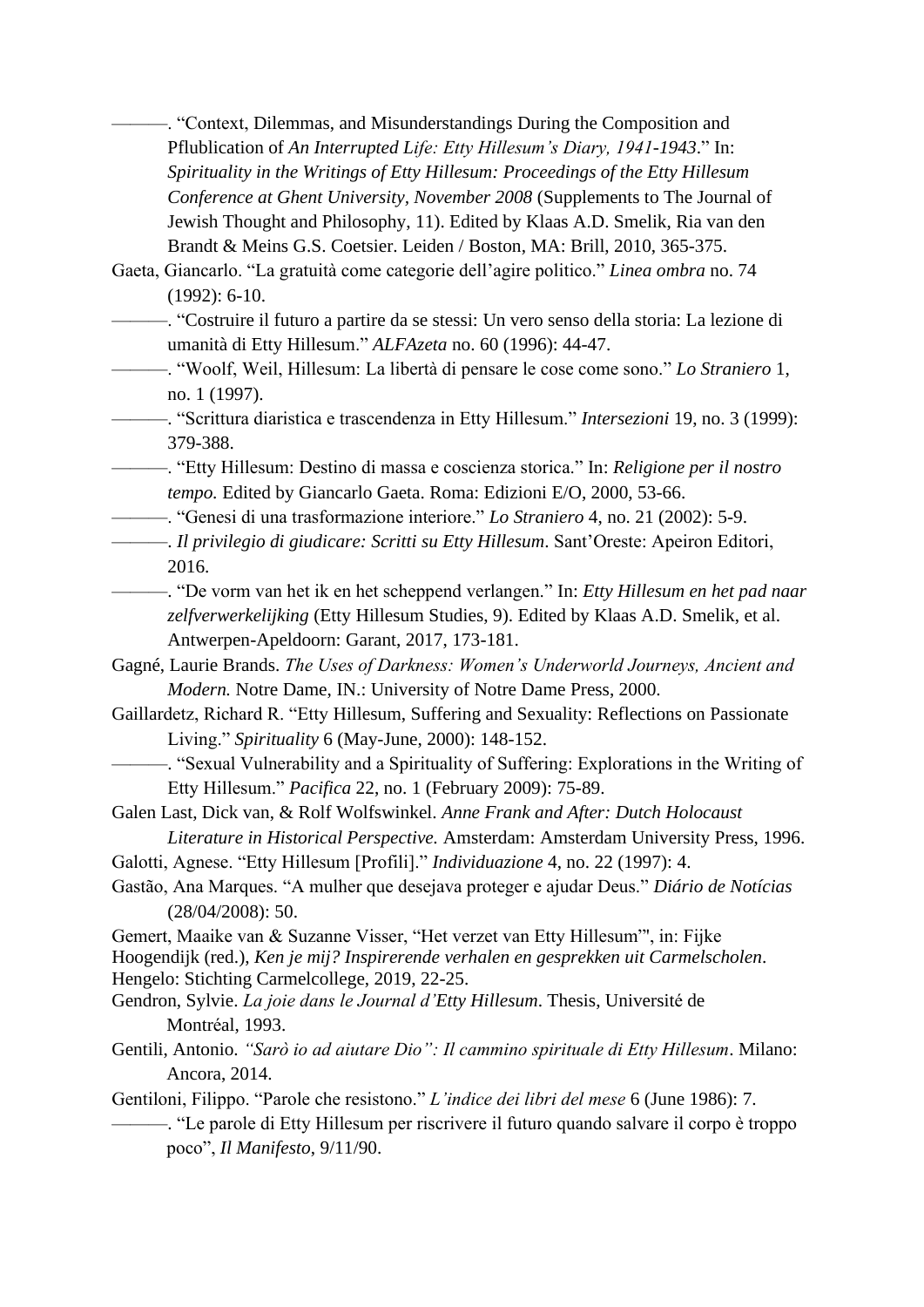———. “Context, Dilemmas, and Misunderstandings During the Composition and Pflublication of *An Interrupted Life: Etty Hillesum’s Diary, 1941-1943*.” In: *Spirituality in the Writings of Etty Hillesum: Proceedings of the Etty Hillesum Conference at Ghent University, November 2008* (Supplements to The Journal of Jewish Thought and Philosophy, 11). Edited by Klaas A.D. Smelik, Ria van den Brandt & Meins G.S. Coetsier. Leiden / Boston, MA: Brill, 2010, 365-375.

Gaeta, Giancarlo. “La gratuità come categorie dell’agire politico.” *Linea ombra* no. 74 (1992): 6-10.

———. “Costruire il futuro a partire da se stessi: Un vero senso della storia: La lezione di umanità di Etty Hillesum.” *ALFAzeta* no. 60 (1996): 44-47.

———. “Woolf, Weil, Hillesum: La libertà di pensare le cose come sono.” *Lo Straniero* 1, no. 1 (1997).

———. “Scrittura diaristica e trascendenza in Etty Hillesum.” *Intersezioni* 19, no. 3 (1999): 379-388.

———. “Etty Hillesum: Destino di massa e coscienza storica.” In: *Religione per il nostro tempo.* Edited by Giancarlo Gaeta. Roma: Edizioni E/O, 2000, 53-66.

———. “Genesi di una trasformazione interiore.” *Lo Straniero* 4, no. 21 (2002): 5-9.

———. *Il privilegio di giudicare: Scritti su Etty Hillesum*. Sant’Oreste: Apeiron Editori, 2016.

———. “De vorm van het ik en het scheppend verlangen.” In: *Etty Hillesum en het pad naar zelfverwerkelijking* (Etty Hillesum Studies, 9). Edited by Klaas A.D. Smelik, et al. Antwerpen-Apeldoorn: Garant, 2017, 173-181.

Gagné, Laurie Brands. *The Uses of Darkness: Women’s Underworld Journeys, Ancient and Modern.* Notre Dame, IN.: University of Notre Dame Press, 2000.

Gaillardetz, Richard R. “Etty Hillesum, Suffering and Sexuality: Reflections on Passionate Living.” *Spirituality* 6 (May-June, 2000): 148-152.

———. “Sexual Vulnerability and a Spirituality of Suffering: Explorations in the Writing of Etty Hillesum.” *Pacifica* 22, no. 1 (February 2009): 75-89.

Galen Last, Dick van, & Rolf Wolfswinkel. *Anne Frank and After: Dutch Holocaust Literature in Historical Perspective.* Amsterdam: Amsterdam University Press, 1996.

Galotti, Agnese. “Etty Hillesum [Profili].” *Individuazione* 4, no. 22 (1997): 4.

Gastão, Ana Marques. “A mulher que desejava proteger e ajudar Deus.” *Diário de Notícias* (28/04/2008): 50.

Gemert, Maaike van & Suzanne Visser, “Het verzet van Etty Hillesum”', in: Fijke Hoogendijk (red.), *Ken je mij? Inspirerende verhalen en gesprekken uit Carmelscholen*. Hengelo: Stichting Carmelcollege, 2019, 22-25.

Gendron, Sylvie. *La joie dans le Journal d’Etty Hillesum*. Thesis, Université de Montréal, 1993.

Gentili, Antonio. *“Sarò io ad aiutare Dio”: Il cammino spirituale di Etty Hillesum*. Milano: Ancora, 2014.

Gentiloni, Filippo. “Parole che resistono.” *L’indice dei libri del mese* 6 (June 1986): 7.

———. “Le parole di Etty Hillesum per riscrivere il futuro quando salvare il corpo è troppo poco”, *Il Manifesto*, 9/11/90.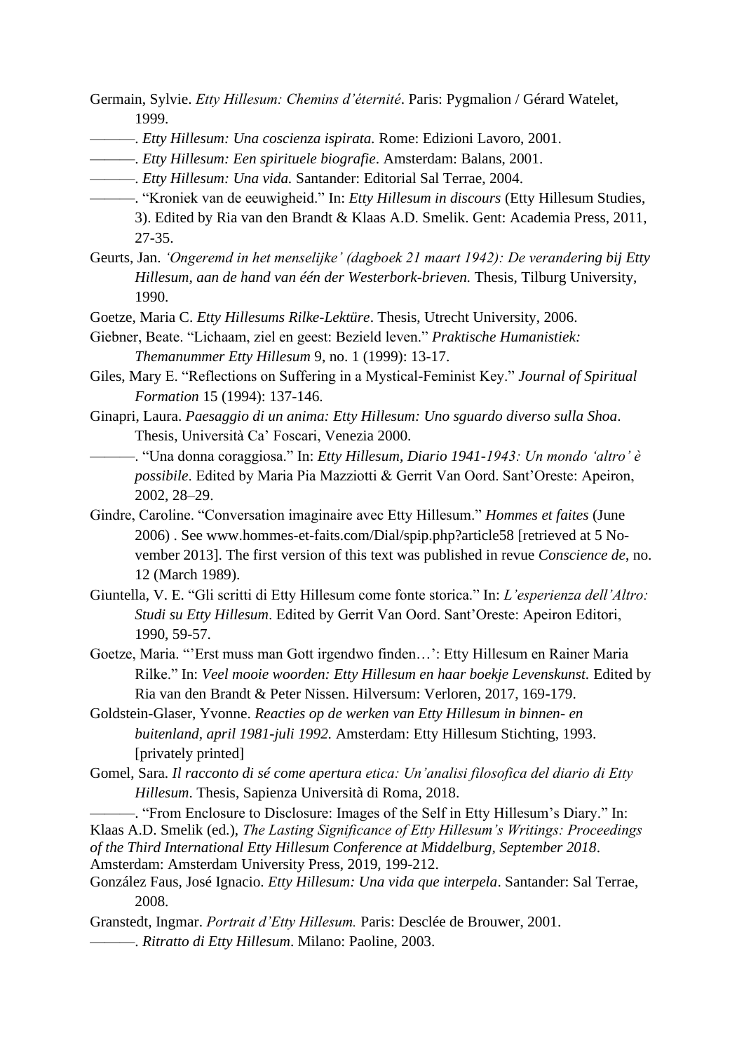Germain, Sylvie. *Etty Hillesum: Chemins d'éternité*. Paris: Pygmalion / Gérard Watelet, 1999.

———. *Etty Hillesum: Una coscienza ispirata.* Rome: Edizioni Lavoro, 2001.

———. *Etty Hillesum: Een spirituele biografie*. Amsterdam: Balans, 2001.

———. *Etty Hillesum: Una vida.* Santander: Editorial Sal Terrae, 2004.

———. "Kroniek van de eeuwigheid." In: *Etty Hillesum in discours* (Etty Hillesum Studies, 3). Edited by Ria van den Brandt & Klaas A.D. Smelik. Gent: Academia Press, 2011, 27-35.

Geurts, Jan. *'Ongeremd in het menselijke' (dagboek 21 maart 1942): De verandering bij Etty Hillesum, aan de hand van één der Westerbork-brieven.* Thesis, Tilburg University, 1990.

Goetze, Maria C. *Etty Hillesums Rilke-Lektüre*. Thesis, Utrecht University, 2006.

Giebner, Beate. "Lichaam, ziel en geest: Bezield leven." *Praktische Humanistiek: Themanummer Etty Hillesum* 9, no. 1 (1999): 13-17.

Giles, Mary E. "Reflections on Suffering in a Mystical-Feminist Key." *Journal of Spiritual Formation* 15 (1994): 137-146.

Ginapri, Laura. *Paesaggio di un anima: Etty Hillesum: Uno sguardo diverso sulla Shoa*. Thesis, Università Ca' Foscari, Venezia 2000.

———. "Una donna coraggiosa." In: *Etty Hillesum, Diario 1941-1943: Un mondo 'altro' è possibile*. Edited by Maria Pia Mazziotti & Gerrit Van Oord. Sant'Oreste: Apeiron, 2002, 28–29.

Gindre, Caroline. "Conversation imaginaire avec Etty Hillesum." *Hommes et faites* (June 2006) . See www.hommes-et-faits.com/Dial/spip.php?article58 [retrieved at 5 November 2013]. The first version of this text was published in revue *Conscience de*, no. 12 (March 1989).

Giuntella, V. E. "Gli scritti di Etty Hillesum come fonte storica." In: *L'esperienza dell'Altro: Studi su Etty Hillesum*. Edited by Gerrit Van Oord. Sant'Oreste: Apeiron Editori, 1990, 59-57.

Goetze, Maria. "'Erst muss man Gott irgendwo finden…': Etty Hillesum en Rainer Maria Rilke." In: *Veel mooie woorden: Etty Hillesum en haar boekje Levenskunst.* Edited by Ria van den Brandt & Peter Nissen. Hilversum: Verloren, 2017, 169-179.

Goldstein-Glaser, Yvonne. *Reacties op de werken van Etty Hillesum in binnen- en buitenland, april 1981-juli 1992.* Amsterdam: Etty Hillesum Stichting, 1993. [privately printed]

Gomel, Sara. *Il racconto di sé come apertura etica: Un'analisi filosofica del diario di Etty Hillesum*. Thesis, Sapienza Università di Roma, 2018.

———. "From Enclosure to Disclosure: Images of the Self in Etty Hillesum's Diary." In: Klaas A.D. Smelik (ed.), *The Lasting Significance of Etty Hillesum's Writings: Proceedings of the Third International Etty Hillesum Conference at Middelburg, September 2018*. Amsterdam: Amsterdam University Press, 2019, 199-212.

González Faus, José Ignacio. *Etty Hillesum: Una vida que interpela*. Santander: Sal Terrae, 2008.

Granstedt, Ingmar. *Portrait d'Etty Hillesum.* Paris: Desclée de Brouwer, 2001.

———. *Ritratto di Etty Hillesum*. Milano: Paoline, 2003.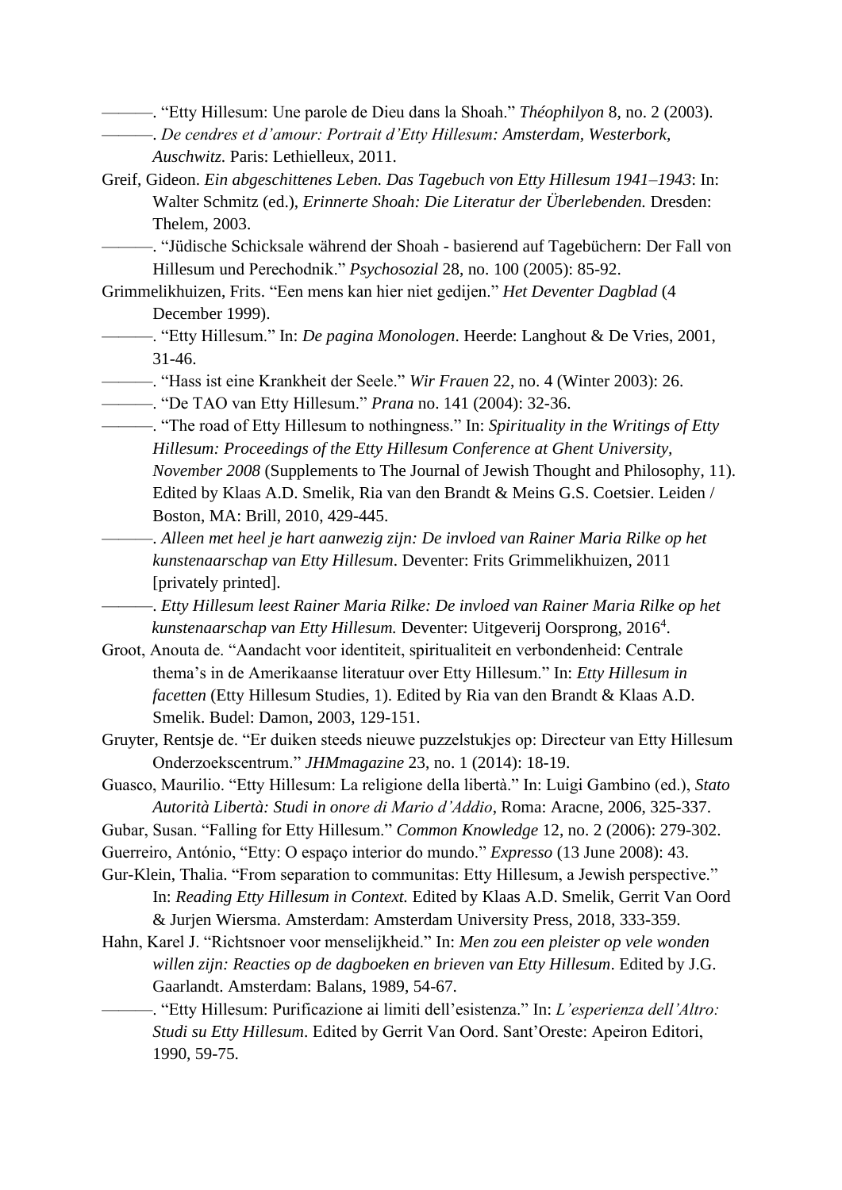———. “Etty Hillesum: Une parole de Dieu dans la Shoah.” *Théophilyon* 8, no. 2 (2003).

———. *De cendres et d’amour: Portrait d’Etty Hillesum: Amsterdam, Westerbork, Auschwitz.* Paris: Lethielleux, 2011.

Greif, Gideon. *Ein abgeschittenes Leben. Das Tagebuch von Etty Hillesum 1941–1943*: In: Walter Schmitz (ed.), *Erinnerte Shoah: Die Literatur der Überlebenden.* Dresden: Thelem, 2003.

———. “Jüdische Schicksale während der Shoah - basierend auf Tagebüchern: Der Fall von Hillesum und Perechodnik.” *Psychosozial* 28, no. 100 (2005): 85-92.

Grimmelikhuizen, Frits. “Een mens kan hier niet gedijen.” *Het Deventer Dagblad* (4 December 1999).

———. “Etty Hillesum.” In: *De pagina Monologen*. Heerde: Langhout & De Vries, 2001, 31-46.

———. “Hass ist eine Krankheit der Seele.” *Wir Frauen* 22, no. 4 (Winter 2003): 26.

———. “De TAO van Etty Hillesum.” *Prana* no. 141 (2004): 32-36.

———. “The road of Etty Hillesum to nothingness.” In: *Spirituality in the Writings of Etty Hillesum: Proceedings of the Etty Hillesum Conference at Ghent University, November 2008* (Supplements to The Journal of Jewish Thought and Philosophy, 11). Edited by Klaas A.D. Smelik, Ria van den Brandt & Meins G.S. Coetsier. Leiden / Boston, MA: Brill, 2010, 429-445.

———. *Alleen met heel je hart aanwezig zijn: De invloed van Rainer Maria Rilke op het kunstenaarschap van Etty Hillesum*. Deventer: Frits Grimmelikhuizen, 2011 [privately printed].

———. *Etty Hillesum leest Rainer Maria Rilke: De invloed van Rainer Maria Rilke op het kunstenaarschap van Etty Hillesum.* Deventer: Uitgeverij Oorsprong, 2016[4].

Groot, Anouta de. “Aandacht voor identiteit, spiritualiteit en verbondenheid: Centrale thema’s in de Amerikaanse literatuur over Etty Hillesum.” In: *Etty Hillesum in facetten* (Etty Hillesum Studies, 1). Edited by Ria van den Brandt & Klaas A.D. Smelik. Budel: Damon, 2003, 129-151.

Gruyter, Rentsje de. “Er duiken steeds nieuwe puzzelstukjes op: Directeur van Etty Hillesum Onderzoekscentrum.” *JHMmagazine* 23, no. 1 (2014): 18-19.

Guasco, Maurilio. “Etty Hillesum: La religione della libertà.” In: Luigi Gambino (ed.), *Stato Autorità Libertà: Studi in onore di Mario d’Addio*, Roma: Aracne, 2006, 325-337.

Gubar, Susan. “Falling for Etty Hillesum.” *Common Knowledge* 12, no. 2 (2006): 279-302.

Guerreiro, António, “Etty: O espaço interior do mundo.” *Expresso* (13 June 2008): 43.

Gur-Klein, Thalia. “From separation to communitas: Etty Hillesum, a Jewish perspective.” In: *Reading Etty Hillesum in Context.* Edited by Klaas A.D. Smelik, Gerrit Van Oord & Jurjen Wiersma. Amsterdam: Amsterdam University Press, 2018, 333-359.

Hahn, Karel J. “Richtsnoer voor menselijkheid.” In: *Men zou een pleister op vele wonden willen zijn: Reacties op de dagboeken en brieven van Etty Hillesum*. Edited by J.G. Gaarlandt. Amsterdam: Balans, 1989, 54-67.

———. “Etty Hillesum: Purificazione ai limiti dell’esistenza.” In: *L’esperienza dell’Altro: Studi su Etty Hillesum*. Edited by Gerrit Van Oord. Sant’Oreste: Apeiron Editori, 1990, 59-75.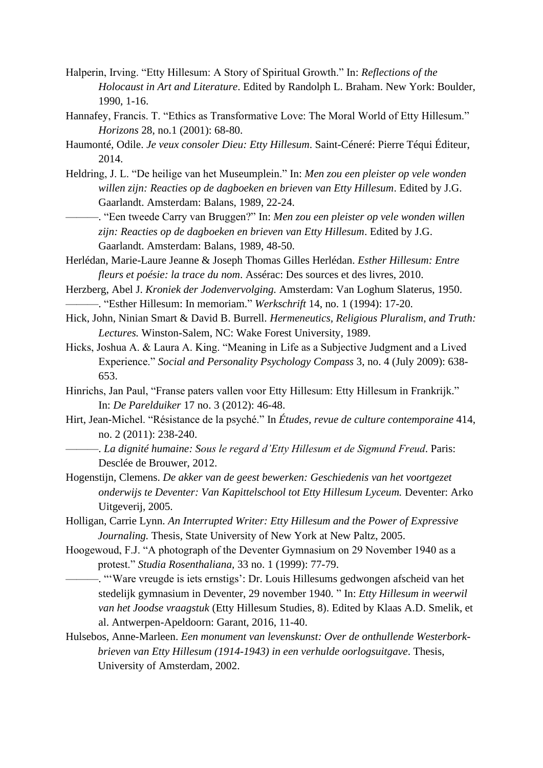Halperin, Irving. “Etty Hillesum: A Story of Spiritual Growth.” In: *Reflections of the Holocaust in Art and Literature*. Edited by Randolph L. Braham. New York: Boulder, 1990, 1-16.

Hannafey, Francis. T. “Ethics as Transformative Love: The Moral World of Etty Hillesum.” *Horizons* 28, no.1 (2001): 68-80.

Haumonté, Odile. *Je veux consoler Dieu: Etty Hillesum*. Saint-Céneré: Pierre Téqui Éditeur, 2014.

Heldring, J. L. “De heilige van het Museumplein.” In: *Men zou een pleister op vele wonden willen zijn: Reacties op de dagboeken en brieven van Etty Hillesum*. Edited by J.G. Gaarlandt. Amsterdam: Balans, 1989, 22-24.

———. “Een tweede Carry van Bruggen?” In: *Men zou een pleister op vele wonden willen zijn: Reacties op de dagboeken en brieven van Etty Hillesum*. Edited by J.G. Gaarlandt. Amsterdam: Balans, 1989, 48-50.

Herlédan, Marie-Laure Jeanne & Joseph Thomas Gilles Herlédan. *Esther Hillesum: Entre fleurs et poésie: la trace du nom*. Assérac: Des sources et des livres, 2010.

Herzberg, Abel J. *Kroniek der Jodenvervolging.* Amsterdam: Van Loghum Slaterus, 1950.

———. “Esther Hillesum: In memoriam.” *Werkschrift* 14, no. 1 (1994): 17-20.

Hick, John, Ninian Smart & David B. Burrell. *Hermeneutics, Religious Pluralism, and Truth: Lectures.* Winston-Salem, NC: Wake Forest University, 1989.

Hicks, Joshua A. & Laura A. King. “Meaning in Life as a Subjective Judgment and a Lived Experience.” *Social and Personality Psychology Compass* 3, no. 4 (July 2009): 638-653.

Hinrichs, Jan Paul, “Franse paters vallen voor Etty Hillesum: Etty Hillesum in Frankrijk.” In: *De Parelduiker* 17 no. 3 (2012): 46-48.

Hirt, Jean-Michel. “Résistance de la psyché.” In *Études, revue de culture contemporaine* 414, no. 2 (2011): 238-240.

———. *La dignité humaine: Sous le regard d’Etty Hillesum et de Sigmund Freud*. Paris: Desclée de Brouwer, 2012.

Hogenstijn, Clemens. *De akker van de geest bewerken: Geschiedenis van het voortgezet onderwijs te Deventer: Van Kapittelschool tot Etty Hillesum Lyceum.* Deventer: Arko Uitgeverij, 2005.

Holligan, Carrie Lynn. *An Interrupted Writer: Etty Hillesum and the Power of Expressive Journaling.* Thesis, State University of New York at New Paltz, 2005.

Hoogewoud, F.J. “A photograph of the Deventer Gymnasium on 29 November 1940 as a protest.” *Studia Rosenthaliana*, 33 no. 1 (1999): 77-79.

———. “‘Ware vreugde is iets ernstigs’: Dr. Louis Hillesums gedwongen afscheid van het stedelijk gymnasium in Deventer, 29 november 1940. ” In: *Etty Hillesum in weerwil van het Joodse vraagstuk* (Etty Hillesum Studies, 8). Edited by Klaas A.D. Smelik, et al. Antwerpen-Apeldoorn: Garant, 2016, 11-40.

Hulsebos, Anne-Marleen. *Een monument van levenskunst: Over de onthullende Westerbork-brieven van Etty Hillesum (1914-1943) in een verhulde oorlogsuitgave*. Thesis, University of Amsterdam, 2002.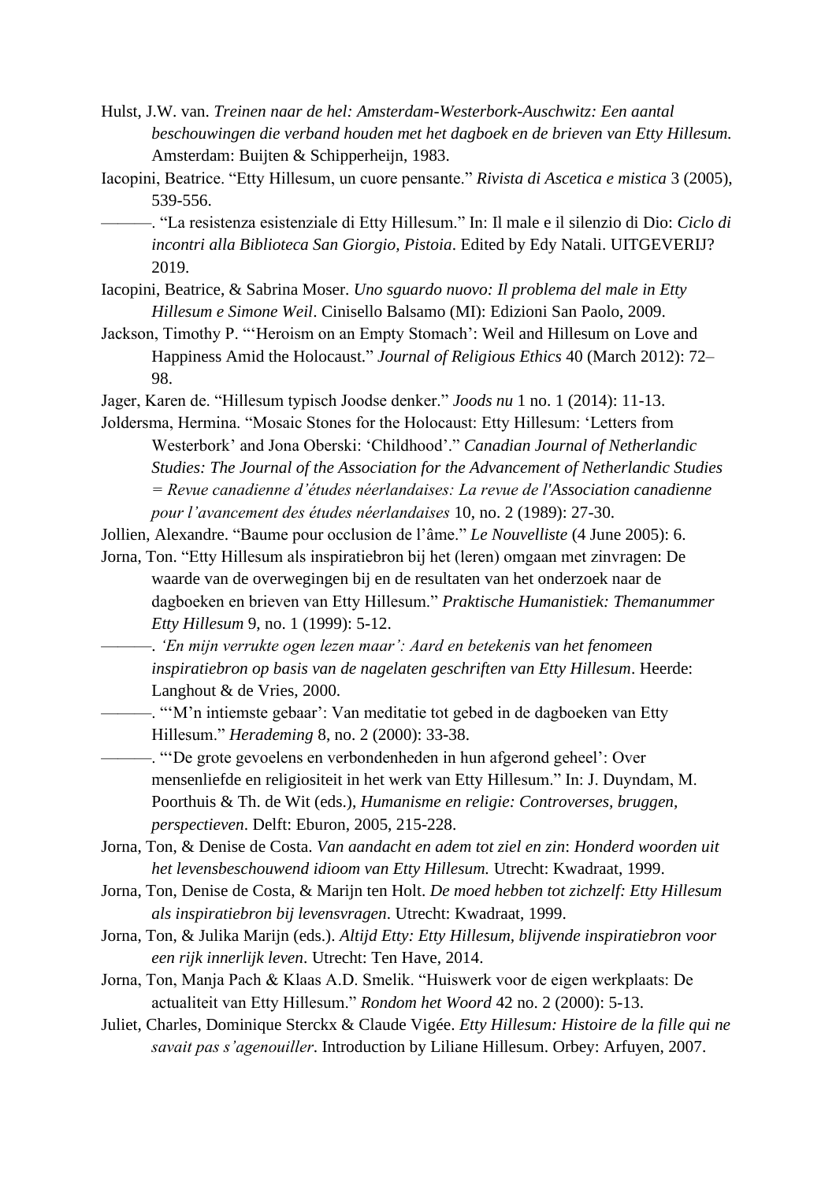Hulst, J.W. van. *Treinen naar de hel: Amsterdam-Westerbork-Auschwitz: Een aantal beschouwingen die verband houden met het dagboek en de brieven van Etty Hillesum.* Amsterdam: Buijten & Schipperheijn, 1983.

Iacopini, Beatrice. "Etty Hillesum, un cuore pensante." *Rivista di Ascetica e mistica* 3 (2005), 539-556.

———. "La resistenza esistenziale di Etty Hillesum." In: Il male e il silenzio di Dio: *Ciclo di incontri alla Biblioteca San Giorgio, Pistoia*. Edited by Edy Natali. UITGEVERIJ? 2019.

Iacopini, Beatrice, & Sabrina Moser. *Uno sguardo nuovo: Il problema del male in Etty Hillesum e Simone Weil*. Cinisello Balsamo (MI): Edizioni San Paolo, 2009.

Jackson, Timothy P. "'Heroism on an Empty Stomach': Weil and Hillesum on Love and Happiness Amid the Holocaust." *Journal of Religious Ethics* 40 (March 2012): 72–98.

Jager, Karen de. "Hillesum typisch Joodse denker." *Joods nu* 1 no. 1 (2014): 11-13.

Joldersma, Hermina. "Mosaic Stones for the Holocaust: Etty Hillesum: 'Letters from Westerbork' and Jona Oberski: 'Childhood'." *Canadian Journal of Netherlandic Studies: The Journal of the Association for the Advancement of Netherlandic Studies = Revue canadienne d'études néerlandaises: La revue de l'Association canadienne pour l'avancement des études néerlandaises* 10, no. 2 (1989): 27-30.

Jollien, Alexandre. "Baume pour occlusion de l'âme." *Le Nouvelliste* (4 June 2005): 6.

Jorna, Ton. "Etty Hillesum als inspiratiebron bij het (leren) omgaan met zinvragen: De waarde van de overwegingen bij en de resultaten van het onderzoek naar de dagboeken en brieven van Etty Hillesum." *Praktische Humanistiek: Themanummer Etty Hillesum* 9, no. 1 (1999): 5-12.

———. *'En mijn verrukte ogen lezen maar': Aard en betekenis van het fenomeen inspiratiebron op basis van de nagelaten geschriften van Etty Hillesum*. Heerde: Langhout & de Vries, 2000.

———. "'M'n intiemste gebaar': Van meditatie tot gebed in de dagboeken van Etty Hillesum." *Herademing* 8, no. 2 (2000): 33-38.

———. "'De grote gevoelens en verbondenheden in hun afgerond geheel': Over mensenliefde en religiositeit in het werk van Etty Hillesum." In: J. Duyndam, M. Poorthuis & Th. de Wit (eds.), *Humanisme en religie: Controverses, bruggen, perspectieven*. Delft: Eburon, 2005, 215-228.

Jorna, Ton, & Denise de Costa. *Van aandacht en adem tot ziel en zin*: *Honderd woorden uit het levensbeschouwend idioom van Etty Hillesum.* Utrecht: Kwadraat, 1999.

Jorna, Ton, Denise de Costa, & Marijn ten Holt. *De moed hebben tot zichzelf: Etty Hillesum als inspiratiebron bij levensvragen*. Utrecht: Kwadraat, 1999.

Jorna, Ton, & Julika Marijn (eds.). *Altijd Etty: Etty Hillesum, blijvende inspiratiebron voor een rijk innerlijk leven*. Utrecht: Ten Have, 2014.

Jorna, Ton, Manja Pach & Klaas A.D. Smelik. "Huiswerk voor de eigen werkplaats: De actualiteit van Etty Hillesum." *Rondom het Woord* 42 no. 2 (2000): 5-13.

Juliet, Charles, Dominique Sterckx & Claude Vigée. *Etty Hillesum: Histoire de la fille qui ne savait pas s'agenouiller*. Introduction by Liliane Hillesum. Orbey: Arfuyen, 2007.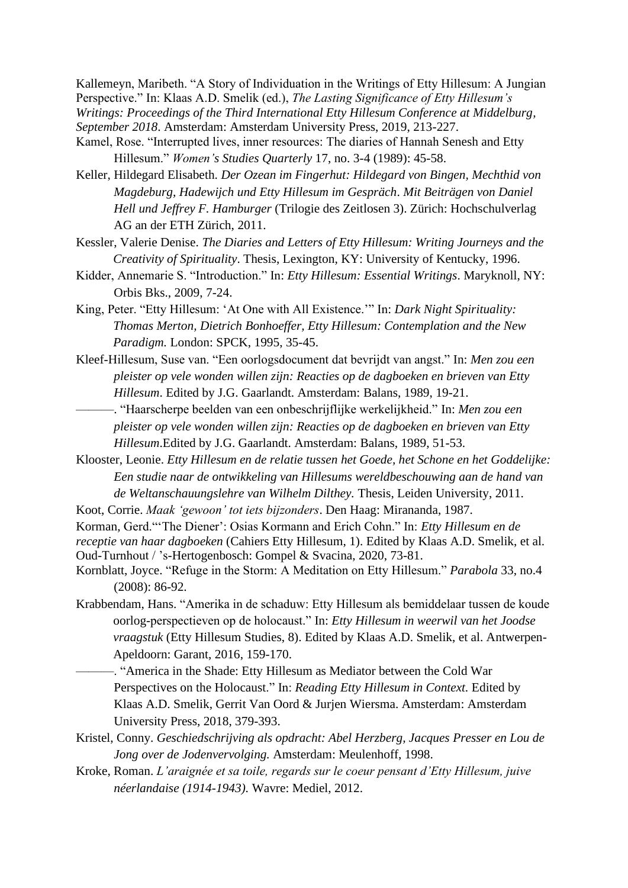Kallemeyn, Maribeth. “A Story of Individuation in the Writings of Etty Hillesum: A Jungian Perspective.” In: Klaas A.D. Smelik (ed.), *The Lasting Significance of Etty Hillesum’s Writings: Proceedings of the Third International Etty Hillesum Conference at Middelburg, September 2018*. Amsterdam: Amsterdam University Press, 2019, 213-227.

Kamel, Rose. “Interrupted lives, inner resources: The diaries of Hannah Senesh and Etty Hillesum.” *Women’s Studies Quarterly* 17, no. 3-4 (1989): 45-58.

Keller, Hildegard Elisabeth. *Der Ozean im Fingerhut: Hildegard von Bingen, Mechthid von Magdeburg, Hadewijch und Etty Hillesum im Gespräch*. *Mit Beiträgen von Daniel Hell und Jeffrey F. Hamburger* (Trilogie des Zeitlosen 3). Zürich: Hochschulverlag AG an der ETH Zürich, 2011.

Kessler, Valerie Denise. *The Diaries and Letters of Etty Hillesum: Writing Journeys and the Creativity of Spirituality*. Thesis, Lexington, KY: University of Kentucky, 1996.

Kidder, Annemarie S. “Introduction.” In: *Etty Hillesum: Essential Writings*. Maryknoll, NY: Orbis Bks., 2009, 7-24.

King, Peter. “Etty Hillesum: ‘At One with All Existence.’” In: *Dark Night Spirituality: Thomas Merton, Dietrich Bonhoeffer, Etty Hillesum: Contemplation and the New Paradigm.* London: SPCK, 1995, 35-45.

Kleef-Hillesum, Suse van. “Een oorlogsdocument dat bevrijdt van angst.” In: *Men zou een pleister op vele wonden willen zijn: Reacties op de dagboeken en brieven van Etty Hillesum*. Edited by J.G. Gaarlandt. Amsterdam: Balans, 1989, 19-21.

———. “Haarscherpe beelden van een onbeschrijflijke werkelijkheid.” In: *Men zou een pleister op vele wonden willen zijn: Reacties op de dagboeken en brieven van Etty Hillesum*.Edited by J.G. Gaarlandt. Amsterdam: Balans, 1989, 51-53.

Klooster, Leonie. *Etty Hillesum en de relatie tussen het Goede, het Schone en het Goddelijke: Een studie naar de ontwikkeling van Hillesums wereldbeschouwing aan de hand van de Weltanschauungslehre van Wilhelm Dilthey.* Thesis, Leiden University, 2011.

Koot, Corrie. *Maak ‘gewoon’ tot iets bijzonders*. Den Haag: Mirananda, 1987.

Korman, Gerd.“‘The Diener’: Osias Kormann and Erich Cohn.” In: *Etty Hillesum en de receptie van haar dagboeken* (Cahiers Etty Hillesum, 1). Edited by Klaas A.D. Smelik, et al. Oud-Turnhout / ’s-Hertogenbosch: Gompel & Svacina, 2020, 73-81.

Kornblatt, Joyce. “Refuge in the Storm: A Meditation on Etty Hillesum.” *Parabola* 33, no.4 (2008): 86-92.

Krabbendam, Hans. “Amerika in de schaduw: Etty Hillesum als bemiddelaar tussen de koude oorlog-perspectieven op de holocaust.” In: *Etty Hillesum in weerwil van het Joodse vraagstuk* (Etty Hillesum Studies, 8). Edited by Klaas A.D. Smelik, et al. Antwerpen-Apeldoorn: Garant, 2016, 159-170.

———. “America in the Shade: Etty Hillesum as Mediator between the Cold War Perspectives on the Holocaust.” In: *Reading Etty Hillesum in Context.* Edited by Klaas A.D. Smelik, Gerrit Van Oord & Jurjen Wiersma. Amsterdam: Amsterdam University Press, 2018, 379-393.

Kristel, Conny. *Geschiedschrijving als opdracht: Abel Herzberg, Jacques Presser en Lou de Jong over de Jodenvervolging.* Amsterdam: Meulenhoff, 1998.

Kroke, Roman. *L’araignée et sa toile, regards sur le coeur pensant d’Etty Hillesum, juive néerlandaise (1914-1943)*. Wavre: Mediel, 2012.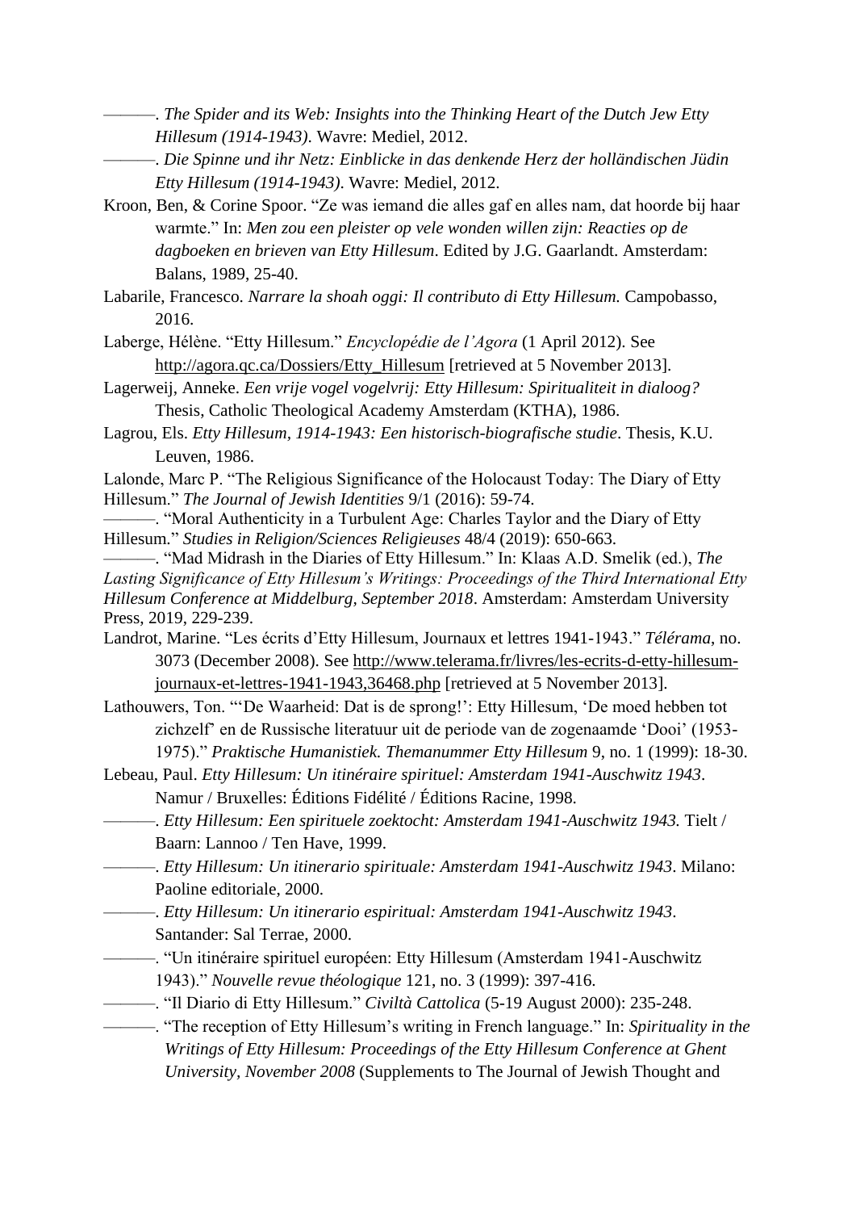———. *The Spider and its Web: Insights into the Thinking Heart of the Dutch Jew Etty Hillesum (1914-1943)*. Wavre: Mediel, 2012.

———. *Die Spinne und ihr Netz: Einblicke in das denkende Herz der holländischen Jüdin Etty Hillesum (1914-1943)*. Wavre: Mediel, 2012.

Kroon, Ben, & Corine Spoor. "Ze was iemand die alles gaf en alles nam, dat hoorde bij haar warmte." In: *Men zou een pleister op vele wonden willen zijn: Reacties op de dagboeken en brieven van Etty Hillesum*. Edited by J.G. Gaarlandt. Amsterdam: Balans, 1989, 25-40.

Labarile, Francesco. *Narrare la shoah oggi: Il contributo di Etty Hillesum.* Campobasso, 2016.

Laberge, Hélène. "Etty Hillesum." *Encyclopédie de l'Agora* (1 April 2012). See http://agora.qc.ca/Dossiers/Etty_Hillesum [retrieved at 5 November 2013].

Lagerweij, Anneke. *Een vrije vogel vogelvrij: Etty Hillesum: Spiritualiteit in dialoog?* Thesis, Catholic Theological Academy Amsterdam (KTHA), 1986.

Lagrou, Els. *Etty Hillesum, 1914-1943: Een historisch-biografische studie*. Thesis, K.U. Leuven, 1986.

Lalonde, Marc P. "The Religious Significance of the Holocaust Today: The Diary of Etty Hillesum." *The Journal of Jewish Identities* 9/1 (2016): 59-74.

———. "Moral Authenticity in a Turbulent Age: Charles Taylor and the Diary of Etty Hillesum." *Studies in Religion/Sciences Religieuses* 48/4 (2019): 650-663.

———. "Mad Midrash in the Diaries of Etty Hillesum." In: Klaas A.D. Smelik (ed.), *The Lasting Significance of Etty Hillesum's Writings: Proceedings of the Third International Etty Hillesum Conference at Middelburg, September 2018*. Amsterdam: Amsterdam University Press, 2019, 229-239.

Landrot, Marine. "Les écrits d'Etty Hillesum, Journaux et lettres 1941-1943." *Télérama*, no. 3073 (December 2008). See http://www.telerama.fr/livres/les-ecrits-d-etty-hillesum-journaux-et-lettres-1941-1943,36468.php [retrieved at 5 November 2013].

Lathouwers, Ton. "'De Waarheid: Dat is de sprong!': Etty Hillesum, 'De moed hebben tot zichzelf' en de Russische literatuur uit de periode van de zogenaamde 'Dooi' (1953-1975)." *Praktische Humanistiek. Themanummer Etty Hillesum* 9, no. 1 (1999): 18-30.

Lebeau, Paul. *Etty Hillesum: Un itinéraire spirituel: Amsterdam 1941-Auschwitz 1943*. Namur / Bruxelles: Éditions Fidélité / Éditions Racine, 1998.

———. *Etty Hillesum: Een spirituele zoektocht: Amsterdam 1941-Auschwitz 1943.* Tielt / Baarn: Lannoo / Ten Have, 1999.

———. *Etty Hillesum: Un itinerario spirituale: Amsterdam 1941-Auschwitz 1943*. Milano: Paoline editoriale, 2000.

———. *Etty Hillesum: Un itinerario espiritual: Amsterdam 1941-Auschwitz 1943*. Santander: Sal Terrae, 2000.

———. "Un itinéraire spirituel européen: Etty Hillesum (Amsterdam 1941-Auschwitz 1943)." *Nouvelle revue théologique* 121, no. 3 (1999): 397-416.

———. "Il Diario di Etty Hillesum." *Civiltà Cattolica* (5-19 August 2000): 235-248.

———. "The reception of Etty Hillesum's writing in French language." In: *Spirituality in the Writings of Etty Hillesum: Proceedings of the Etty Hillesum Conference at Ghent University, November 2008* (Supplements to The Journal of Jewish Thought and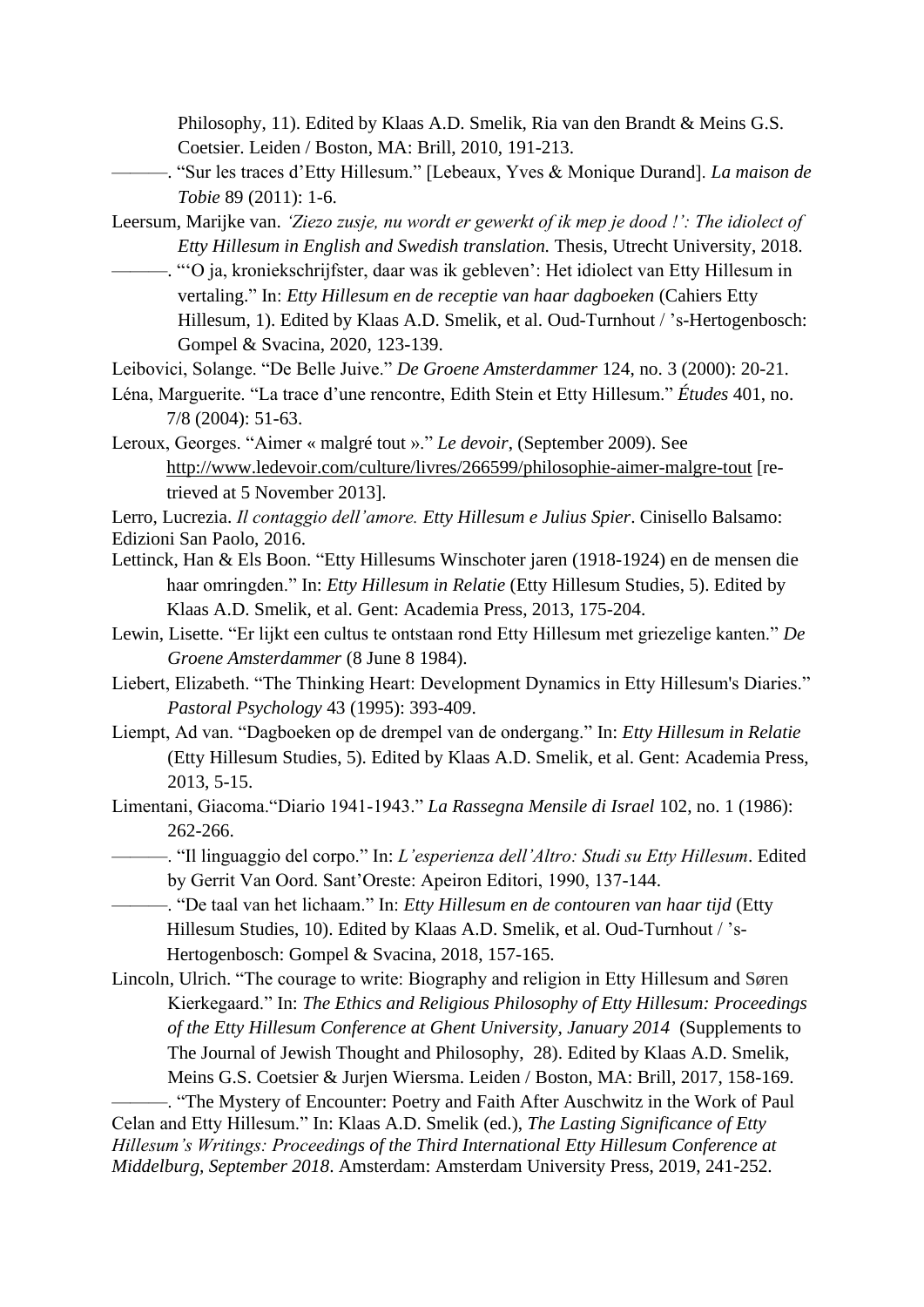Philosophy, 11). Edited by Klaas A.D. Smelik, Ria van den Brandt & Meins G.S. Coetsier. Leiden / Boston, MA: Brill, 2010, 191-213.

———. "Sur les traces d'Etty Hillesum." [Lebeaux, Yves & Monique Durand]. *La maison de Tobie* 89 (2011): 1-6.

Leersum, Marijke van. *'Ziezo zusje, nu wordt er gewerkt of ik mep je dood !': The idiolect of Etty Hillesum in English and Swedish translation.* Thesis, Utrecht University, 2018.

———. "'O ja, kroniekschrijfster, daar was ik gebleven': Het idiolect van Etty Hillesum in vertaling." In: *Etty Hillesum en de receptie van haar dagboeken* (Cahiers Etty Hillesum, 1). Edited by Klaas A.D. Smelik, et al. Oud-Turnhout / 's-Hertogenbosch: Gompel & Svacina, 2020, 123-139.

Leibovici, Solange. "De Belle Juive." *De Groene Amsterdammer* 124, no. 3 (2000): 20-21.

Léna, Marguerite. "La trace d'une rencontre, Edith Stein et Etty Hillesum." *Études* 401, no. 7/8 (2004): 51-63.

Leroux, Georges. "Aimer « malgré tout »." *Le devoir*, (September 2009). See http://www.ledevoir.com/culture/livres/266599/philosophie-aimer-malgre-tout [retrieved at 5 November 2013].

Lerro, Lucrezia. *Il contaggio dell'amore. Etty Hillesum e Julius Spier*. Cinisello Balsamo: Edizioni San Paolo, 2016.

Lettinck, Han & Els Boon. "Etty Hillesums Winschoter jaren (1918-1924) en de mensen die haar omringden." In: *Etty Hillesum in Relatie* (Etty Hillesum Studies, 5). Edited by Klaas A.D. Smelik, et al. Gent: Academia Press, 2013, 175-204.

Lewin, Lisette. "Er lijkt een cultus te ontstaan rond Etty Hillesum met griezelige kanten." *De Groene Amsterdammer* (8 June 8 1984).

Liebert, Elizabeth. "The Thinking Heart: Development Dynamics in Etty Hillesum's Diaries." *Pastoral Psychology* 43 (1995): 393-409.

Liempt, Ad van. "Dagboeken op de drempel van de ondergang." In: *Etty Hillesum in Relatie* (Etty Hillesum Studies, 5). Edited by Klaas A.D. Smelik, et al. Gent: Academia Press, 2013, 5-15.

Limentani, Giacoma."Diario 1941-1943." *La Rassegna Mensile di Israel* 102, no. 1 (1986): 262-266.

———. "Il linguaggio del corpo." In: *L'esperienza dell'Altro: Studi su Etty Hillesum*. Edited by Gerrit Van Oord. Sant'Oreste: Apeiron Editori, 1990, 137-144.

———. "De taal van het lichaam." In: *Etty Hillesum en de contouren van haar tijd* (Etty Hillesum Studies, 10). Edited by Klaas A.D. Smelik, et al. Oud-Turnhout / 's-Hertogenbosch: Gompel & Svacina, 2018, 157-165.

Lincoln, Ulrich. "The courage to write: Biography and religion in Etty Hillesum and Søren Kierkegaard." In: *The Ethics and Religious Philosophy of Etty Hillesum: Proceedings of the Etty Hillesum Conference at Ghent University, January 2014* (Supplements to The Journal of Jewish Thought and Philosophy, 28). Edited by Klaas A.D. Smelik, Meins G.S. Coetsier & Jurjen Wiersma. Leiden / Boston, MA: Brill, 2017, 158-169.

———. "The Mystery of Encounter: Poetry and Faith After Auschwitz in the Work of Paul Celan and Etty Hillesum." In: Klaas A.D. Smelik (ed.), *The Lasting Significance of Etty Hillesum's Writings: Proceedings of the Third International Etty Hillesum Conference at Middelburg, September 2018*. Amsterdam: Amsterdam University Press, 2019, 241-252.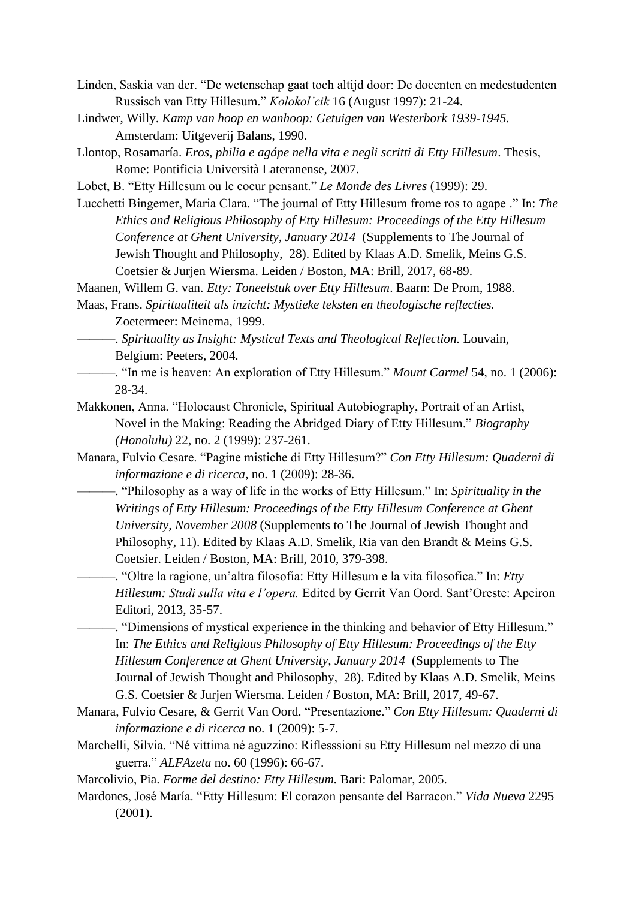Linden, Saskia van der. “De wetenschap gaat toch altijd door: De docenten en medestudenten Russisch van Etty Hillesum.” *Kolokol’cik* 16 (August 1997): 21-24.

Lindwer, Willy. *Kamp van hoop en wanhoop: Getuigen van Westerbork 1939-1945.* Amsterdam: Uitgeverij Balans, 1990.

Llontop, Rosamaría. *Eros, philia e agápe nella vita e negli scritti di Etty Hillesum*. Thesis, Rome: Pontificia Università Lateranense, 2007.

Lobet, B. “Etty Hillesum ou le coeur pensant.” *Le Monde des Livres* (1999): 29.

Lucchetti Bingemer, Maria Clara. “The journal of Etty Hillesum frome ros to agape .” In: *The Ethics and Religious Philosophy of Etty Hillesum: Proceedings of the Etty Hillesum Conference at Ghent University, January 2014* (Supplements to The Journal of Jewish Thought and Philosophy, 28). Edited by Klaas A.D. Smelik, Meins G.S. Coetsier & Jurjen Wiersma. Leiden / Boston, MA: Brill, 2017, 68-89.

Maanen, Willem G. van. *Etty: Toneelstuk over Etty Hillesum*. Baarn: De Prom, 1988.

Maas, Frans. *Spiritualiteit als inzicht: Mystieke teksten en theologische reflecties.* Zoetermeer: Meinema, 1999.

———. *Spirituality as Insight: Mystical Texts and Theological Reflection.* Louvain, Belgium: Peeters, 2004.

———. “In me is heaven: An exploration of Etty Hillesum.” *Mount Carmel* 54, no. 1 (2006): 28-34.

Makkonen, Anna. “Holocaust Chronicle, Spiritual Autobiography, Portrait of an Artist, Novel in the Making: Reading the Abridged Diary of Etty Hillesum.” *Biography (Honolulu)* 22, no. 2 (1999): 237-261.

Manara, Fulvio Cesare. “Pagine mistiche di Etty Hillesum?” *Con Etty Hillesum: Quaderni di informazione e di ricerca*, no. 1 (2009): 28-36.

———. “Philosophy as a way of life in the works of Etty Hillesum.” In: *Spirituality in the Writings of Etty Hillesum: Proceedings of the Etty Hillesum Conference at Ghent University, November 2008* (Supplements to The Journal of Jewish Thought and Philosophy, 11). Edited by Klaas A.D. Smelik, Ria van den Brandt & Meins G.S. Coetsier. Leiden / Boston, MA: Brill, 2010, 379-398.

———. “Oltre la ragione, un’altra filosofia: Etty Hillesum e la vita filosofica.” In: *Etty Hillesum: Studi sulla vita e l’opera.* Edited by Gerrit Van Oord. Sant’Oreste: Apeiron Editori, 2013, 35-57.

———. “Dimensions of mystical experience in the thinking and behavior of Etty Hillesum.” In: *The Ethics and Religious Philosophy of Etty Hillesum: Proceedings of the Etty Hillesum Conference at Ghent University, January 2014* (Supplements to The Journal of Jewish Thought and Philosophy, 28). Edited by Klaas A.D. Smelik, Meins G.S. Coetsier & Jurjen Wiersma. Leiden / Boston, MA: Brill, 2017, 49-67.

Manara, Fulvio Cesare, & Gerrit Van Oord. “Presentazione.” *Con Etty Hillesum: Quaderni di informazione e di ricerca* no. 1 (2009): 5-7.

Marchelli, Silvia. “Né vittima né aguzzino: Riflesssioni su Etty Hillesum nel mezzo di una guerra.” *ALFAzeta* no. 60 (1996): 66-67.

Marcolivio, Pia. *Forme del destino: Etty Hillesum.* Bari: Palomar, 2005.

Mardones, José María. “Etty Hillesum: El corazon pensante del Barracon.” *Vida Nueva* 2295 (2001).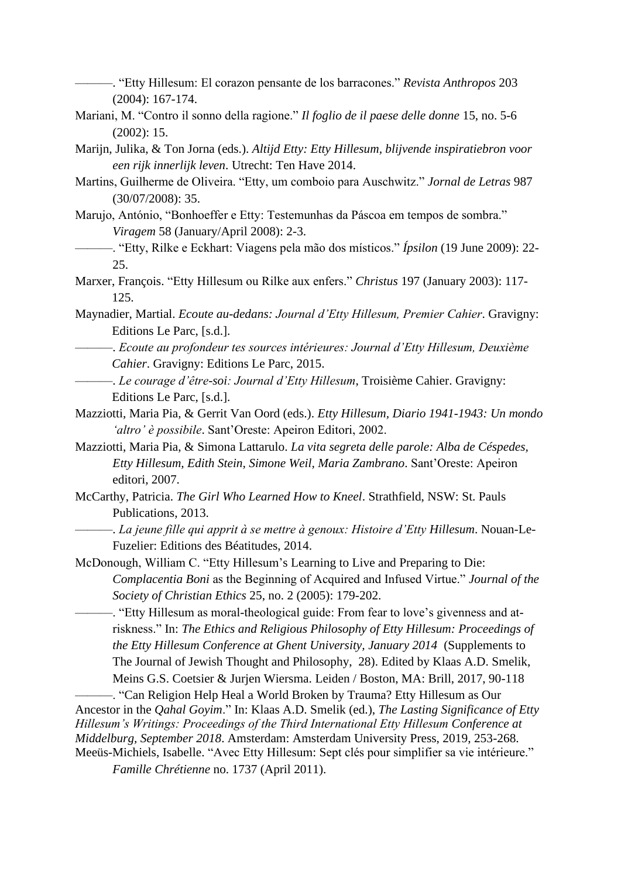———. “Etty Hillesum: El corazon pensante de los barracones.” *Revista Anthropos* 203 (2004): 167-174.

Mariani, M. “Contro il sonno della ragione.” *Il foglio de il paese delle donne* 15, no. 5-6 (2002): 15.

Marijn, Julika, & Ton Jorna (eds.). *Altijd Etty: Etty Hillesum, blijvende inspiratiebron voor een rijk innerlijk leven*. Utrecht: Ten Have 2014.

Martins, Guilherme de Oliveira. “Etty, um comboio para Auschwitz.” *Jornal de Letras* 987 (30/07/2008): 35.

Marujo, António, “Bonhoeffer e Etty: Testemunhas da Páscoa em tempos de sombra.” *Viragem* 58 (January/April 2008): 2-3.

———. “Etty, Rilke e Eckhart: Viagens pela mão dos místicos.” *Ípsilon* (19 June 2009): 22-25.

Marxer, François. “Etty Hillesum ou Rilke aux enfers.” *Christus* 197 (January 2003): 117-125.

Maynadier, Martial. *Ecoute au-dedans: Journal d’Etty Hillesum, Premier Cahier*. Gravigny: Editions Le Parc, [s.d.].

———. *Ecoute au profondeur tes sources intérieures: Journal d’Etty Hillesum, Deuxième Cahier*. Gravigny: Editions Le Parc, 2015.

———. *Le courage d’être-soi: Journal d’Etty Hillesum*, Troisième Cahier. Gravigny: Editions Le Parc, [s.d.].

Mazziotti, Maria Pia, & Gerrit Van Oord (eds.). *Etty Hillesum, Diario 1941-1943: Un mondo ‘altro’ è possibile*. Sant’Oreste: Apeiron Editori, 2002.

Mazziotti, Maria Pia, & Simona Lattarulo. *La vita segreta delle parole: Alba de Céspedes, Etty Hillesum, Edith Stein, Simone Weil, Maria Zambrano*. Sant’Oreste: Apeiron editori, 2007.

McCarthy, Patricia. *The Girl Who Learned How to Kneel*. Strathfield, NSW: St. Pauls Publications, 2013.

———. *La jeune fille qui apprit à se mettre à genoux: Histoire d’Etty Hillesum*. Nouan-Le-Fuzelier: Editions des Béatitudes, 2014.

McDonough, William C. “Etty Hillesum’s Learning to Live and Preparing to Die: *Complacentia Boni* as the Beginning of Acquired and Infused Virtue.” *Journal of the Society of Christian Ethics* 25, no. 2 (2005): 179-202.

———. “Etty Hillesum as moral-theological guide: From fear to love’s givenness and at-riskness.” In: *The Ethics and Religious Philosophy of Etty Hillesum: Proceedings of the Etty Hillesum Conference at Ghent University, January 2014* (Supplements to The Journal of Jewish Thought and Philosophy, 28). Edited by Klaas A.D. Smelik, Meins G.S. Coetsier & Jurjen Wiersma. Leiden / Boston, MA: Brill, 2017, 90-118

———. “Can Religion Help Heal a World Broken by Trauma? Etty Hillesum as Our Ancestor in the *Qahal Goyim*.” In: Klaas A.D. Smelik (ed.), *The Lasting Significance of Etty Hillesum’s Writings: Proceedings of the Third International Etty Hillesum Conference at Middelburg, September 2018*. Amsterdam: Amsterdam University Press, 2019, 253-268.

Meeüs-Michiels, Isabelle. “Avec Etty Hillesum: Sept clés pour simplifier sa vie intérieure.” *Famille Chrétienne* no. 1737 (April 2011).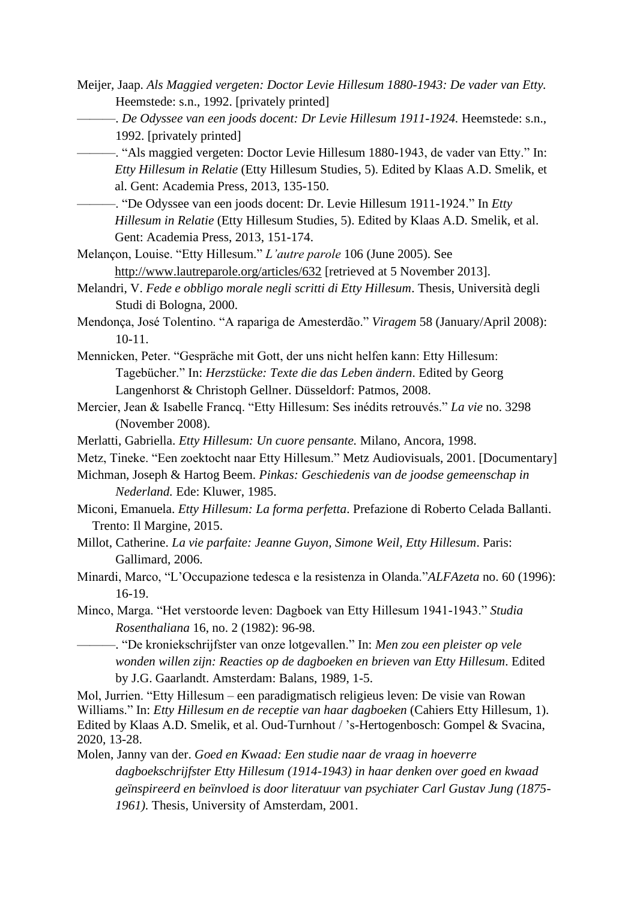Meijer, Jaap. *Als Maggied vergeten: Doctor Levie Hillesum 1880-1943: De vader van Etty.* Heemstede: s.n., 1992. [privately printed]

———. *De Odyssee van een joods docent: Dr Levie Hillesum 1911-1924.* Heemstede: s.n., 1992. [privately printed]

———. “Als maggied vergeten: Doctor Levie Hillesum 1880-1943, de vader van Etty.” In: *Etty Hillesum in Relatie* (Etty Hillesum Studies, 5). Edited by Klaas A.D. Smelik, et al. Gent: Academia Press, 2013, 135-150.

———. “De Odyssee van een joods docent: Dr. Levie Hillesum 1911-1924.” In *Etty Hillesum in Relatie* (Etty Hillesum Studies, 5). Edited by Klaas A.D. Smelik, et al. Gent: Academia Press, 2013, 151-174.

Melançon, Louise. “Etty Hillesum.” *L'autre parole* 106 (June 2005). See http://www.lautreparole.org/articles/632 [retrieved at 5 November 2013].

Melandri, V. *Fede e obbligo morale negli scritti di Etty Hillesum*. Thesis, Università degli Studi di Bologna, 2000.

Mendonça, José Tolentino. “A rapariga de Amesterdão.” *Viragem* 58 (January/April 2008): 10-11.

Mennicken, Peter. “Gespräche mit Gott, der uns nicht helfen kann: Etty Hillesum: Tagebücher.” In: *Herzstücke: Texte die das Leben ändern*. Edited by Georg Langenhorst & Christoph Gellner. Düsseldorf: Patmos, 2008.

Mercier, Jean & Isabelle Francq. “Etty Hillesum: Ses inédits retrouvés.” *La vie* no. 3298 (November 2008).

Merlatti, Gabriella. *Etty Hillesum: Un cuore pensante.* Milano, Ancora, 1998.

Metz, Tineke. “Een zoektocht naar Etty Hillesum.” Metz Audiovisuals, 2001. [Documentary]

Michman, Joseph & Hartog Beem. *Pinkas: Geschiedenis van de joodse gemeenschap in Nederland.* Ede: Kluwer, 1985.

Miconi, Emanuela. *Etty Hillesum: La forma perfetta*. Prefazione di Roberto Celada Ballanti. Trento: Il Margine, 2015.

Millot, Catherine. *La vie parfaite: Jeanne Guyon, Simone Weil, Etty Hillesum*. Paris: Gallimard, 2006.

Minardi, Marco, “L'Occupazione tedesca e la resistenza in Olanda.”*ALFAzeta* no. 60 (1996): 16-19.

Minco, Marga. “Het verstoorde leven: Dagboek van Etty Hillesum 1941-1943.” *Studia Rosenthaliana* 16, no. 2 (1982): 96-98.

———. “De kroniekschrijfster van onze lotgevallen.” In: *Men zou een pleister op vele wonden willen zijn: Reacties op de dagboeken en brieven van Etty Hillesum*. Edited by J.G. Gaarlandt. Amsterdam: Balans, 1989, 1-5.

Mol, Jurrien. “Etty Hillesum – een paradigmatisch religieus leven: De visie van Rowan Williams.” In: *Etty Hillesum en de receptie van haar dagboeken* (Cahiers Etty Hillesum, 1). Edited by Klaas A.D. Smelik, et al. Oud-Turnhout / 's-Hertogenbosch: Gompel & Svacina, 2020, 13-28.

Molen, Janny van der. *Goed en Kwaad: Een studie naar de vraag in hoeverre dagboekschrijfster Etty Hillesum (1914-1943) in haar denken over goed en kwaad geïnspireerd en beïnvloed is door literatuur van psychiater Carl Gustav Jung (1875-1961).* Thesis, University of Amsterdam, 2001.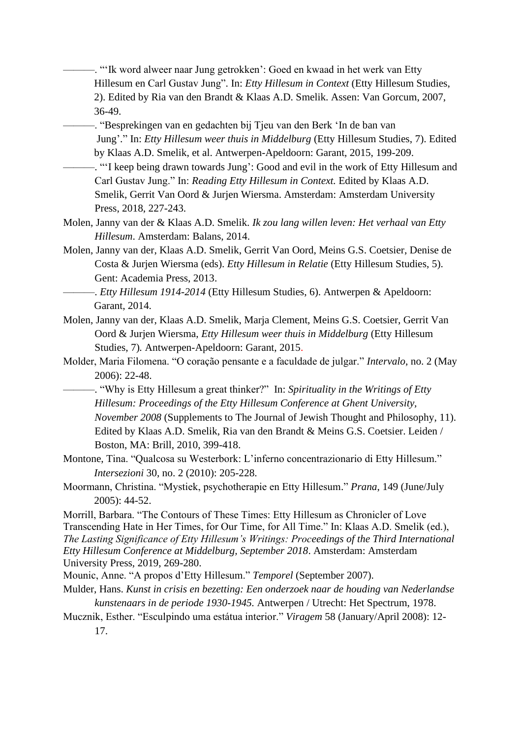———. "'Ik word alweer naar Jung getrokken': Goed en kwaad in het werk van Etty Hillesum en Carl Gustav Jung". In: *Etty Hillesum in Context* (Etty Hillesum Studies, 2). Edited by Ria van den Brandt & Klaas A.D. Smelik. Assen: Van Gorcum, 2007, 36-49.

———. "Besprekingen van en gedachten bij Tjeu van den Berk 'In de ban van Jung'." In: *Etty Hillesum weer thuis in Middelburg* (Etty Hillesum Studies, 7). Edited by Klaas A.D. Smelik, et al. Antwerpen-Apeldoorn: Garant, 2015, 199-209.

———. "'I keep being drawn towards Jung': Good and evil in the work of Etty Hillesum and Carl Gustav Jung." In: *Reading Etty Hillesum in Context.* Edited by Klaas A.D. Smelik, Gerrit Van Oord & Jurjen Wiersma. Amsterdam: Amsterdam University Press, 2018, 227-243.

Molen, Janny van der & Klaas A.D. Smelik. *Ik zou lang willen leven: Het verhaal van Etty Hillesum*. Amsterdam: Balans, 2014.

Molen, Janny van der, Klaas A.D. Smelik, Gerrit Van Oord, Meins G.S. Coetsier, Denise de Costa & Jurjen Wiersma (eds). *Etty Hillesum in Relatie* (Etty Hillesum Studies, 5). Gent: Academia Press, 2013.

———. *Etty Hillesum 1914-2014* (Etty Hillesum Studies, 6). Antwerpen & Apeldoorn: Garant, 2014.

Molen, Janny van der, Klaas A.D. Smelik, Marja Clement, Meins G.S. Coetsier, Gerrit Van Oord & Jurjen Wiersma, *Etty Hillesum weer thuis in Middelburg* (Etty Hillesum Studies, 7)*.* Antwerpen-Apeldoorn: Garant, 2015.

Molder, Maria Filomena. "O coração pensante e a faculdade de julgar." *Intervalo*, no. 2 (May 2006): 22-48.

———. "Why is Etty Hillesum a great thinker?" In: *Spirituality in the Writings of Etty Hillesum: Proceedings of the Etty Hillesum Conference at Ghent University, November 2008* (Supplements to The Journal of Jewish Thought and Philosophy, 11). Edited by Klaas A.D. Smelik, Ria van den Brandt & Meins G.S. Coetsier. Leiden / Boston, MA: Brill, 2010, 399-418.

Montone, Tina. "Qualcosa su Westerbork: L'inferno concentrazionario di Etty Hillesum." *Intersezioni* 30, no. 2 (2010): 205-228.

Moormann, Christina. "Mystiek, psychotherapie en Etty Hillesum." *Prana*, 149 (June/July 2005): 44-52.

Morrill, Barbara. "The Contours of These Times: Etty Hillesum as Chronicler of Love Transcending Hate in Her Times, for Our Time, for All Time." In: Klaas A.D. Smelik (ed.), *The Lasting Significance of Etty Hillesum's Writings: Proceedings of the Third International Etty Hillesum Conference at Middelburg, September 2018*. Amsterdam: Amsterdam University Press, 2019, 269-280.

Mounic, Anne. "A propos d'Etty Hillesum." *Temporel* (September 2007).

Mulder, Hans. *Kunst in crisis en bezetting: Een onderzoek naar de houding van Nederlandse kunstenaars in de periode 1930-1945.* Antwerpen / Utrecht: Het Spectrum, 1978.

Mucznik, Esther. "Esculpindo uma estátua interior." *Viragem* 58 (January/April 2008): 12-17.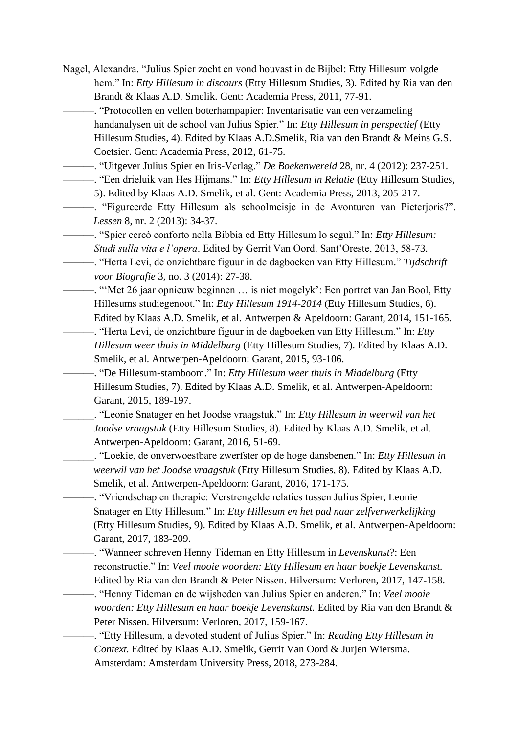Nagel, Alexandra. “Julius Spier zocht en vond houvast in de Bijbel: Etty Hillesum volgde hem.” In: *Etty Hillesum in discours* (Etty Hillesum Studies, 3). Edited by Ria van den Brandt & Klaas A.D. Smelik. Gent: Academia Press, 2011, 77-91.

———. “Protocollen en vellen boterhampapier: Inventarisatie van een verzameling handanalysen uit de school van Julius Spier.” In: *Etty Hillesum in perspectief* (Etty Hillesum Studies, 4). Edited by Klaas A.D.Smelik, Ria van den Brandt & Meins G.S. Coetsier. Gent: Academia Press, 2012, 61-75.

———. “Uitgever Julius Spier en Iris-Verlag.” *De Boekenwereld* 28, nr. 4 (2012): 237-251.

———. “Een drieluik van Hes Hijmans.” In: *Etty Hillesum in Relatie* (Etty Hillesum Studies, 5). Edited by Klaas A.D. Smelik, et al. Gent: Academia Press, 2013, 205-217.

———. “Figureerde Etty Hillesum als schoolmeisje in de Avonturen van Pieterjoris?”. *Lessen* 8, nr. 2 (2013): 34-37.

———. “Spier cercò conforto nella Bibbia ed Etty Hillesum lo seguì.” In: *Etty Hillesum: Studi sulla vita e l’opera*. Edited by Gerrit Van Oord. Sant’Oreste, 2013, 58-73.

———. “Herta Levi, de onzichtbare figuur in de dagboeken van Etty Hillesum.” *Tijdschrift voor Biografie* 3, no. 3 (2014): 27-38.

———. “‘Met 26 jaar opnieuw beginnen … is niet mogelyk’: Een portret van Jan Bool, Etty Hillesums studiegenoot.” In: *Etty Hillesum 1914-2014* (Etty Hillesum Studies, 6). Edited by Klaas A.D. Smelik, et al. Antwerpen & Apeldoorn: Garant, 2014, 151-165.

———. “Herta Levi, de onzichtbare figuur in de dagboeken van Etty Hillesum.” In: *Etty Hillesum weer thuis in Middelburg* (Etty Hillesum Studies, 7). Edited by Klaas A.D. Smelik, et al. Antwerpen-Apeldoorn: Garant, 2015, 93-106.

———. “De Hillesum-stamboom.” In: *Etty Hillesum weer thuis in Middelburg* (Etty Hillesum Studies, 7). Edited by Klaas A.D. Smelik, et al. Antwerpen-Apeldoorn: Garant, 2015, 189-197.

______. “Leonie Snatager en het Joodse vraagstuk.” In: *Etty Hillesum in weerwil van het Joodse vraagstuk* (Etty Hillesum Studies, 8). Edited by Klaas A.D. Smelik, et al. Antwerpen-Apeldoorn: Garant, 2016, 51-69.

______. “Loekie, de onverwoestbare zwerfster op de hoge dansbenen.” In: *Etty Hillesum in weerwil van het Joodse vraagstuk* (Etty Hillesum Studies, 8). Edited by Klaas A.D. Smelik, et al. Antwerpen-Apeldoorn: Garant, 2016, 171-175.

———. “Vriendschap en therapie: Verstrengelde relaties tussen Julius Spier, Leonie Snatager en Etty Hillesum.” In: *Etty Hillesum en het pad naar zelfverwerkelijking* (Etty Hillesum Studies, 9). Edited by Klaas A.D. Smelik, et al. Antwerpen-Apeldoorn: Garant, 2017, 183-209.

———. “Wanneer schreven Henny Tideman en Etty Hillesum in *Levenskunst*?: Een reconstructie.” In: *Veel mooie woorden: Etty Hillesum en haar boekje Levenskunst.* Edited by Ria van den Brandt & Peter Nissen. Hilversum: Verloren, 2017, 147-158.

———. “Henny Tideman en de wijsheden van Julius Spier en anderen.” In: *Veel mooie woorden: Etty Hillesum en haar boekje Levenskunst.* Edited by Ria van den Brandt & Peter Nissen. Hilversum: Verloren, 2017, 159-167.

———. “Etty Hillesum, a devoted student of Julius Spier.” In: *Reading Etty Hillesum in Context.* Edited by Klaas A.D. Smelik, Gerrit Van Oord & Jurjen Wiersma. Amsterdam: Amsterdam University Press, 2018, 273-284.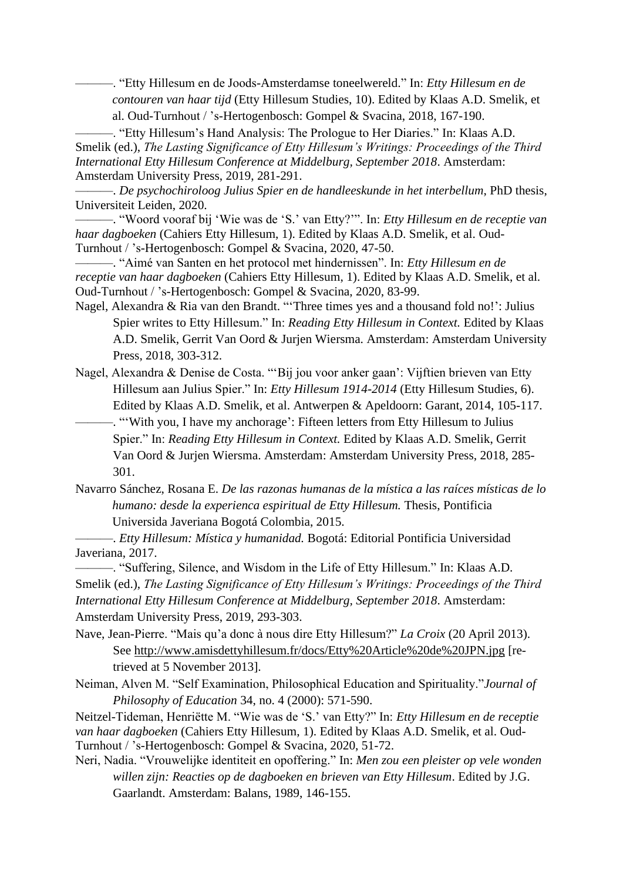———. “Etty Hillesum en de Joods-Amsterdamse toneelwereld.” In: *Etty Hillesum en de contouren van haar tijd* (Etty Hillesum Studies, 10). Edited by Klaas A.D. Smelik, et al. Oud-Turnhout / ’s-Hertogenbosch: Gompel & Svacina, 2018, 167-190.

———. “Etty Hillesum’s Hand Analysis: The Prologue to Her Diaries.” In: Klaas A.D. Smelik (ed.), *The Lasting Significance of Etty Hillesum’s Writings: Proceedings of the Third International Etty Hillesum Conference at Middelburg, September 2018*. Amsterdam: Amsterdam University Press, 2019, 281-291.

———. *De psychochiroloog Julius Spier en de handleeskunde in het interbellum*, PhD thesis, Universiteit Leiden, 2020.

———. “Woord vooraf bij ‘Wie was de ‘S.’ van Etty?’”. In: *Etty Hillesum en de receptie van haar dagboeken* (Cahiers Etty Hillesum, 1). Edited by Klaas A.D. Smelik, et al. Oud-Turnhout / ’s-Hertogenbosch: Gompel & Svacina, 2020, 47-50.

———. “Aimé van Santen en het protocol met hindernissen”. In: *Etty Hillesum en de receptie van haar dagboeken* (Cahiers Etty Hillesum, 1). Edited by Klaas A.D. Smelik, et al. Oud-Turnhout / ’s-Hertogenbosch: Gompel & Svacina, 2020, 83-99.

Nagel, Alexandra & Ria van den Brandt. “‘Three times yes and a thousand fold no!’: Julius Spier writes to Etty Hillesum.” In: *Reading Etty Hillesum in Context.* Edited by Klaas A.D. Smelik, Gerrit Van Oord & Jurjen Wiersma. Amsterdam: Amsterdam University Press, 2018, 303-312.

Nagel, Alexandra & Denise de Costa. “‘Bij jou voor anker gaan’: Vijftien brieven van Etty Hillesum aan Julius Spier.” In: *Etty Hillesum 1914-2014* (Etty Hillesum Studies, 6). Edited by Klaas A.D. Smelik, et al. Antwerpen & Apeldoorn: Garant, 2014, 105-117.

———. “‘With you, I have my anchorage’: Fifteen letters from Etty Hillesum to Julius Spier.” In: *Reading Etty Hillesum in Context.* Edited by Klaas A.D. Smelik, Gerrit Van Oord & Jurjen Wiersma. Amsterdam: Amsterdam University Press, 2018, 285-301.

Navarro Sánchez, Rosana E. *De las razonas humanas de la mística a las raíces místicas de lo humano: desde la experienca espiritual de Etty Hillesum.* Thesis, Pontificia Universida Javeriana Bogotá Colombia, 2015.

———. *Etty Hillesum: Mística y humanidad.* Bogotá: Editorial Pontificia Universidad Javeriana, 2017.

———. “Suffering, Silence, and Wisdom in the Life of Etty Hillesum.” In: Klaas A.D. Smelik (ed.), *The Lasting Significance of Etty Hillesum’s Writings: Proceedings of the Third International Etty Hillesum Conference at Middelburg, September 2018*. Amsterdam: Amsterdam University Press, 2019, 293-303.

Nave, Jean-Pierre. “Mais qu’a donc à nous dire Etty Hillesum?” *La Croix* (20 April 2013). See http://www.amisdettyhillesum.fr/docs/Etty%20Article%20de%20JPN.jpg [retrieved at 5 November 2013].

Neiman, Alven M. “Self Examination, Philosophical Education and Spirituality.”*Journal of Philosophy of Education* 34, no. 4 (2000): 571-590.

Neitzel-Tideman, Henriëtte M. “Wie was de ‘S.’ van Etty?” In: *Etty Hillesum en de receptie van haar dagboeken* (Cahiers Etty Hillesum, 1). Edited by Klaas A.D. Smelik, et al. Oud-Turnhout / ’s-Hertogenbosch: Gompel & Svacina, 2020, 51-72.

Neri, Nadia. “Vrouwelijke identiteit en opoffering.” In: *Men zou een pleister op vele wonden willen zijn: Reacties op de dagboeken en brieven van Etty Hillesum*. Edited by J.G. Gaarlandt. Amsterdam: Balans, 1989, 146-155.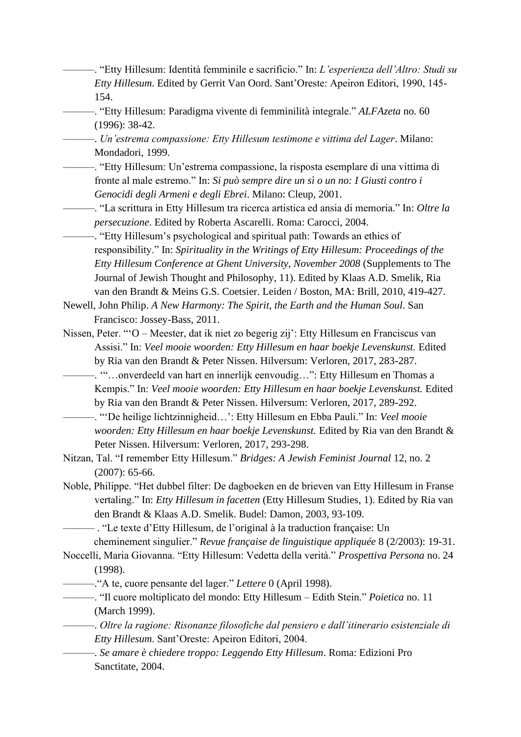———. “Etty Hillesum: Identità femminile e sacrificio.” In: *L’esperienza dell’Altro: Studi su Etty Hillesum*. Edited by Gerrit Van Oord. Sant’Oreste: Apeiron Editori, 1990, 145-154.

———. “Etty Hillesum: Paradigma vivente di femminilità integrale.” *ALFAzeta* no. 60 (1996): 38-42.

———. *Un’estrema compassione: Etty Hillesum testimone e vittima del Lager*. Milano: Mondadori, 1999.

———. “Etty Hillesum: Un’estrema compassione, la risposta esemplare di una vittima di fronte al male estremo.” In: *Si può sempre dire un sì o un no: I Giusti contro i Genocidi degli Armeni e degli Ebrei*. Milano: Cleup, 2001.

———. “La scrittura in Etty Hillesum tra ricerca artistica ed ansia di memoria.” In: *Oltre la persecuzione*. Edited by Roberta Ascarelli. Roma: Carocci, 2004.

———. “Etty Hillesum’s psychological and spiritual path: Towards an ethics of responsibility.” In: *Spirituality in the Writings of Etty Hillesum: Proceedings of the Etty Hillesum Conference at Ghent University, November 2008* (Supplements to The Journal of Jewish Thought and Philosophy, 11). Edited by Klaas A.D. Smelik, Ria van den Brandt & Meins G.S. Coetsier. Leiden / Boston, MA: Brill, 2010, 419-427.

Newell, John Philip. *A New Harmony: The Spirit, the Earth and the Human Soul*. San Francisco: Jossey-Bass, 2011.

Nissen, Peter. “‘O – Meester, dat ik niet zo begerig zij’: Etty Hillesum en Franciscus van Assisi.” In: *Veel mooie woorden: Etty Hillesum en haar boekje Levenskunst.* Edited by Ria van den Brandt & Peter Nissen. Hilversum: Verloren, 2017, 283-287.

———. “‘…onverdeeld van hart en innerlijk eenvoudig…”: Etty Hillesum en Thomas a Kempis.” In: *Veel mooie woorden: Etty Hillesum en haar boekje Levenskunst.* Edited by Ria van den Brandt & Peter Nissen. Hilversum: Verloren, 2017, 289-292.

———. “‘De heilige lichtzinnigheid…’: Etty Hillesum en Ebba Pauli.” In: *Veel mooie woorden: Etty Hillesum en haar boekje Levenskunst.* Edited by Ria van den Brandt & Peter Nissen. Hilversum: Verloren, 2017, 293-298.

Nitzan, Tal. “I remember Etty Hillesum.” *Bridges: A Jewish Feminist Journal* 12, no. 2 (2007): 65-66.

Noble, Philippe. “Het dubbel filter: De dagboeken en de brieven van Etty Hillesum in Franse vertaling.” In: *Etty Hillesum in facetten* (Etty Hillesum Studies, 1). Edited by Ria van den Brandt & Klaas A.D. Smelik. Budel: Damon, 2003, 93-109.

——— . “Le texte d’Etty Hillesum, de l’original à la traduction française: Un cheminement singulier.” *Revue française de linguistique appliquée* 8 (2/2003): 19-31.

Noccelli, Maria Giovanna. “Etty Hillesum: Vedetta della verità.” *Prospettiva Persona* no. 24 (1998).

———.“A te, cuore pensante del lager.” *Lettere* 0 (April 1998).

———. “Il cuore moltiplicato del mondo: Etty Hillesum – Edith Stein.” *Poietica* no. 11 (March 1999).

———. *Oltre la ragione: Risonanze filosofiche dal pensiero e dall’itinerario esistenziale di Etty Hillesum*. Sant’Oreste: Apeiron Editori, 2004.

———. *Se amare è chiedere troppo: Leggendo Etty Hillesum*. Roma: Edizioni Pro Sanctitate, 2004.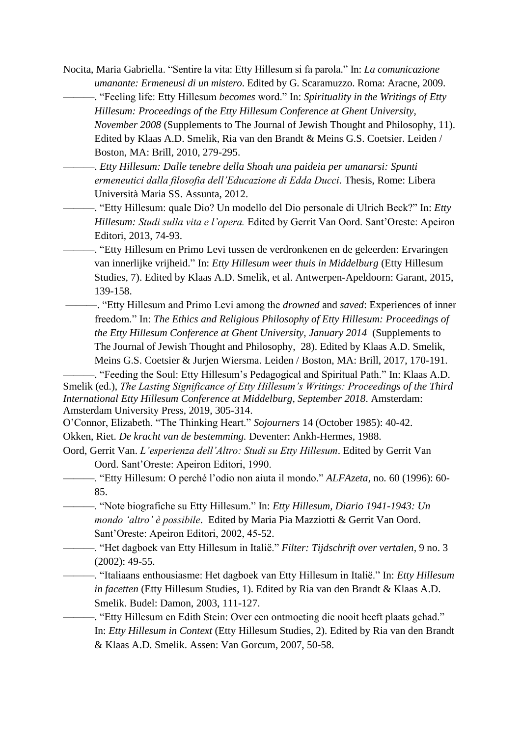Nocita, Maria Gabriella. “Sentire la vita: Etty Hillesum si fa parola.” In: *La comunicazione umanante: Ermeneusi di un mistero*. Edited by G. Scaramuzzo. Roma: Aracne, 2009.

———. “Feeling life: Etty Hillesum *becomes* word.” In: *Spirituality in the Writings of Etty Hillesum: Proceedings of the Etty Hillesum Conference at Ghent University, November 2008* (Supplements to The Journal of Jewish Thought and Philosophy, 11). Edited by Klaas A.D. Smelik, Ria van den Brandt & Meins G.S. Coetsier. Leiden / Boston, MA: Brill, 2010, 279-295.

———. *Etty Hillesum: Dalle tenebre della Shoah una paideia per umanarsi: Spunti ermeneutici dalla filosofia dell'Educazione di Edda Ducci*. Thesis, Rome: Libera Università Maria SS. Assunta, 2012.

———. “Etty Hillesum: quale Dio? Un modello del Dio personale di Ulrich Beck?” In: *Etty Hillesum: Studi sulla vita e l'opera.* Edited by Gerrit Van Oord. Sant'Oreste: Apeiron Editori, 2013, 74-93.

———. “Etty Hillesum en Primo Levi tussen de verdronkenen en de geleerden: Ervaringen van innerlijke vrijheid.” In: *Etty Hillesum weer thuis in Middelburg* (Etty Hillesum Studies, 7). Edited by Klaas A.D. Smelik, et al. Antwerpen-Apeldoorn: Garant, 2015, 139-158.

———. “Etty Hillesum and Primo Levi among the *drowned* and *saved*: Experiences of inner freedom.” In: *The Ethics and Religious Philosophy of Etty Hillesum: Proceedings of the Etty Hillesum Conference at Ghent University, January 2014* (Supplements to The Journal of Jewish Thought and Philosophy, 28). Edited by Klaas A.D. Smelik, Meins G.S. Coetsier & Jurjen Wiersma. Leiden / Boston, MA: Brill, 2017, 170-191.

———. “Feeding the Soul: Etty Hillesum's Pedagogical and Spiritual Path.” In: Klaas A.D. Smelik (ed.), *The Lasting Significance of Etty Hillesum's Writings: Proceedings of the Third International Etty Hillesum Conference at Middelburg, September 2018*. Amsterdam: Amsterdam University Press, 2019, 305-314.

O'Connor, Elizabeth. “The Thinking Heart.” *Sojourners* 14 (October 1985): 40-42.

Okken, Riet. *De kracht van de bestemming.* Deventer: Ankh-Hermes, 1988.

Oord, Gerrit Van. *L'esperienza dell'Altro: Studi su Etty Hillesum*. Edited by Gerrit Van Oord. Sant'Oreste: Apeiron Editori, 1990.

———. “Etty Hillesum: O perché l'odio non aiuta il mondo.” *ALFAzeta*, no. 60 (1996): 60-85.

———. “Note biografiche su Etty Hillesum.” In: *Etty Hillesum, Diario 1941-1943: Un mondo ‘altro’ è possibile*. Edited by Maria Pia Mazziotti & Gerrit Van Oord. Sant'Oreste: Apeiron Editori, 2002, 45-52.

———. “Het dagboek van Etty Hillesum in Italië.” *Filter: Tijdschrift over vertalen*, 9 no. 3 (2002): 49-55.

———. “Italiaans enthousiasme: Het dagboek van Etty Hillesum in Italië.” In: *Etty Hillesum in facetten* (Etty Hillesum Studies, 1). Edited by Ria van den Brandt & Klaas A.D. Smelik. Budel: Damon, 2003, 111-127.

———. “Etty Hillesum en Edith Stein: Over een ontmoeting die nooit heeft plaats gehad.” In: *Etty Hillesum in Context* (Etty Hillesum Studies, 2). Edited by Ria van den Brandt & Klaas A.D. Smelik. Assen: Van Gorcum, 2007, 50-58.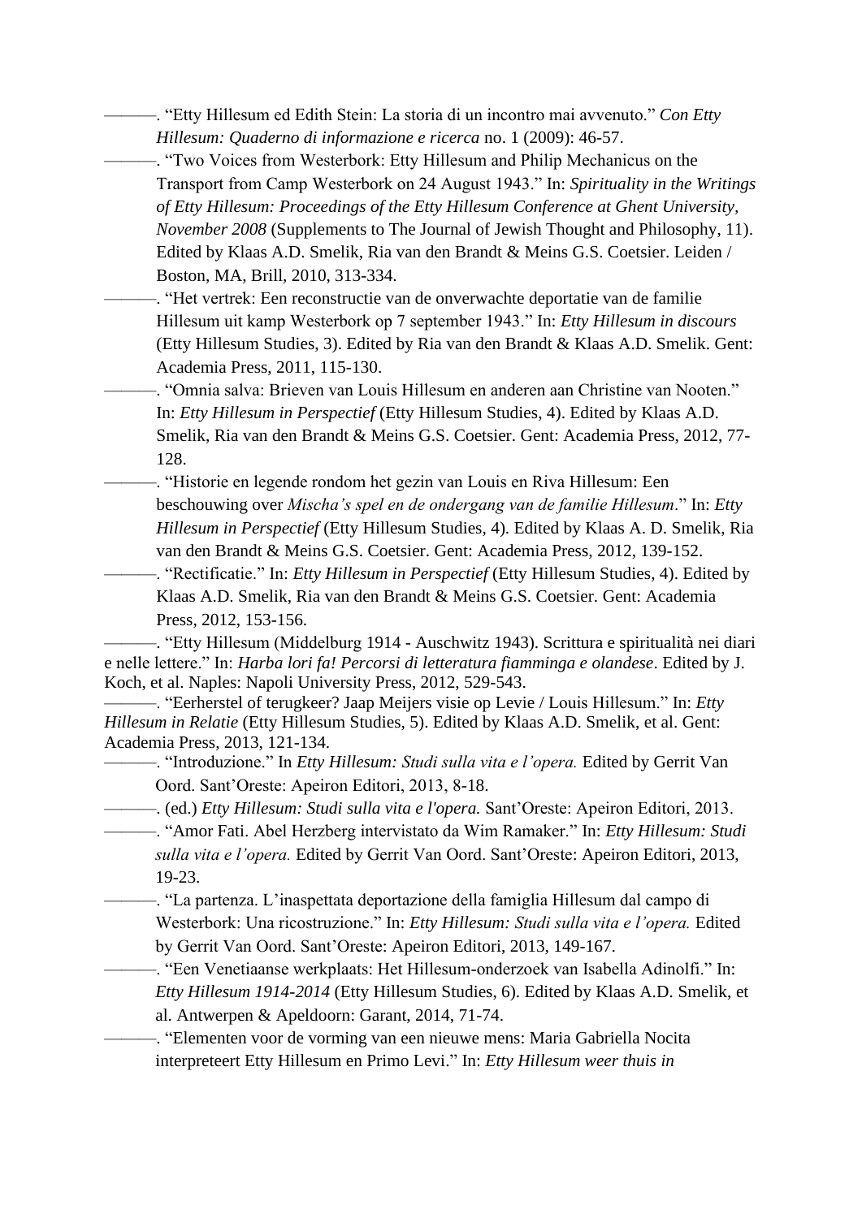———. “Etty Hillesum ed Edith Stein: La storia di un incontro mai avvenuto.” *Con Etty Hillesum: Quaderno di informazione e ricerca* no. 1 (2009): 46-57.

———. “Two Voices from Westerbork: Etty Hillesum and Philip Mechanicus on the Transport from Camp Westerbork on 24 August 1943.” In: *Spirituality in the Writings of Etty Hillesum: Proceedings of the Etty Hillesum Conference at Ghent University, November 2008* (Supplements to The Journal of Jewish Thought and Philosophy, 11). Edited by Klaas A.D. Smelik, Ria van den Brandt & Meins G.S. Coetsier. Leiden / Boston, MA, Brill, 2010, 313-334.

———. “Het vertrek: Een reconstructie van de onverwachte deportatie van de familie Hillesum uit kamp Westerbork op 7 september 1943.” In: *Etty Hillesum in discours* (Etty Hillesum Studies, 3). Edited by Ria van den Brandt & Klaas A.D. Smelik. Gent: Academia Press, 2011, 115-130.

———. “Omnia salva: Brieven van Louis Hillesum en anderen aan Christine van Nooten.” In: *Etty Hillesum in Perspectief* (Etty Hillesum Studies, 4). Edited by Klaas A.D. Smelik, Ria van den Brandt & Meins G.S. Coetsier. Gent: Academia Press, 2012, 77-128.

———. “Historie en legende rondom het gezin van Louis en Riva Hillesum: Een beschouwing over *Mischa’s spel en de ondergang van de familie Hillesum*.” In: *Etty Hillesum in Perspectief* (Etty Hillesum Studies, 4). Edited by Klaas A. D. Smelik, Ria van den Brandt & Meins G.S. Coetsier. Gent: Academia Press, 2012, 139-152.

———. “Rectificatie.” In: *Etty Hillesum in Perspectief* (Etty Hillesum Studies, 4). Edited by Klaas A.D. Smelik, Ria van den Brandt & Meins G.S. Coetsier. Gent: Academia Press, 2012, 153-156.

———. “Etty Hillesum (Middelburg 1914 - Auschwitz 1943). Scrittura e spiritualità nei diari e nelle lettere.” In: *Harba lori fa! Percorsi di letteratura fiamminga e olandese*. Edited by J. Koch, et al. Naples: Napoli University Press, 2012, 529-543.

———. “Eerherstel of terugkeer? Jaap Meijers visie op Levie / Louis Hillesum.” In: *Etty Hillesum in Relatie* (Etty Hillesum Studies, 5). Edited by Klaas A.D. Smelik, et al. Gent: Academia Press, 2013, 121-134.

———. “Introduzione.” In *Etty Hillesum: Studi sulla vita e l’opera.* Edited by Gerrit Van Oord. Sant’Oreste: Apeiron Editori, 2013, 8-18.

———. (ed.) *Etty Hillesum: Studi sulla vita e l'opera.* Sant’Oreste: Apeiron Editori, 2013.

———. “Amor Fati. Abel Herzberg intervistato da Wim Ramaker.” In: *Etty Hillesum: Studi sulla vita e l’opera.* Edited by Gerrit Van Oord. Sant’Oreste: Apeiron Editori, 2013, 19-23.

———. “La partenza. L’inaspettata deportazione della famiglia Hillesum dal campo di Westerbork: Una ricostruzione.” In: *Etty Hillesum: Studi sulla vita e l’opera.* Edited by Gerrit Van Oord. Sant’Oreste: Apeiron Editori, 2013, 149-167.

———. “Een Venetiaanse werkplaats: Het Hillesum-onderzoek van Isabella Adinolfi.” In: *Etty Hillesum 1914-2014* (Etty Hillesum Studies, 6). Edited by Klaas A.D. Smelik, et al. Antwerpen & Apeldoorn: Garant, 2014, 71-74.

———. “Elementen voor de vorming van een nieuwe mens: Maria Gabriella Nocita interpreteert Etty Hillesum en Primo Levi.” In: *Etty Hillesum weer thuis in*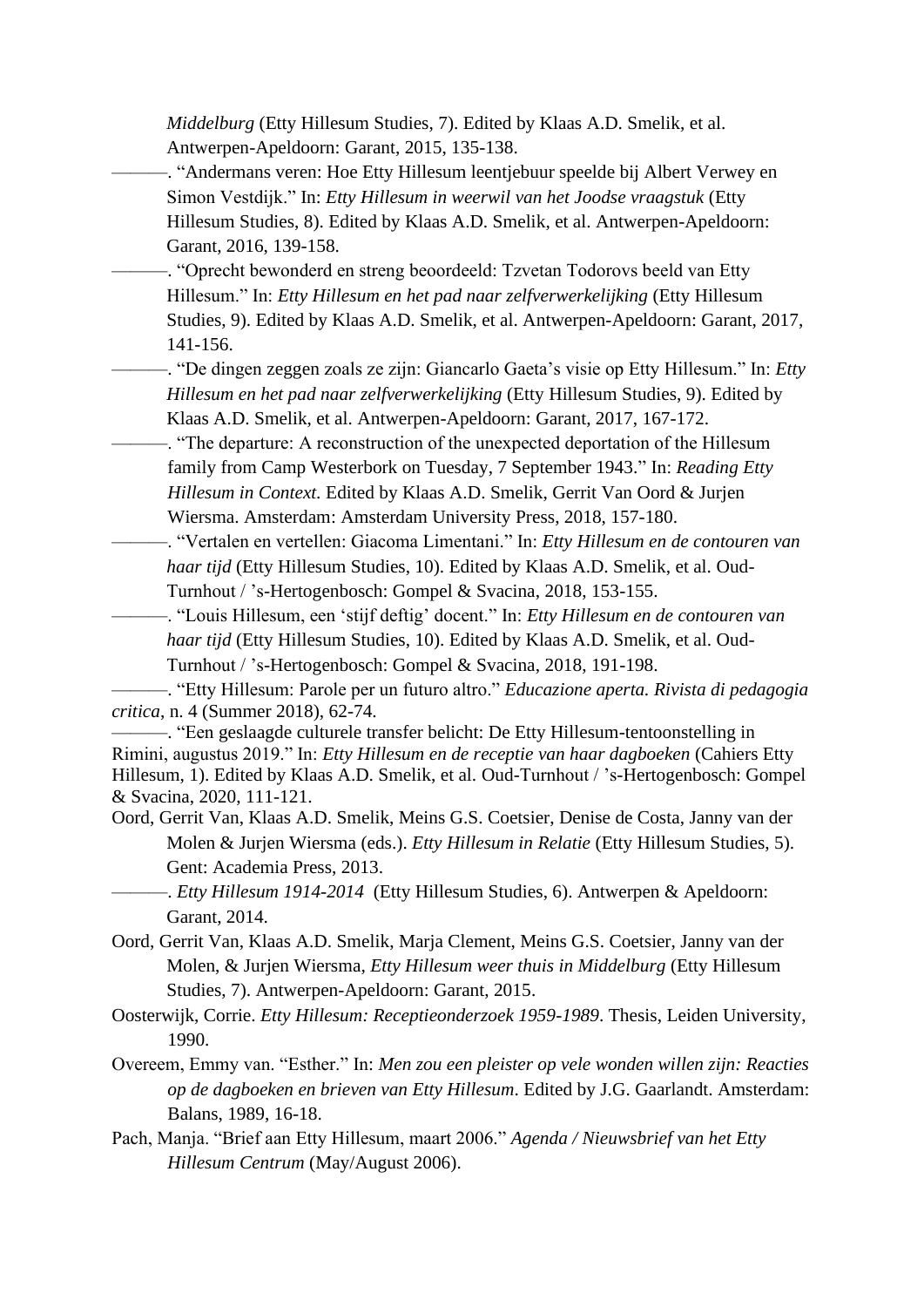*Middelburg* (Etty Hillesum Studies, 7). Edited by Klaas A.D. Smelik, et al. Antwerpen-Apeldoorn: Garant, 2015, 135-138.

———. “Andermans veren: Hoe Etty Hillesum leentjebuur speelde bij Albert Verwey en Simon Vestdijk.” In: *Etty Hillesum in weerwil van het Joodse vraagstuk* (Etty Hillesum Studies, 8). Edited by Klaas A.D. Smelik, et al. Antwerpen-Apeldoorn: Garant, 2016, 139-158.

———. “Oprecht bewonderd en streng beoordeeld: Tzvetan Todorovs beeld van Etty Hillesum.” In: *Etty Hillesum en het pad naar zelfverwerkelijking* (Etty Hillesum Studies, 9). Edited by Klaas A.D. Smelik, et al. Antwerpen-Apeldoorn: Garant, 2017, 141-156.

———. “De dingen zeggen zoals ze zijn: Giancarlo Gaeta’s visie op Etty Hillesum.” In: *Etty Hillesum en het pad naar zelfverwerkelijking* (Etty Hillesum Studies, 9). Edited by Klaas A.D. Smelik, et al. Antwerpen-Apeldoorn: Garant, 2017, 167-172.

———. “The departure: A reconstruction of the unexpected deportation of the Hillesum family from Camp Westerbork on Tuesday, 7 September 1943.” In: *Reading Etty Hillesum in Context*. Edited by Klaas A.D. Smelik, Gerrit Van Oord & Jurjen Wiersma. Amsterdam: Amsterdam University Press, 2018, 157-180.

———. “Vertalen en vertellen: Giacoma Limentani.” In: *Etty Hillesum en de contouren van haar tijd* (Etty Hillesum Studies, 10). Edited by Klaas A.D. Smelik, et al. Oud-Turnhout / ’s-Hertogenbosch: Gompel & Svacina, 2018, 153-155.

———. “Louis Hillesum, een ‘stijf deftig’ docent.” In: *Etty Hillesum en de contouren van haar tijd* (Etty Hillesum Studies, 10). Edited by Klaas A.D. Smelik, et al. Oud-Turnhout / ’s-Hertogenbosch: Gompel & Svacina, 2018, 191-198.

———. “Etty Hillesum: Parole per un futuro altro.” *Educazione aperta. Rivista di pedagogia critica*, n. 4 (Summer 2018), 62-74.

———. “Een geslaagde culturele transfer belicht: De Etty Hillesum-tentoonstelling in Rimini, augustus 2019.” In: *Etty Hillesum en de receptie van haar dagboeken* (Cahiers Etty Hillesum, 1). Edited by Klaas A.D. Smelik, et al. Oud-Turnhout / ’s-Hertogenbosch: Gompel & Svacina, 2020, 111-121.

Oord, Gerrit Van, Klaas A.D. Smelik, Meins G.S. Coetsier, Denise de Costa, Janny van der Molen & Jurjen Wiersma (eds.). *Etty Hillesum in Relatie* (Etty Hillesum Studies, 5). Gent: Academia Press, 2013.

———. *Etty Hillesum 1914-2014* (Etty Hillesum Studies, 6). Antwerpen & Apeldoorn: Garant, 2014.

Oord, Gerrit Van, Klaas A.D. Smelik, Marja Clement, Meins G.S. Coetsier, Janny van der Molen, & Jurjen Wiersma, *Etty Hillesum weer thuis in Middelburg* (Etty Hillesum Studies, 7). Antwerpen-Apeldoorn: Garant, 2015.

Oosterwijk, Corrie. *Etty Hillesum: Receptieonderzoek 1959-1989*. Thesis, Leiden University, 1990.

Overeem, Emmy van. “Esther.” In: *Men zou een pleister op vele wonden willen zijn: Reacties op de dagboeken en brieven van Etty Hillesum*. Edited by J.G. Gaarlandt. Amsterdam: Balans, 1989, 16-18.

Pach, Manja. “Brief aan Etty Hillesum, maart 2006.” *Agenda / Nieuwsbrief van het Etty Hillesum Centrum* (May/August 2006).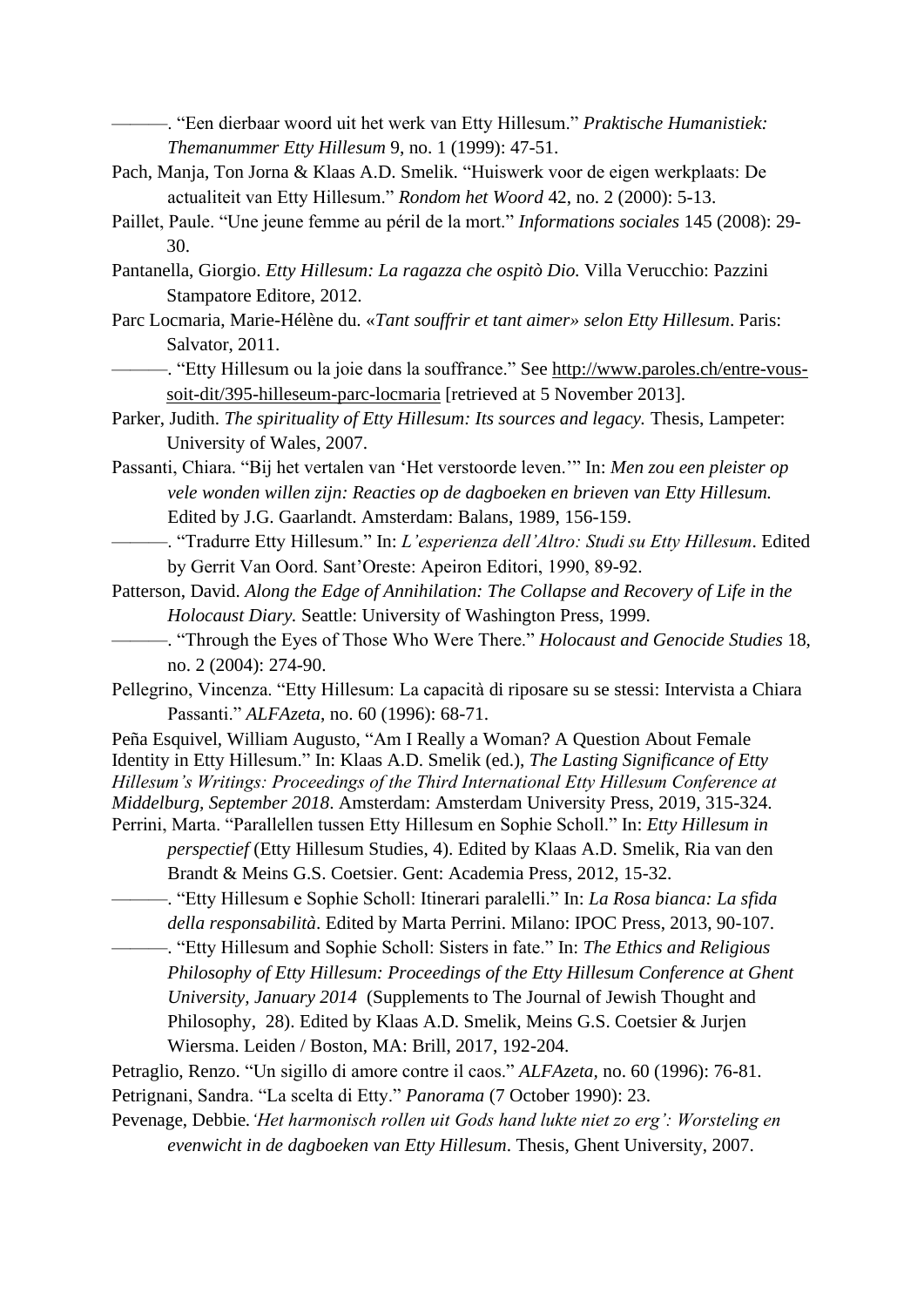———. "Een dierbaar woord uit het werk van Etty Hillesum." *Praktische Humanistiek: Themanummer Etty Hillesum* 9, no. 1 (1999): 47-51.

Pach, Manja, Ton Jorna & Klaas A.D. Smelik. "Huiswerk voor de eigen werkplaats: De actualiteit van Etty Hillesum." *Rondom het Woord* 42, no. 2 (2000): 5-13.

Paillet, Paule. "Une jeune femme au péril de la mort." *Informations sociales* 145 (2008): 29-30.

Pantanella, Giorgio. *Etty Hillesum: La ragazza che ospitò Dio.* Villa Verucchio: Pazzini Stampatore Editore, 2012.

Parc Locmaria, Marie-Hélène du. «*Tant souffrir et tant aimer*» *selon Etty Hillesum*. Paris: Salvator, 2011.

———. "Etty Hillesum ou la joie dans la souffrance." See http://www.paroles.ch/entre-vous-soit-dit/395-hilleseum-parc-locmaria [retrieved at 5 November 2013].

Parker, Judith. *The spirituality of Etty Hillesum: Its sources and legacy.* Thesis, Lampeter: University of Wales, 2007.

Passanti, Chiara. "Bij het vertalen van 'Het verstoorde leven.'" In: *Men zou een pleister op vele wonden willen zijn: Reacties op de dagboeken en brieven van Etty Hillesum.* Edited by J.G. Gaarlandt. Amsterdam: Balans, 1989, 156-159.

———. "Tradurre Etty Hillesum." In: *L'esperienza dell'Altro: Studi su Etty Hillesum*. Edited by Gerrit Van Oord. Sant'Oreste: Apeiron Editori, 1990, 89-92.

Patterson, David. *Along the Edge of Annihilation: The Collapse and Recovery of Life in the Holocaust Diary.* Seattle: University of Washington Press, 1999.

———. "Through the Eyes of Those Who Were There." *Holocaust and Genocide Studies* 18, no. 2 (2004): 274-90.

Pellegrino, Vincenza. "Etty Hillesum: La capacità di riposare su se stessi: Intervista a Chiara Passanti." *ALFAzeta*, no. 60 (1996): 68-71.

Peña Esquivel, William Augusto, "Am I Really a Woman? A Question About Female Identity in Etty Hillesum." In: Klaas A.D. Smelik (ed.), *The Lasting Significance of Etty Hillesum's Writings: Proceedings of the Third International Etty Hillesum Conference at Middelburg, September 2018*. Amsterdam: Amsterdam University Press, 2019, 315-324.

Perrini, Marta. "Parallellen tussen Etty Hillesum en Sophie Scholl." In: *Etty Hillesum in perspectief* (Etty Hillesum Studies, 4). Edited by Klaas A.D. Smelik, Ria van den Brandt & Meins G.S. Coetsier. Gent: Academia Press, 2012, 15-32.

———. "Etty Hillesum e Sophie Scholl: Itinerari paralelli." In: *La Rosa bianca: La sfida della responsabilità*. Edited by Marta Perrini. Milano: IPOC Press, 2013, 90-107.

———. "Etty Hillesum and Sophie Scholl: Sisters in fate." In: *The Ethics and Religious Philosophy of Etty Hillesum: Proceedings of the Etty Hillesum Conference at Ghent University, January 2014* (Supplements to The Journal of Jewish Thought and Philosophy, 28). Edited by Klaas A.D. Smelik, Meins G.S. Coetsier & Jurjen Wiersma. Leiden / Boston, MA: Brill, 2017, 192-204.

Petraglio, Renzo. "Un sigillo di amore contre il caos." *ALFAzeta*, no. 60 (1996): 76-81.

Petrignani, Sandra. "La scelta di Etty." *Panorama* (7 October 1990): 23.

Pevenage, Debbie. *'Het harmonisch rollen uit Gods hand lukte niet zo erg': Worsteling en evenwicht in de dagboeken van Etty Hillesum*. Thesis, Ghent University, 2007.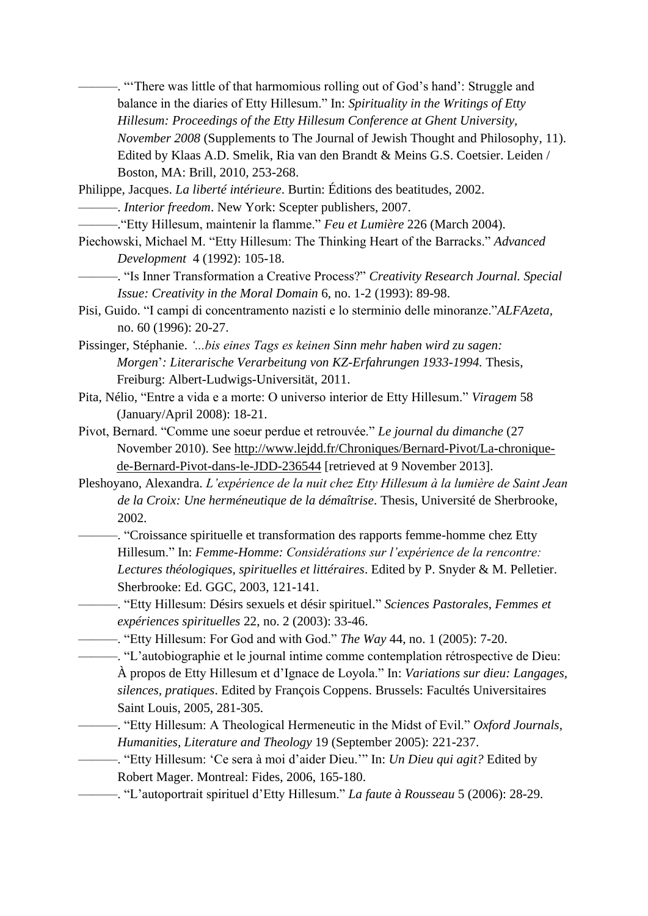———. "'There was little of that harmomious rolling out of God's hand': Struggle and balance in the diaries of Etty Hillesum." In: *Spirituality in the Writings of Etty Hillesum: Proceedings of the Etty Hillesum Conference at Ghent University, November 2008* (Supplements to The Journal of Jewish Thought and Philosophy, 11). Edited by Klaas A.D. Smelik, Ria van den Brandt & Meins G.S. Coetsier. Leiden / Boston, MA: Brill, 2010, 253-268.

Philippe, Jacques. *La liberté intérieure*. Burtin: Éditions des beatitudes, 2002.

———. *Interior freedom*. New York: Scepter publishers, 2007.

———."Etty Hillesum, maintenir la flamme." *Feu et Lumière* 226 (March 2004).

Piechowski, Michael M. "Etty Hillesum: The Thinking Heart of the Barracks." *Advanced Development* 4 (1992): 105-18.

———. "Is Inner Transformation a Creative Process?" *Creativity Research Journal. Special Issue: Creativity in the Moral Domain* 6, no. 1-2 (1993): 89-98.

Pisi, Guido. "I campi di concentramento nazisti e lo sterminio delle minoranze."*ALFAzeta*, no. 60 (1996): 20-27.

Pissinger, Stéphanie. *'...bis eines Tags es keinen Sinn mehr haben wird zu sagen: Morgen': Literarische Verarbeitung von KZ-Erfahrungen 1933-1994.* Thesis, Freiburg: Albert-Ludwigs-Universität, 2011.

Pita, Nélio, "Entre a vida e a morte: O universo interior de Etty Hillesum." *Viragem* 58 (January/April 2008): 18-21.

Pivot, Bernard. "Comme une soeur perdue et retrouvée." *Le journal du dimanche* (27 November 2010). See http://www.lejdd.fr/Chroniques/Bernard-Pivot/La-chronique-de-Bernard-Pivot-dans-le-JDD-236544 [retrieved at 9 November 2013].

Pleshoyano, Alexandra. *L'expérience de la nuit chez Etty Hillesum à la lumière de Saint Jean de la Croix: Une herméneutique de la démaîtrise*. Thesis, Université de Sherbrooke, 2002.

———. "Croissance spirituelle et transformation des rapports femme-homme chez Etty Hillesum." In: *Femme-Homme: Considérations sur l'expérience de la rencontre: Lectures théologiques, spirituelles et littéraires*. Edited by P. Snyder & M. Pelletier. Sherbrooke: Ed. GGC, 2003, 121-141.

———. "Etty Hillesum: Désirs sexuels et désir spirituel." *Sciences Pastorales, Femmes et expériences spirituelles* 22, no. 2 (2003): 33-46.

———. "Etty Hillesum: For God and with God." *The Way* 44, no. 1 (2005): 7-20.

———. "L'autobiographie et le journal intime comme contemplation rétrospective de Dieu: À propos de Etty Hillesum et d'Ignace de Loyola." In: *Variations sur dieu: Langages, silences, pratiques*. Edited by François Coppens. Brussels: Facultés Universitaires Saint Louis, 2005, 281-305.

———. "Etty Hillesum: A Theological Hermeneutic in the Midst of Evil." *Oxford Journals, Humanities, Literature and Theology* 19 (September 2005): 221-237.

———. "Etty Hillesum: 'Ce sera à moi d'aider Dieu.'" In: *Un Dieu qui agit?* Edited by Robert Mager. Montreal: Fides, 2006, 165-180.

———. "L'autoportrait spirituel d'Etty Hillesum." *La faute à Rousseau* 5 (2006): 28-29.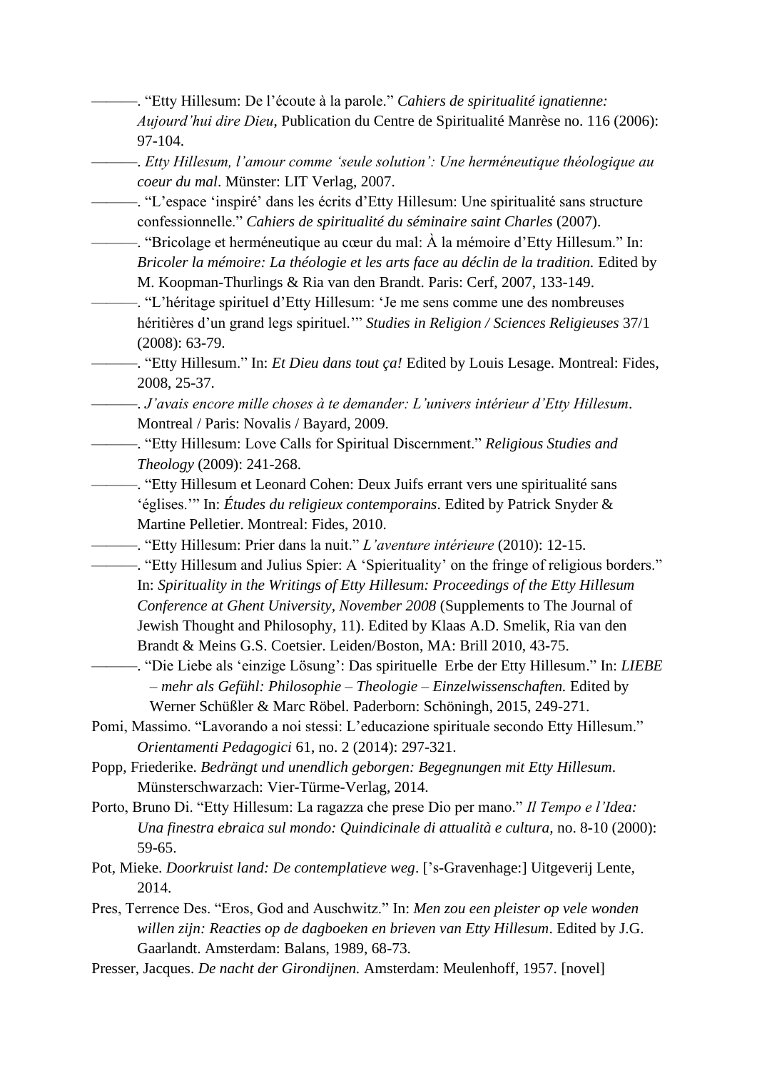———. “Etty Hillesum: De l’écoute à la parole.” *Cahiers de spiritualité ignatienne: Aujourd’hui dire Dieu*, Publication du Centre de Spiritualité Manrèse no. 116 (2006): 97-104.

———. *Etty Hillesum, l’amour comme ‘seule solution’: Une herméneutique théologique au coeur du mal*. Münster: LIT Verlag, 2007.

———. “L’espace ‘inspiré’ dans les écrits d’Etty Hillesum: Une spiritualité sans structure confessionnelle.” *Cahiers de spiritualité du séminaire saint Charles* (2007).

———. “Bricolage et herméneutique au cœur du mal: À la mémoire d’Etty Hillesum.” In: *Bricoler la mémoire: La théologie et les arts face au déclin de la tradition.* Edited by M. Koopman-Thurlings & Ria van den Brandt. Paris: Cerf, 2007, 133-149.

———. “L’héritage spirituel d’Etty Hillesum: ‘Je me sens comme une des nombreuses héritières d’un grand legs spirituel.’” *Studies in Religion / Sciences Religieuses* 37/1 (2008): 63-79.

———. “Etty Hillesum.” In: *Et Dieu dans tout ça!* Edited by Louis Lesage. Montreal: Fides, 2008, 25-37.

———. *J’avais encore mille choses à te demander: L’univers intérieur d’Etty Hillesum*. Montreal / Paris: Novalis / Bayard, 2009.

———. “Etty Hillesum: Love Calls for Spiritual Discernment.” *Religious Studies and Theology* (2009): 241-268.

———. “Etty Hillesum et Leonard Cohen: Deux Juifs errant vers une spiritualité sans ‘églises.’” In: *Études du religieux contemporains*. Edited by Patrick Snyder & Martine Pelletier. Montreal: Fides, 2010.

———. “Etty Hillesum: Prier dans la nuit.” *L’aventure intérieure* (2010): 12-15.

———. “Etty Hillesum and Julius Spier: A ‘Spierituality’ on the fringe of religious borders.” In: *Spirituality in the Writings of Etty Hillesum: Proceedings of the Etty Hillesum Conference at Ghent University, November 2008* (Supplements to The Journal of Jewish Thought and Philosophy, 11). Edited by Klaas A.D. Smelik, Ria van den Brandt & Meins G.S. Coetsier. Leiden/Boston, MA: Brill 2010, 43-75.

———. “Die Liebe als ‘einzige Lösung’: Das spirituelle Erbe der Etty Hillesum.” In: *LIEBE – mehr als Gefühl: Philosophie – Theologie – Einzelwissenschaften.* Edited by Werner Schüßler & Marc Röbel. Paderborn: Schöningh, 2015, 249-271.

Pomi, Massimo. “Lavorando a noi stessi: L’educazione spirituale secondo Etty Hillesum.” *Orientamenti Pedagogici* 61, no. 2 (2014): 297-321.

Popp, Friederike. *Bedrängt und unendlich geborgen: Begegnungen mit Etty Hillesum*. Münsterschwarzach: Vier-Türme-Verlag, 2014.

Porto, Bruno Di. “Etty Hillesum: La ragazza che prese Dio per mano.” *Il Tempo e l’Idea: Una finestra ebraica sul mondo: Quindicinale di attualità e cultura,* no. 8-10 (2000): 59-65.

Pot, Mieke. *Doorkruist land: De contemplatieve weg*. ['s-Gravenhage:] Uitgeverij Lente, 2014.

Pres, Terrence Des. “Eros, God and Auschwitz.” In: *Men zou een pleister op vele wonden willen zijn: Reacties op de dagboeken en brieven van Etty Hillesum*. Edited by J.G. Gaarlandt. Amsterdam: Balans, 1989, 68-73.

Presser, Jacques. *De nacht der Girondijnen.* Amsterdam: Meulenhoff, 1957. [novel]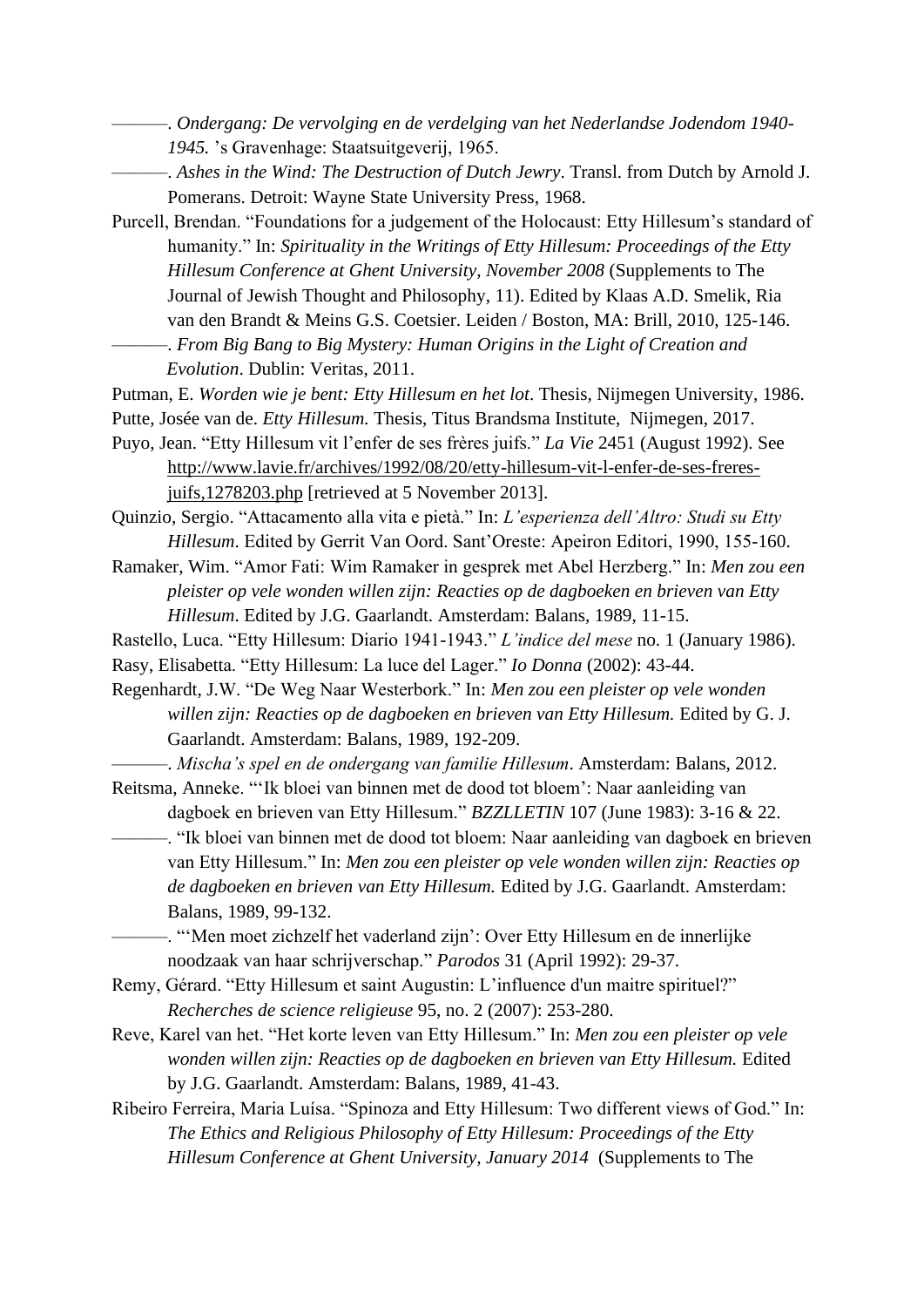———. *Ondergang: De vervolging en de verdelging van het Nederlandse Jodendom 1940-1945.* 's Gravenhage: Staatsuitgeverij, 1965.

———. *Ashes in the Wind: The Destruction of Dutch Jewry*. Transl. from Dutch by Arnold J. Pomerans. Detroit: Wayne State University Press, 1968.

Purcell, Brendan. "Foundations for a judgement of the Holocaust: Etty Hillesum's standard of humanity." In: *Spirituality in the Writings of Etty Hillesum: Proceedings of the Etty Hillesum Conference at Ghent University, November 2008* (Supplements to The Journal of Jewish Thought and Philosophy, 11). Edited by Klaas A.D. Smelik, Ria van den Brandt & Meins G.S. Coetsier. Leiden / Boston, MA: Brill, 2010, 125-146.

———. *From Big Bang to Big Mystery: Human Origins in the Light of Creation and Evolution*. Dublin: Veritas, 2011.

Putman, E. *Worden wie je bent: Etty Hillesum en het lot*. Thesis, Nijmegen University, 1986.

Putte, Josée van de. *Etty Hillesum.* Thesis, Titus Brandsma Institute, Nijmegen, 2017.

Puyo, Jean. "Etty Hillesum vit l'enfer de ses frères juifs." *La Vie* 2451 (August 1992). See http://www.lavie.fr/archives/1992/08/20/etty-hillesum-vit-l-enfer-de-ses-freres-juifs,1278203.php [retrieved at 5 November 2013].

Quinzio, Sergio. "Attacamento alla vita e pietà." In: *L'esperienza dell'Altro: Studi su Etty Hillesum*. Edited by Gerrit Van Oord. Sant'Oreste: Apeiron Editori, 1990, 155-160.

Ramaker, Wim. "Amor Fati: Wim Ramaker in gesprek met Abel Herzberg." In: *Men zou een pleister op vele wonden willen zijn: Reacties op de dagboeken en brieven van Etty Hillesum*. Edited by J.G. Gaarlandt. Amsterdam: Balans, 1989, 11-15.

Rastello, Luca. "Etty Hillesum: Diario 1941-1943." *L'indice del mese* no. 1 (January 1986).

Rasy, Elisabetta. "Etty Hillesum: La luce del Lager." *Io Donna* (2002): 43-44.

Regenhardt, J.W. "De Weg Naar Westerbork." In: *Men zou een pleister op vele wonden willen zijn: Reacties op de dagboeken en brieven van Etty Hillesum.* Edited by G. J. Gaarlandt. Amsterdam: Balans, 1989, 192-209.

———. *Mischa's spel en de ondergang van familie Hillesum*. Amsterdam: Balans, 2012.

Reitsma, Anneke. "'Ik bloei van binnen met de dood tot bloem': Naar aanleiding van dagboek en brieven van Etty Hillesum." *BZZLLETIN* 107 (June 1983): 3-16 & 22.

———. "Ik bloei van binnen met de dood tot bloem: Naar aanleiding van dagboek en brieven van Etty Hillesum." In: *Men zou een pleister op vele wonden willen zijn: Reacties op de dagboeken en brieven van Etty Hillesum.* Edited by J.G. Gaarlandt. Amsterdam: Balans, 1989, 99-132.

———. "'Men moet zichzelf het vaderland zijn': Over Etty Hillesum en de innerlijke noodzaak van haar schrijverschap." *Parodos* 31 (April 1992): 29-37.

Remy, Gérard. "Etty Hillesum et saint Augustin: L'influence d'un maitre spirituel?" *Recherches de science religieuse* 95, no. 2 (2007): 253-280.

Reve, Karel van het. "Het korte leven van Etty Hillesum." In: *Men zou een pleister op vele wonden willen zijn: Reacties op de dagboeken en brieven van Etty Hillesum.* Edited by J.G. Gaarlandt. Amsterdam: Balans, 1989, 41-43.

Ribeiro Ferreira, Maria Luísa. "Spinoza and Etty Hillesum: Two different views of God." In: *The Ethics and Religious Philosophy of Etty Hillesum: Proceedings of the Etty Hillesum Conference at Ghent University, January 2014* (Supplements to The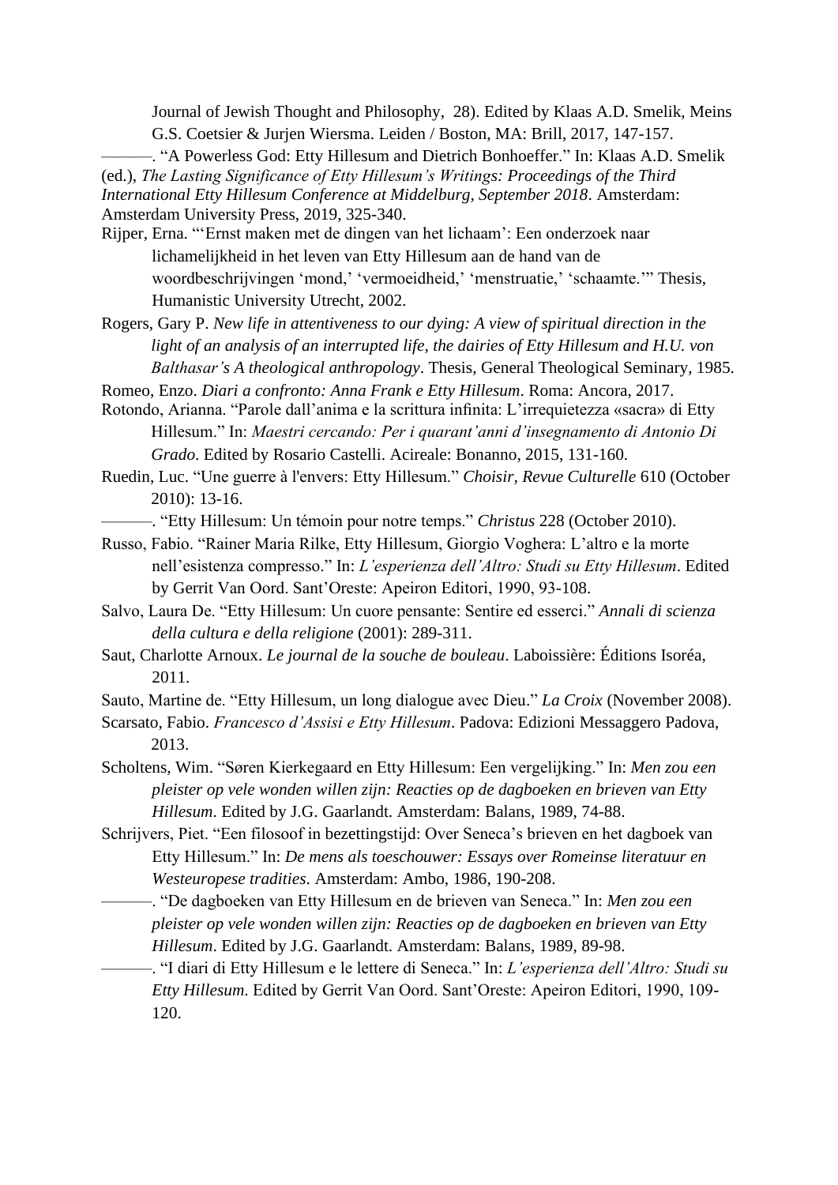Journal of Jewish Thought and Philosophy, 28). Edited by Klaas A.D. Smelik, Meins G.S. Coetsier & Jurjen Wiersma. Leiden / Boston, MA: Brill, 2017, 147-157.

———. “A Powerless God: Etty Hillesum and Dietrich Bonhoeffer.” In: Klaas A.D. Smelik (ed.), *The Lasting Significance of Etty Hillesum’s Writings: Proceedings of the Third International Etty Hillesum Conference at Middelburg, September 2018*. Amsterdam: Amsterdam University Press, 2019, 325-340.

Rijper, Erna. “‘Ernst maken met de dingen van het lichaam’: Een onderzoek naar lichamelijkheid in het leven van Etty Hillesum aan de hand van de woordbeschrijvingen ‘mond,’ ‘vermoeidheid,’ ‘menstruatie,’ ‘schaamte.’” Thesis, Humanistic University Utrecht, 2002.

Rogers, Gary P. *New life in attentiveness to our dying: A view of spiritual direction in the light of an analysis of an interrupted life, the dairies of Etty Hillesum and H.U. von Balthasar’s A theological anthropology*. Thesis, General Theological Seminary, 1985.

Romeo, Enzo. *Diari a confronto: Anna Frank e Etty Hillesum*. Roma: Ancora, 2017.

Rotondo, Arianna. “Parole dall’anima e la scrittura infinita: L’irrequietezza «sacra» di Etty Hillesum.” In: *Maestri cercando: Per i quarant’anni d’insegnamento di Antonio Di Grado*. Edited by Rosario Castelli. Acireale: Bonanno, 2015, 131-160.

Ruedin, Luc. “Une guerre à l'envers: Etty Hillesum.” *Choisir, Revue Culturelle* 610 (October 2010): 13-16.

———. “Etty Hillesum: Un témoin pour notre temps.” *Christus* 228 (October 2010).

Russo, Fabio. “Rainer Maria Rilke, Etty Hillesum, Giorgio Voghera: L’altro e la morte nell’esistenza compresso.” In: *L’esperienza dell’Altro: Studi su Etty Hillesum*. Edited by Gerrit Van Oord. Sant’Oreste: Apeiron Editori, 1990, 93-108.

Salvo, Laura De. “Etty Hillesum: Un cuore pensante: Sentire ed esserci.” *Annali di scienza della cultura e della religione* (2001): 289-311.

Saut, Charlotte Arnoux. *Le journal de la souche de bouleau*. Laboissière: Éditions Isoréa, 2011.

Sauto, Martine de. “Etty Hillesum, un long dialogue avec Dieu.” *La Croix* (November 2008).

Scarsato, Fabio. *Francesco d’Assisi e Etty Hillesum*. Padova: Edizioni Messaggero Padova, 2013.

Scholtens, Wim. “Søren Kierkegaard en Etty Hillesum: Een vergelijking.” In: *Men zou een pleister op vele wonden willen zijn: Reacties op de dagboeken en brieven van Etty Hillesum*. Edited by J.G. Gaarlandt. Amsterdam: Balans, 1989, 74-88.

Schrijvers, Piet. “Een filosoof in bezettingstijd: Over Seneca’s brieven en het dagboek van Etty Hillesum.” In: *De mens als toeschouwer: Essays over Romeinse literatuur en Westeuropese tradities*. Amsterdam: Ambo, 1986, 190-208.

———. “De dagboeken van Etty Hillesum en de brieven van Seneca.” In: *Men zou een pleister op vele wonden willen zijn: Reacties op de dagboeken en brieven van Etty Hillesum*. Edited by J.G. Gaarlandt. Amsterdam: Balans, 1989, 89-98.

———. “I diari di Etty Hillesum e le lettere di Seneca.” In: *L’esperienza dell’Altro: Studi su Etty Hillesum*. Edited by Gerrit Van Oord. Sant’Oreste: Apeiron Editori, 1990, 109-120.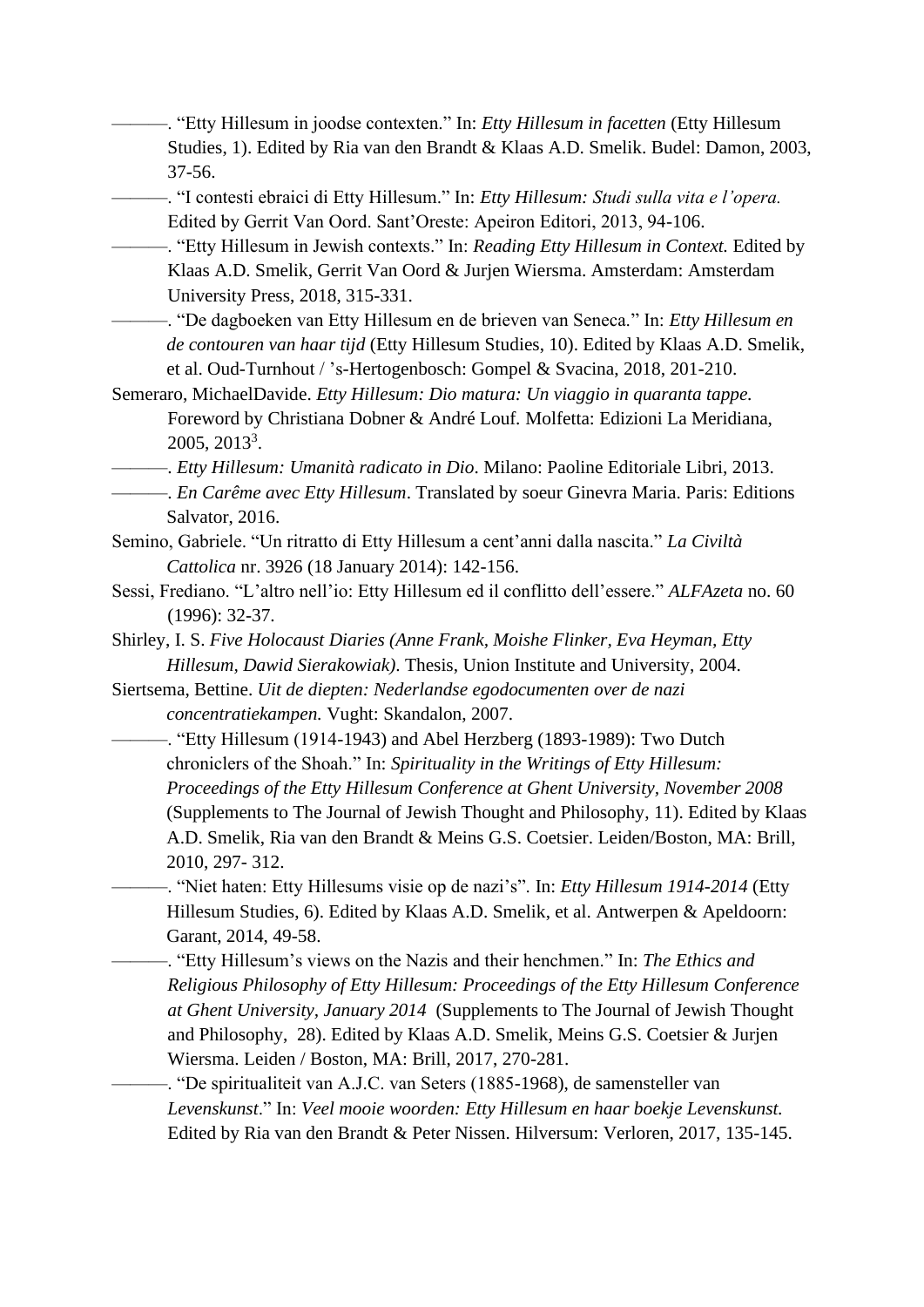———. “Etty Hillesum in joodse contexten.” In: *Etty Hillesum in facetten* (Etty Hillesum Studies, 1). Edited by Ria van den Brandt & Klaas A.D. Smelik. Budel: Damon, 2003, 37-56.

———. “I contesti ebraici di Etty Hillesum.” In: *Etty Hillesum: Studi sulla vita e l’opera.* Edited by Gerrit Van Oord. Sant’Oreste: Apeiron Editori, 2013, 94-106.

———. “Etty Hillesum in Jewish contexts.” In: *Reading Etty Hillesum in Context.* Edited by Klaas A.D. Smelik, Gerrit Van Oord & Jurjen Wiersma. Amsterdam: Amsterdam University Press, 2018, 315-331.

———. “De dagboeken van Etty Hillesum en de brieven van Seneca.” In: *Etty Hillesum en de contouren van haar tijd* (Etty Hillesum Studies, 10). Edited by Klaas A.D. Smelik, et al. Oud-Turnhout / ’s-Hertogenbosch: Gompel & Svacina, 2018, 201-210.

Semeraro, MichaelDavide. *Etty Hillesum: Dio matura: Un viaggio in quaranta tappe.* Foreword by Christiana Dobner & André Louf. Molfetta: Edizioni La Meridiana, 2005, 2013[3].

———. *Etty Hillesum: Umanità radicato in Dio*. Milano: Paoline Editoriale Libri, 2013.

———. *En Carême avec Etty Hillesum*. Translated by soeur Ginevra Maria. Paris: Editions Salvator, 2016.

Semino, Gabriele. “Un ritratto di Etty Hillesum a cent’anni dalla nascita.” *La Civiltà Cattolica* nr. 3926 (18 January 2014): 142-156.

Sessi, Frediano. “L’altro nell’io: Etty Hillesum ed il conflitto dell’essere.” *ALFAzeta* no. 60 (1996): 32-37.

Shirley, I. S. *Five Holocaust Diaries (Anne Frank, Moishe Flinker, Eva Heyman, Etty Hillesum, Dawid Sierakowiak)*. Thesis, Union Institute and University, 2004.

Siertsema, Bettine. *Uit de diepten: Nederlandse egodocumenten over de nazi concentratiekampen.* Vught: Skandalon, 2007.

———. “Etty Hillesum (1914-1943) and Abel Herzberg (1893-1989): Two Dutch chroniclers of the Shoah.” In: *Spirituality in the Writings of Etty Hillesum: Proceedings of the Etty Hillesum Conference at Ghent University, November 2008* (Supplements to The Journal of Jewish Thought and Philosophy, 11). Edited by Klaas A.D. Smelik, Ria van den Brandt & Meins G.S. Coetsier. Leiden/Boston, MA: Brill, 2010, 297- 312.

———. “Niet haten: Etty Hillesums visie op de nazi’s”. In: *Etty Hillesum 1914-2014* (Etty Hillesum Studies, 6). Edited by Klaas A.D. Smelik, et al. Antwerpen & Apeldoorn: Garant, 2014, 49-58.

———. “Etty Hillesum’s views on the Nazis and their henchmen.” In: *The Ethics and Religious Philosophy of Etty Hillesum: Proceedings of the Etty Hillesum Conference at Ghent University, January 2014* (Supplements to The Journal of Jewish Thought and Philosophy, 28). Edited by Klaas A.D. Smelik, Meins G.S. Coetsier & Jurjen Wiersma. Leiden / Boston, MA: Brill, 2017, 270-281.

———. “De spiritualiteit van A.J.C. van Seters (1885-1968), de samensteller van *Levenskunst*.” In: *Veel mooie woorden: Etty Hillesum en haar boekje Levenskunst.* Edited by Ria van den Brandt & Peter Nissen. Hilversum: Verloren, 2017, 135-145.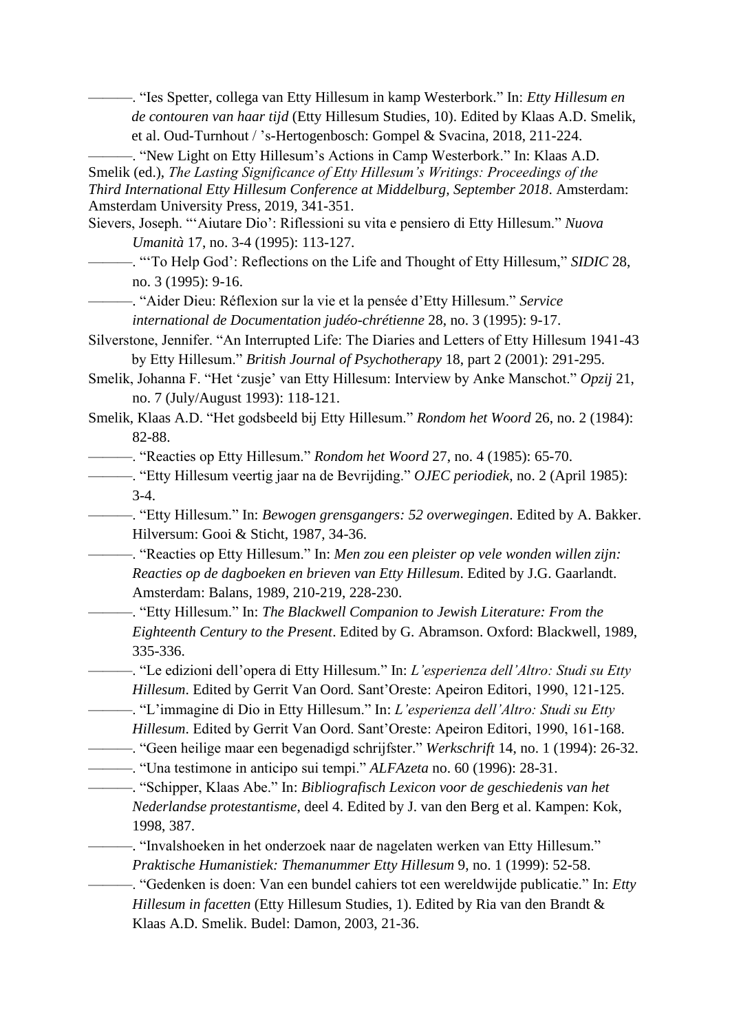———. “Ies Spetter, collega van Etty Hillesum in kamp Westerbork.” In: *Etty Hillesum en de contouren van haar tijd* (Etty Hillesum Studies, 10). Edited by Klaas A.D. Smelik, et al. Oud-Turnhout / ’s-Hertogenbosch: Gompel & Svacina, 2018, 211-224.

———. “New Light on Etty Hillesum’s Actions in Camp Westerbork.” In: Klaas A.D. Smelik (ed.), *The Lasting Significance of Etty Hillesum’s Writings: Proceedings of the Third International Etty Hillesum Conference at Middelburg, September 2018*. Amsterdam: Amsterdam University Press, 2019, 341-351.

Sievers, Joseph. “‘Aiutare Dio’: Riflessioni su vita e pensiero di Etty Hillesum.” *Nuova Umanità* 17, no. 3-4 (1995): 113-127.

———. “‘To Help God’: Reflections on the Life and Thought of Etty Hillesum,” *SIDIC* 28, no. 3 (1995): 9-16.

———. “Aider Dieu: Réflexion sur la vie et la pensée d’Etty Hillesum.” *Service international de Documentation judéo-chrétienne* 28, no. 3 (1995): 9-17.

Silverstone, Jennifer. “An Interrupted Life: The Diaries and Letters of Etty Hillesum 1941-43 by Etty Hillesum.” *British Journal of Psychotherapy* 18, part 2 (2001): 291-295.

Smelik, Johanna F. “Het ‘zusje’ van Etty Hillesum: Interview by Anke Manschot.” *Opzij* 21, no. 7 (July/August 1993): 118-121.

Smelik, Klaas A.D. “Het godsbeeld bij Etty Hillesum.” *Rondom het Woord* 26, no. 2 (1984): 82-88.

———. “Reacties op Etty Hillesum.” *Rondom het Woord* 27, no. 4 (1985): 65-70.

———. “Etty Hillesum veertig jaar na de Bevrijding.” *OJEC periodiek*, no. 2 (April 1985): 3-4.

———. “Etty Hillesum.” In: *Bewogen grensgangers: 52 overwegingen*. Edited by A. Bakker. Hilversum: Gooi & Sticht, 1987, 34-36.

———. “Reacties op Etty Hillesum.” In: *Men zou een pleister op vele wonden willen zijn: Reacties op de dagboeken en brieven van Etty Hillesum*. Edited by J.G. Gaarlandt. Amsterdam: Balans, 1989, 210-219, 228-230.

———. “Etty Hillesum.” In: *The Blackwell Companion to Jewish Literature: From the Eighteenth Century to the Present*. Edited by G. Abramson. Oxford: Blackwell, 1989, 335-336.

———. “Le edizioni dell’opera di Etty Hillesum.” In: *L’esperienza dell’Altro: Studi su Etty Hillesum*. Edited by Gerrit Van Oord. Sant’Oreste: Apeiron Editori, 1990, 121-125.

———. “L’immagine di Dio in Etty Hillesum.” In: *L’esperienza dell’Altro: Studi su Etty Hillesum*. Edited by Gerrit Van Oord. Sant’Oreste: Apeiron Editori, 1990, 161-168.

———. “Geen heilige maar een begenadigd schrijfster.” *Werkschrift* 14, no. 1 (1994): 26-32.

———. “Una testimone in anticipo sui tempi.” *ALFAzeta* no. 60 (1996): 28-31.

———. “Schipper, Klaas Abe.” In: *Bibliografisch Lexicon voor de geschiedenis van het Nederlandse protestantisme*, deel 4. Edited by J. van den Berg et al. Kampen: Kok, 1998, 387.

———. “Invalshoeken in het onderzoek naar de nagelaten werken van Etty Hillesum.” *Praktische Humanistiek: Themanummer Etty Hillesum* 9, no. 1 (1999): 52-58.

———. “Gedenken is doen: Van een bundel cahiers tot een wereldwijde publicatie.” In: *Etty Hillesum in facetten* (Etty Hillesum Studies, 1). Edited by Ria van den Brandt & Klaas A.D. Smelik. Budel: Damon, 2003, 21-36.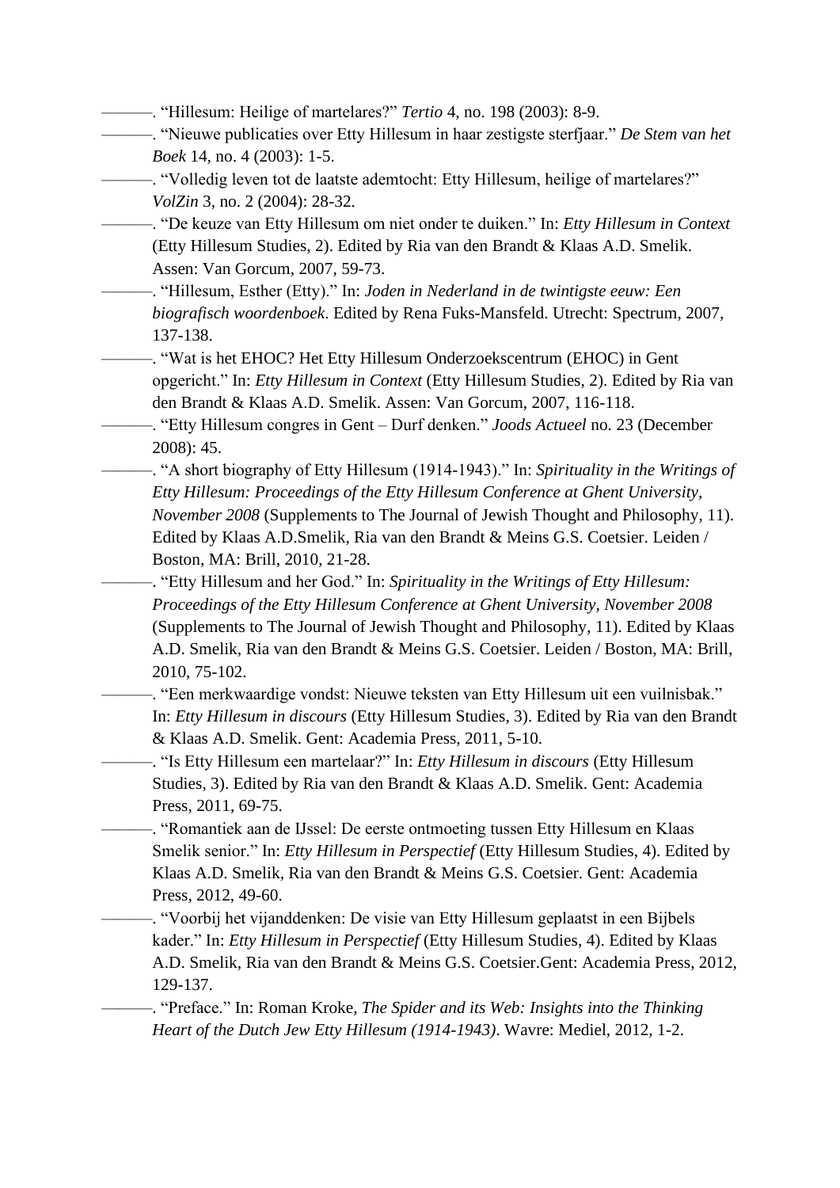———. “Hillesum: Heilige of martelares?” *Tertio* 4, no. 198 (2003): 8-9.

———. “Nieuwe publicaties over Etty Hillesum in haar zestigste sterfjaar.” *De Stem van het Boek* 14, no. 4 (2003): 1-5.

———. “Volledig leven tot de laatste ademtocht: Etty Hillesum, heilige of martelares?” *VolZin* 3, no. 2 (2004): 28-32.

———. “De keuze van Etty Hillesum om niet onder te duiken.” In: *Etty Hillesum in Context* (Etty Hillesum Studies, 2). Edited by Ria van den Brandt & Klaas A.D. Smelik. Assen: Van Gorcum, 2007, 59-73.

———. “Hillesum, Esther (Etty).” In: *Joden in Nederland in de twintigste eeuw: Een biografisch woordenboek*. Edited by Rena Fuks-Mansfeld. Utrecht: Spectrum, 2007, 137-138.

———. “Wat is het EHOC? Het Etty Hillesum Onderzoekscentrum (EHOC) in Gent opgericht.” In: *Etty Hillesum in Context* (Etty Hillesum Studies, 2). Edited by Ria van den Brandt & Klaas A.D. Smelik. Assen: Van Gorcum, 2007, 116-118.

———. “Etty Hillesum congres in Gent – Durf denken.” *Joods Actueel* no. 23 (December 2008): 45.

———. “A short biography of Etty Hillesum (1914-1943).” In: *Spirituality in the Writings of Etty Hillesum: Proceedings of the Etty Hillesum Conference at Ghent University, November 2008* (Supplements to The Journal of Jewish Thought and Philosophy, 11). Edited by Klaas A.D.Smelik, Ria van den Brandt & Meins G.S. Coetsier. Leiden / Boston, MA: Brill, 2010, 21-28.

———. “Etty Hillesum and her God.” In: *Spirituality in the Writings of Etty Hillesum: Proceedings of the Etty Hillesum Conference at Ghent University, November 2008* (Supplements to The Journal of Jewish Thought and Philosophy, 11). Edited by Klaas A.D. Smelik, Ria van den Brandt & Meins G.S. Coetsier. Leiden / Boston, MA: Brill, 2010, 75-102.

———. “Een merkwaardige vondst: Nieuwe teksten van Etty Hillesum uit een vuilnisbak.” In: *Etty Hillesum in discours* (Etty Hillesum Studies, 3). Edited by Ria van den Brandt & Klaas A.D. Smelik. Gent: Academia Press, 2011, 5-10.

———. “Is Etty Hillesum een martelaar?” In: *Etty Hillesum in discours* (Etty Hillesum Studies, 3). Edited by Ria van den Brandt & Klaas A.D. Smelik. Gent: Academia Press, 2011, 69-75.

———. “Romantiek aan de IJssel: De eerste ontmoeting tussen Etty Hillesum en Klaas Smelik senior.” In: *Etty Hillesum in Perspectief* (Etty Hillesum Studies, 4). Edited by Klaas A.D. Smelik, Ria van den Brandt & Meins G.S. Coetsier. Gent: Academia Press, 2012, 49-60.

———. “Voorbij het vijanddenken: De visie van Etty Hillesum geplaatst in een Bijbels kader.” In: *Etty Hillesum in Perspectief* (Etty Hillesum Studies, 4). Edited by Klaas A.D. Smelik, Ria van den Brandt & Meins G.S. Coetsier.Gent: Academia Press, 2012, 129-137.

———. “Preface.” In: Roman Kroke, *The Spider and its Web: Insights into the Thinking Heart of the Dutch Jew Etty Hillesum (1914-1943)*. Wavre: Mediel, 2012, 1-2.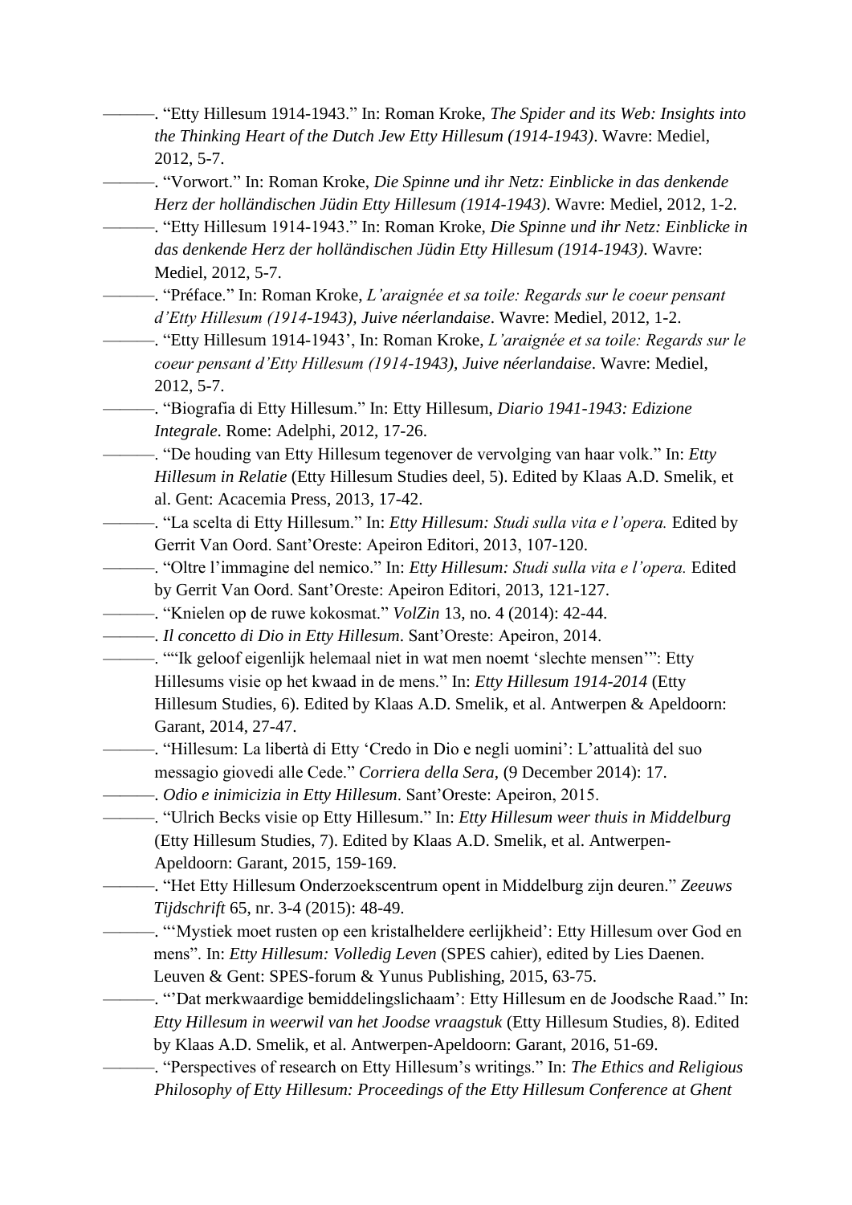———. "Etty Hillesum 1914-1943." In: Roman Kroke, *The Spider and its Web: Insights into the Thinking Heart of the Dutch Jew Etty Hillesum (1914-1943)*. Wavre: Mediel, 2012, 5-7.

———. "Vorwort." In: Roman Kroke, *Die Spinne und ihr Netz: Einblicke in das denkende Herz der holländischen Jüdin Etty Hillesum (1914-1943)*. Wavre: Mediel, 2012, 1-2.

———. "Etty Hillesum 1914-1943." In: Roman Kroke, *Die Spinne und ihr Netz: Einblicke in das denkende Herz der holländischen Jüdin Etty Hillesum (1914-1943)*. Wavre: Mediel, 2012, 5-7.

———. "Préface." In: Roman Kroke, *L'araignée et sa toile: Regards sur le coeur pensant d'Etty Hillesum (1914-1943), Juive néerlandaise*. Wavre: Mediel, 2012, 1-2.

———. "Etty Hillesum 1914-1943', In: Roman Kroke, *L'araignée et sa toile: Regards sur le coeur pensant d'Etty Hillesum (1914-1943), Juive néerlandaise*. Wavre: Mediel, 2012, 5-7.

———. "Biografia di Etty Hillesum." In: Etty Hillesum, *Diario 1941-1943: Edizione Integrale*. Rome: Adelphi, 2012, 17-26.

———. "De houding van Etty Hillesum tegenover de vervolging van haar volk." In: *Etty Hillesum in Relatie* (Etty Hillesum Studies deel, 5). Edited by Klaas A.D. Smelik, et al. Gent: Acacemia Press, 2013, 17-42.

———. "La scelta di Etty Hillesum." In: *Etty Hillesum: Studi sulla vita e l'opera.* Edited by Gerrit Van Oord. Sant'Oreste: Apeiron Editori, 2013, 107-120.

———. "Oltre l'immagine del nemico." In: *Etty Hillesum: Studi sulla vita e l'opera.* Edited by Gerrit Van Oord. Sant'Oreste: Apeiron Editori, 2013, 121-127.

———. "Knielen op de ruwe kokosmat." *VolZin* 13, no. 4 (2014): 42-44.

———. *Il concetto di Dio in Etty Hillesum*. Sant'Oreste: Apeiron, 2014.

———. ""Ik geloof eigenlijk helemaal niet in wat men noemt 'slechte mensen'": Etty Hillesums visie op het kwaad in de mens." In: *Etty Hillesum 1914-2014* (Etty Hillesum Studies, 6). Edited by Klaas A.D. Smelik, et al. Antwerpen & Apeldoorn: Garant, 2014, 27-47.

———. "Hillesum: La libertà di Etty 'Credo in Dio e negli uomini': L'attualità del suo messagio giovedi alle Cede." *Corriera della Sera*, (9 December 2014): 17.

———. *Odio e inimicizia in Etty Hillesum*. Sant'Oreste: Apeiron, 2015.

———. "Ulrich Becks visie op Etty Hillesum." In: *Etty Hillesum weer thuis in Middelburg* (Etty Hillesum Studies, 7). Edited by Klaas A.D. Smelik, et al. Antwerpen-Apeldoorn: Garant, 2015, 159-169.

———. "Het Etty Hillesum Onderzoekscentrum opent in Middelburg zijn deuren." *Zeeuws Tijdschrift* 65, nr. 3-4 (2015): 48-49.

———. "'Mystiek moet rusten op een kristalheldere eerlijkheid': Etty Hillesum over God en mens". In: *Etty Hillesum: Volledig Leven* (SPES cahier), edited by Lies Daenen. Leuven & Gent: SPES-forum & Yunus Publishing, 2015, 63-75.

———. "'Dat merkwaardige bemiddelingslichaam': Etty Hillesum en de Joodsche Raad." In: *Etty Hillesum in weerwil van het Joodse vraagstuk* (Etty Hillesum Studies, 8). Edited by Klaas A.D. Smelik, et al. Antwerpen-Apeldoorn: Garant, 2016, 51-69.

———. "Perspectives of research on Etty Hillesum's writings." In: *The Ethics and Religious Philosophy of Etty Hillesum: Proceedings of the Etty Hillesum Conference at Ghent*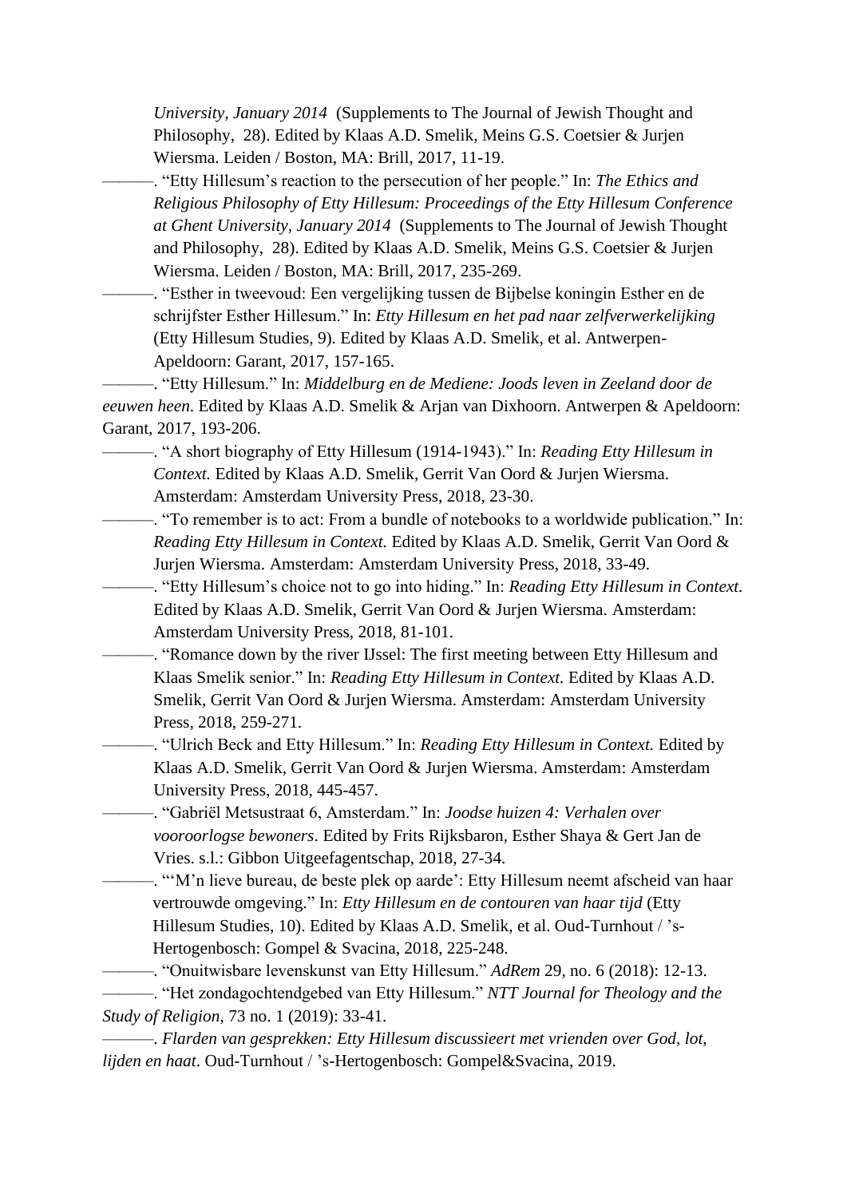*University, January 2014* (Supplements to The Journal of Jewish Thought and Philosophy, 28). Edited by Klaas A.D. Smelik, Meins G.S. Coetsier & Jurjen Wiersma. Leiden / Boston, MA: Brill, 2017, 11-19.

———. "Etty Hillesum's reaction to the persecution of her people." In: *The Ethics and Religious Philosophy of Etty Hillesum: Proceedings of the Etty Hillesum Conference at Ghent University, January 2014* (Supplements to The Journal of Jewish Thought and Philosophy, 28). Edited by Klaas A.D. Smelik, Meins G.S. Coetsier & Jurjen Wiersma. Leiden / Boston, MA: Brill, 2017, 235-269.

———. "Esther in tweevoud: Een vergelijking tussen de Bijbelse koningin Esther en de schrijfster Esther Hillesum." In: *Etty Hillesum en het pad naar zelfverwerkelijking* (Etty Hillesum Studies, 9). Edited by Klaas A.D. Smelik, et al. Antwerpen-Apeldoorn: Garant, 2017, 157-165.

———. "Etty Hillesum." In: *Middelburg en de Mediene: Joods leven in Zeeland door de eeuwen heen.* Edited by Klaas A.D. Smelik & Arjan van Dixhoorn. Antwerpen & Apeldoorn: Garant, 2017, 193-206.

———. "A short biography of Etty Hillesum (1914-1943)." In: *Reading Etty Hillesum in Context.* Edited by Klaas A.D. Smelik, Gerrit Van Oord & Jurjen Wiersma. Amsterdam: Amsterdam University Press, 2018, 23-30.

———. "To remember is to act: From a bundle of notebooks to a worldwide publication." In: *Reading Etty Hillesum in Context.* Edited by Klaas A.D. Smelik, Gerrit Van Oord & Jurjen Wiersma. Amsterdam: Amsterdam University Press, 2018, 33-49.

———. "Etty Hillesum's choice not to go into hiding." In: *Reading Etty Hillesum in Context.* Edited by Klaas A.D. Smelik, Gerrit Van Oord & Jurjen Wiersma. Amsterdam: Amsterdam University Press, 2018, 81-101.

———. "Romance down by the river IJssel: The first meeting between Etty Hillesum and Klaas Smelik senior." In: *Reading Etty Hillesum in Context.* Edited by Klaas A.D. Smelik, Gerrit Van Oord & Jurjen Wiersma. Amsterdam: Amsterdam University Press, 2018, 259-271.

———. "Ulrich Beck and Etty Hillesum." In: *Reading Etty Hillesum in Context.* Edited by Klaas A.D. Smelik, Gerrit Van Oord & Jurjen Wiersma. Amsterdam: Amsterdam University Press, 2018, 445-457.

———. "Gabriël Metsustraat 6, Amsterdam." In: *Joodse huizen 4: Verhalen over vooroorlogse bewoners*. Edited by Frits Rijksbaron, Esther Shaya & Gert Jan de Vries. s.l.: Gibbon Uitgeefagentschap, 2018, 27-34.

———. "'M'n lieve bureau, de beste plek op aarde': Etty Hillesum neemt afscheid van haar vertrouwde omgeving." In: *Etty Hillesum en de contouren van haar tijd* (Etty Hillesum Studies, 10). Edited by Klaas A.D. Smelik, et al. Oud-Turnhout / 's-Hertogenbosch: Gompel & Svacina, 2018, 225-248.

———. "Onuitwisbare levenskunst van Etty Hillesum." *AdRem* 29, no. 6 (2018): 12-13.

———. "Het zondagochtendgebed van Etty Hillesum." *NTT Journal for Theology and the Study of Religion*, 73 no. 1 (2019): 33-41.

———. *Flarden van gesprekken: Etty Hillesum discussieert met vrienden over God, lot, lijden en haat*. Oud-Turnhout / 's-Hertogenbosch: Gompel&Svacina, 2019.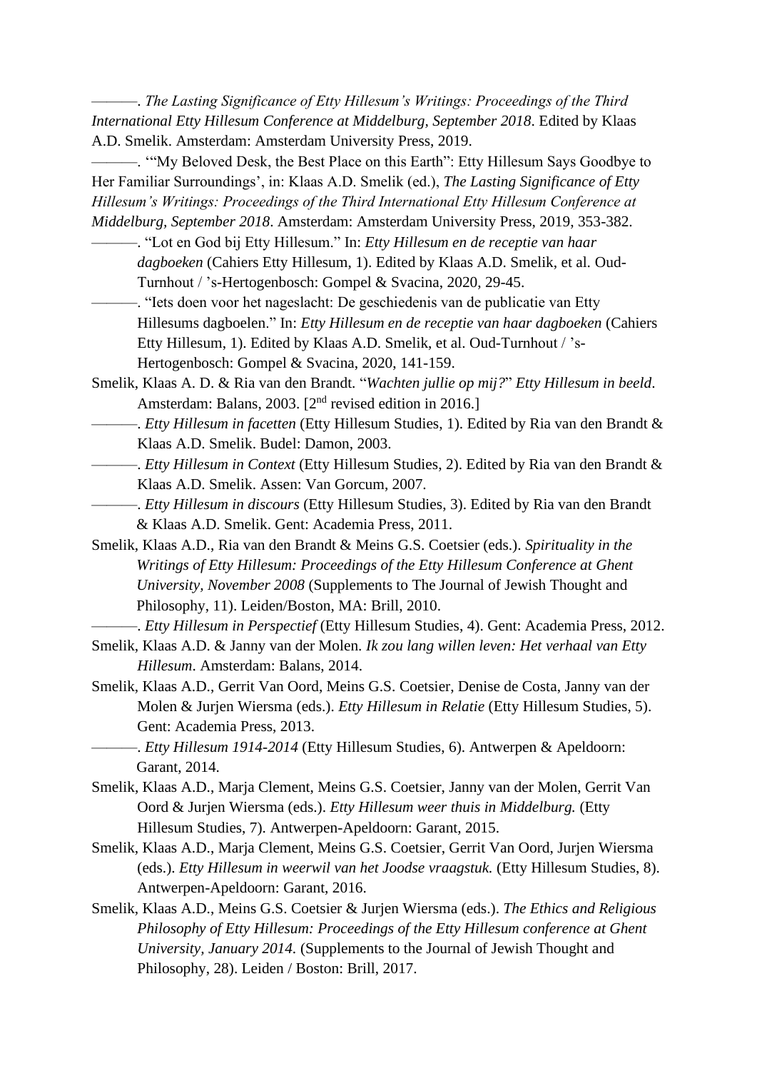———. *The Lasting Significance of Etty Hillesum's Writings: Proceedings of the Third International Etty Hillesum Conference at Middelburg, September 2018*. Edited by Klaas A.D. Smelik. Amsterdam: Amsterdam University Press, 2019.

———. '"My Beloved Desk, the Best Place on this Earth": Etty Hillesum Says Goodbye to Her Familiar Surroundings', in: Klaas A.D. Smelik (ed.), *The Lasting Significance of Etty Hillesum's Writings: Proceedings of the Third International Etty Hillesum Conference at Middelburg, September 2018*. Amsterdam: Amsterdam University Press, 2019, 353-382.

———. "Lot en God bij Etty Hillesum." In: *Etty Hillesum en de receptie van haar dagboeken* (Cahiers Etty Hillesum, 1). Edited by Klaas A.D. Smelik, et al. Oud-Turnhout / 's-Hertogenbosch: Gompel & Svacina, 2020, 29-45.

———. "Iets doen voor het nageslacht: De geschiedenis van de publicatie van Etty Hillesums dagboelen." In: *Etty Hillesum en de receptie van haar dagboeken* (Cahiers Etty Hillesum, 1). Edited by Klaas A.D. Smelik, et al. Oud-Turnhout / 's-Hertogenbosch: Gompel & Svacina, 2020, 141-159.

Smelik, Klaas A. D. & Ria van den Brandt. "*Wachten jullie op mij?*" *Etty Hillesum in beeld*. Amsterdam: Balans, 2003. [2nd revised edition in 2016.]

———. *Etty Hillesum in facetten* (Etty Hillesum Studies, 1). Edited by Ria van den Brandt & Klaas A.D. Smelik. Budel: Damon, 2003.

———. *Etty Hillesum in Context* (Etty Hillesum Studies, 2). Edited by Ria van den Brandt & Klaas A.D. Smelik. Assen: Van Gorcum, 2007.

———. *Etty Hillesum in discours* (Etty Hillesum Studies, 3). Edited by Ria van den Brandt & Klaas A.D. Smelik. Gent: Academia Press, 2011.

Smelik, Klaas A.D., Ria van den Brandt & Meins G.S. Coetsier (eds.). *Spirituality in the Writings of Etty Hillesum: Proceedings of the Etty Hillesum Conference at Ghent University, November 2008* (Supplements to The Journal of Jewish Thought and Philosophy, 11). Leiden/Boston, MA: Brill, 2010.

———. *Etty Hillesum in Perspectief* (Etty Hillesum Studies, 4). Gent: Academia Press, 2012.

Smelik, Klaas A.D. & Janny van der Molen. *Ik zou lang willen leven: Het verhaal van Etty Hillesum*. Amsterdam: Balans, 2014.

Smelik, Klaas A.D., Gerrit Van Oord, Meins G.S. Coetsier, Denise de Costa, Janny van der Molen & Jurjen Wiersma (eds.). *Etty Hillesum in Relatie* (Etty Hillesum Studies, 5). Gent: Academia Press, 2013.

———. *Etty Hillesum 1914-2014* (Etty Hillesum Studies, 6). Antwerpen & Apeldoorn: Garant, 2014.

Smelik, Klaas A.D., Marja Clement, Meins G.S. Coetsier, Janny van der Molen, Gerrit Van Oord & Jurjen Wiersma (eds.). *Etty Hillesum weer thuis in Middelburg.* (Etty Hillesum Studies, 7). Antwerpen-Apeldoorn: Garant, 2015.

Smelik, Klaas A.D., Marja Clement, Meins G.S. Coetsier, Gerrit Van Oord, Jurjen Wiersma (eds.). *Etty Hillesum in weerwil van het Joodse vraagstuk.* (Etty Hillesum Studies, 8). Antwerpen-Apeldoorn: Garant, 2016.

Smelik, Klaas A.D., Meins G.S. Coetsier & Jurjen Wiersma (eds.). *The Ethics and Religious Philosophy of Etty Hillesum: Proceedings of the Etty Hillesum conference at Ghent University, January 2014.* (Supplements to the Journal of Jewish Thought and Philosophy, 28). Leiden / Boston: Brill, 2017.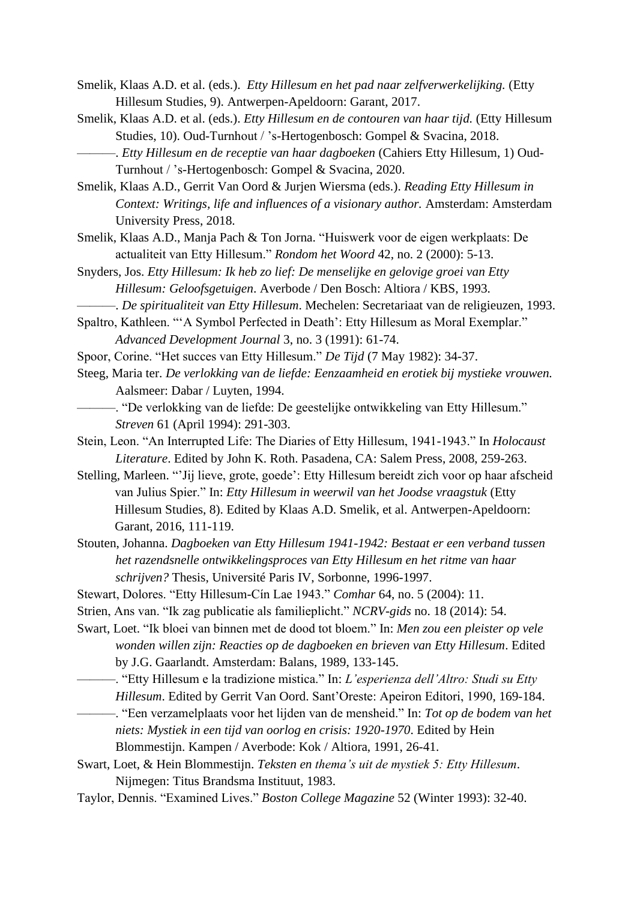Smelik, Klaas A.D. et al. (eds.). *Etty Hillesum en het pad naar zelfverwerkelijking.* (Etty Hillesum Studies, 9). Antwerpen-Apeldoorn: Garant, 2017.

Smelik, Klaas A.D. et al. (eds.). *Etty Hillesum en de contouren van haar tijd.* (Etty Hillesum Studies, 10). Oud-Turnhout / ’s-Hertogenbosch: Gompel & Svacina, 2018.

———. *Etty Hillesum en de receptie van haar dagboeken* (Cahiers Etty Hillesum, 1) Oud-Turnhout / ’s-Hertogenbosch: Gompel & Svacina, 2020.

Smelik, Klaas A.D., Gerrit Van Oord & Jurjen Wiersma (eds.). *Reading Etty Hillesum in Context: Writings, life and influences of a visionary author.* Amsterdam: Amsterdam University Press, 2018.

Smelik, Klaas A.D., Manja Pach & Ton Jorna. “Huiswerk voor de eigen werkplaats: De actualiteit van Etty Hillesum.” *Rondom het Woord* 42, no. 2 (2000): 5-13.

Snyders, Jos. *Etty Hillesum: Ik heb zo lief: De menselijke en gelovige groei van Etty Hillesum: Geloofsgetuigen*. Averbode / Den Bosch: Altiora / KBS, 1993.

———. *De spiritualiteit van Etty Hillesum*. Mechelen: Secretariaat van de religieuzen, 1993.

Spaltro, Kathleen. “‘A Symbol Perfected in Death’: Etty Hillesum as Moral Exemplar.” *Advanced Development Journal* 3, no. 3 (1991): 61-74.

Spoor, Corine. “Het succes van Etty Hillesum.” *De Tijd* (7 May 1982): 34-37.

Steeg, Maria ter. *De verlokking van de liefde: Eenzaamheid en erotiek bij mystieke vrouwen.* Aalsmeer: Dabar / Luyten, 1994.

———. “De verlokking van de liefde: De geestelijke ontwikkeling van Etty Hillesum.” *Streven* 61 (April 1994): 291-303.

Stein, Leon. “An Interrupted Life: The Diaries of Etty Hillesum, 1941-1943.” In *Holocaust Literature*. Edited by John K. Roth. Pasadena, CA: Salem Press, 2008, 259-263.

Stelling, Marleen. “‘Jij lieve, grote, goede’: Etty Hillesum bereidt zich voor op haar afscheid van Julius Spier.” In: *Etty Hillesum in weerwil van het Joodse vraagstuk* (Etty Hillesum Studies, 8). Edited by Klaas A.D. Smelik, et al. Antwerpen-Apeldoorn: Garant, 2016, 111-119.

Stouten, Johanna. *Dagboeken van Etty Hillesum 1941-1942: Bestaat er een verband tussen het razendsnelle ontwikkelingsproces van Etty Hillesum en het ritme van haar schrijven?* Thesis, Université Paris IV, Sorbonne, 1996-1997.

Stewart, Dolores. “Etty Hillesum-Cín Lae 1943.” *Comhar* 64, no. 5 (2004): 11.

Strien, Ans van. “Ik zag publicatie als familieplicht.” *NCRV-gids* no. 18 (2014): 54.

Swart, Loet. “Ik bloei van binnen met de dood tot bloem.” In: *Men zou een pleister op vele wonden willen zijn: Reacties op de dagboeken en brieven van Etty Hillesum*. Edited by J.G. Gaarlandt. Amsterdam: Balans, 1989, 133-145.

———. “Etty Hillesum e la tradizione mistica.” In: *L’esperienza dell’Altro: Studi su Etty Hillesum*. Edited by Gerrit Van Oord. Sant’Oreste: Apeiron Editori, 1990, 169-184.

———. “Een verzamelplaats voor het lijden van de mensheid.” In: *Tot op de bodem van het niets: Mystiek in een tijd van oorlog en crisis: 1920-1970*. Edited by Hein Blommestijn. Kampen / Averbode: Kok / Altiora, 1991, 26-41.

Swart, Loet, & Hein Blommestijn. *Teksten en thema’s uit de mystiek 5: Etty Hillesum*. Nijmegen: Titus Brandsma Instituut, 1983.

Taylor, Dennis. “Examined Lives.” *Boston College Magazine* 52 (Winter 1993): 32-40.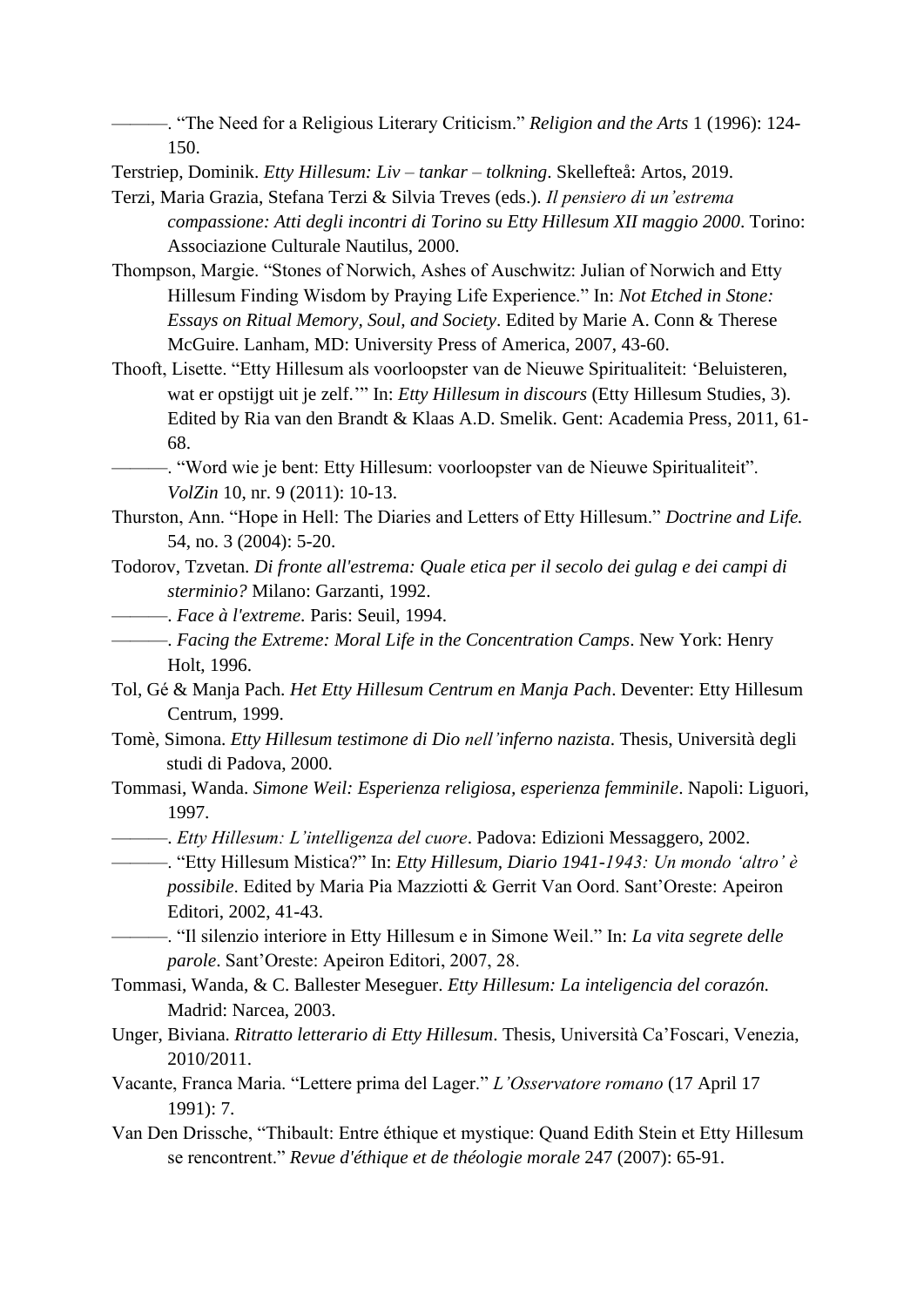———. “The Need for a Religious Literary Criticism.” *Religion and the Arts* 1 (1996): 124-150.

Terstriep, Dominik. *Etty Hillesum: Liv – tankar – tolkning*. Skellefteå: Artos, 2019.

Terzi, Maria Grazia, Stefana Terzi & Silvia Treves (eds.). *Il pensiero di un'estrema compassione: Atti degli incontri di Torino su Etty Hillesum XII maggio 2000*. Torino: Associazione Culturale Nautilus, 2000.

Thompson, Margie. “Stones of Norwich, Ashes of Auschwitz: Julian of Norwich and Etty Hillesum Finding Wisdom by Praying Life Experience.” In: *Not Etched in Stone: Essays on Ritual Memory, Soul, and Society*. Edited by Marie A. Conn & Therese McGuire. Lanham, MD: University Press of America, 2007, 43-60.

Thooft, Lisette. “Etty Hillesum als voorloopster van de Nieuwe Spiritualiteit: ‘Beluisteren, wat er opstijgt uit je zelf.’” In: *Etty Hillesum in discours* (Etty Hillesum Studies, 3). Edited by Ria van den Brandt & Klaas A.D. Smelik. Gent: Academia Press, 2011, 61-68.

———. “Word wie je bent: Etty Hillesum: voorloopster van de Nieuwe Spiritualiteit”. *VolZin* 10, nr. 9 (2011): 10-13.

Thurston, Ann. “Hope in Hell: The Diaries and Letters of Etty Hillesum.” *Doctrine and Life.* 54, no. 3 (2004): 5-20.

Todorov, Tzvetan. *Di fronte all'estrema: Quale etica per il secolo dei gulag e dei campi di sterminio?* Milano: Garzanti, 1992.

———. *Face à l'extreme*. Paris: Seuil, 1994.

———. *Facing the Extreme: Moral Life in the Concentration Camps*. New York: Henry Holt, 1996.

Tol, Gé & Manja Pach. *Het Etty Hillesum Centrum en Manja Pach*. Deventer: Etty Hillesum Centrum, 1999.

Tomè, Simona. *Etty Hillesum testimone di Dio nell'inferno nazista*. Thesis, Università degli studi di Padova, 2000.

Tommasi, Wanda. *Simone Weil: Esperienza religiosa, esperienza femminile*. Napoli: Liguori, 1997.

———. *Etty Hillesum: L'intelligenza del cuore*. Padova: Edizioni Messaggero, 2002.

———. “Etty Hillesum Mistica?” In: *Etty Hillesum, Diario 1941-1943: Un mondo ‘altro’ è possibile*. Edited by Maria Pia Mazziotti & Gerrit Van Oord. Sant'Oreste: Apeiron Editori, 2002, 41-43.

———. “Il silenzio interiore in Etty Hillesum e in Simone Weil.” In: *La vita segrete delle parole*. Sant'Oreste: Apeiron Editori, 2007, 28.

Tommasi, Wanda, & C. Ballester Meseguer. *Etty Hillesum: La inteligencia del corazón.* Madrid: Narcea, 2003.

Unger, Biviana. *Ritratto letterario di Etty Hillesum*. Thesis, Università Ca'Foscari, Venezia, 2010/2011.

Vacante, Franca Maria. “Lettere prima del Lager.” *L'Osservatore romano* (17 April 17 1991): 7.

Van Den Drissche, “Thibault: Entre éthique et mystique: Quand Edith Stein et Etty Hillesum se rencontrent.” *Revue d'éthique et de théologie morale* 247 (2007): 65-91.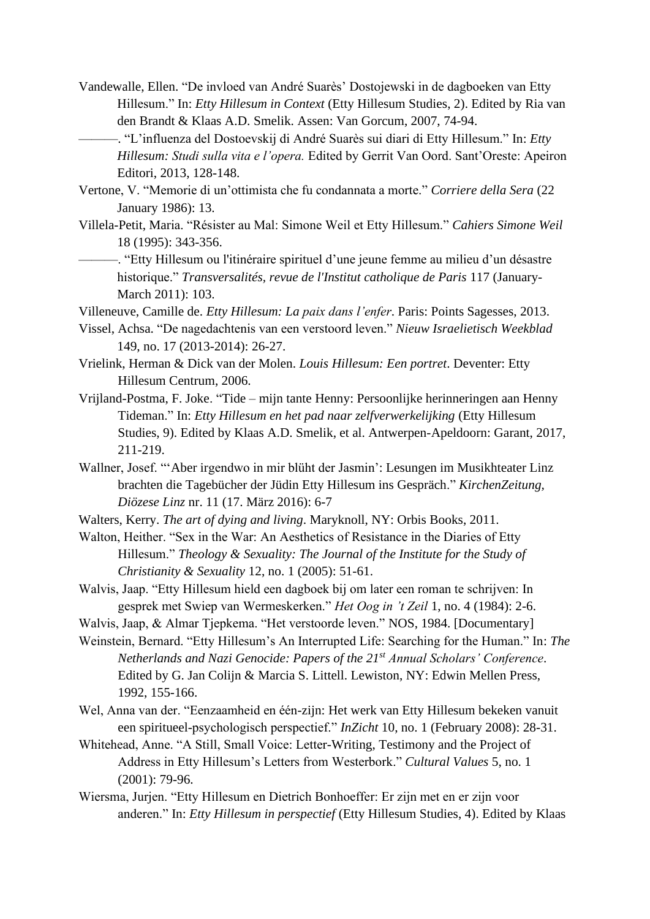Vandewalle, Ellen. "De invloed van André Suarès' Dostojewski in de dagboeken van Etty Hillesum." In: *Etty Hillesum in Context* (Etty Hillesum Studies, 2). Edited by Ria van den Brandt & Klaas A.D. Smelik. Assen: Van Gorcum, 2007, 74-94.

———. "L'influenza del Dostoevskij di André Suarès sui diari di Etty Hillesum." In: *Etty Hillesum: Studi sulla vita e l'opera.* Edited by Gerrit Van Oord. Sant'Oreste: Apeiron Editori, 2013, 128-148.

Vertone, V. "Memorie di un'ottimista che fu condannata a morte." *Corriere della Sera* (22 January 1986): 13.

Villela-Petit, Maria. "Résister au Mal: Simone Weil et Etty Hillesum." *Cahiers Simone Weil* 18 (1995): 343-356.

———. "Etty Hillesum ou l'itinéraire spirituel d'une jeune femme au milieu d'un désastre historique." *Transversalités, revue de l'Institut catholique de Paris* 117 (January-March 2011): 103.

Villeneuve, Camille de. *Etty Hillesum: La paix dans l'enfer*. Paris: Points Sagesses, 2013.

Vissel, Achsa. "De nagedachtenis van een verstoord leven." *Nieuw Israelietisch Weekblad* 149, no. 17 (2013-2014): 26-27.

Vrielink, Herman & Dick van der Molen. *Louis Hillesum: Een portret*. Deventer: Etty Hillesum Centrum, 2006.

Vrijland-Postma, F. Joke. "Tide – mijn tante Henny: Persoonlijke herinneringen aan Henny Tideman." In: *Etty Hillesum en het pad naar zelfverwerkelijking* (Etty Hillesum Studies, 9). Edited by Klaas A.D. Smelik, et al. Antwerpen-Apeldoorn: Garant, 2017, 211-219.

Wallner, Josef. "'Aber irgendwo in mir blüht der Jasmin': Lesungen im Musikhteater Linz brachten die Tagebücher der Jüdin Etty Hillesum ins Gespräch." *KirchenZeitung, Diözese Linz* nr. 11 (17. März 2016): 6-7

Walters, Kerry. *The art of dying and living*. Maryknoll, NY: Orbis Books, 2011.

Walton, Heither. "Sex in the War: An Aesthetics of Resistance in the Diaries of Etty Hillesum." *Theology & Sexuality: The Journal of the Institute for the Study of Christianity & Sexuality* 12, no. 1 (2005): 51-61.

Walvis, Jaap. "Etty Hillesum hield een dagboek bij om later een roman te schrijven: In gesprek met Swiep van Wermeskerken." *Het Oog in 't Zeil* 1, no. 4 (1984): 2-6.

Walvis, Jaap, & Almar Tjepkema. "Het verstoorde leven." NOS, 1984. [Documentary]

Weinstein, Bernard. "Etty Hillesum's An Interrupted Life: Searching for the Human." In: *The Netherlands and Nazi Genocide: Papers of the 21st Annual Scholars' Conference*. Edited by G. Jan Colijn & Marcia S. Littell. Lewiston, NY: Edwin Mellen Press, 1992, 155-166.

Wel, Anna van der. "Eenzaamheid en één-zijn: Het werk van Etty Hillesum bekeken vanuit een spiritueel-psychologisch perspectief." *InZicht* 10, no. 1 (February 2008): 28-31.

Whitehead, Anne. "A Still, Small Voice: Letter-Writing, Testimony and the Project of Address in Etty Hillesum's Letters from Westerbork." *Cultural Values* 5, no. 1 (2001): 79-96.

Wiersma, Jurjen. "Etty Hillesum en Dietrich Bonhoeffer: Er zijn met en er zijn voor anderen." In: *Etty Hillesum in perspectief* (Etty Hillesum Studies, 4). Edited by Klaas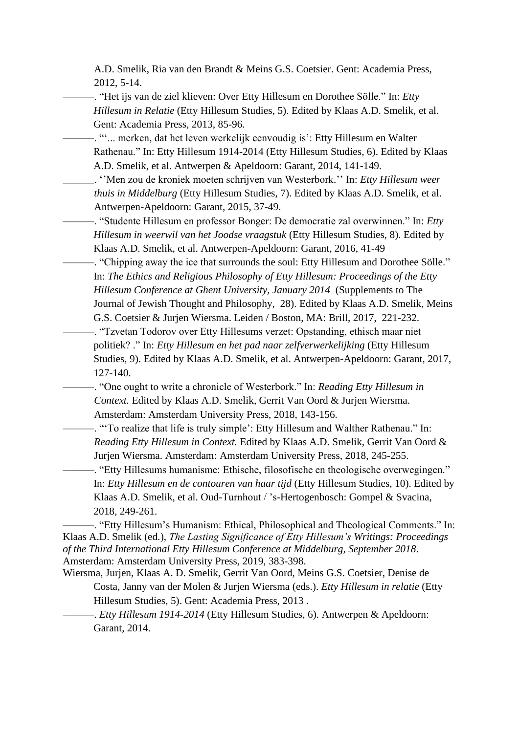A.D. Smelik, Ria van den Brandt & Meins G.S. Coetsier. Gent: Academia Press, 2012, 5-14.

———. "Het ijs van de ziel klieven: Over Etty Hillesum en Dorothee Sölle." In: *Etty Hillesum in Relatie* (Etty Hillesum Studies, 5). Edited by Klaas A.D. Smelik, et al. Gent: Academia Press, 2013, 85-96.

———. "'... merken, dat het leven werkelijk eenvoudig is': Etty Hillesum en Walter Rathenau." In: Etty Hillesum 1914-2014 (Etty Hillesum Studies, 6). Edited by Klaas A.D. Smelik, et al. Antwerpen & Apeldoorn: Garant, 2014, 141-149.

______. ''Men zou de kroniek moeten schrijven van Westerbork.'' In: *Etty Hillesum weer thuis in Middelburg* (Etty Hillesum Studies, 7). Edited by Klaas A.D. Smelik, et al. Antwerpen-Apeldoorn: Garant, 2015, 37-49.

———. "Studente Hillesum en professor Bonger: De democratie zal overwinnen." In: *Etty Hillesum in weerwil van het Joodse vraagstuk* (Etty Hillesum Studies, 8). Edited by Klaas A.D. Smelik, et al. Antwerpen-Apeldoorn: Garant, 2016, 41-49

———. "Chipping away the ice that surrounds the soul: Etty Hillesum and Dorothee Sölle." In: *The Ethics and Religious Philosophy of Etty Hillesum: Proceedings of the Etty Hillesum Conference at Ghent University, January 2014* (Supplements to The Journal of Jewish Thought and Philosophy, 28). Edited by Klaas A.D. Smelik, Meins G.S. Coetsier & Jurjen Wiersma. Leiden / Boston, MA: Brill, 2017, 221-232.

———. "Tzvetan Todorov over Etty Hillesums verzet: Opstanding, ethisch maar niet politiek? ." In: *Etty Hillesum en het pad naar zelfverwerkelijking* (Etty Hillesum Studies, 9). Edited by Klaas A.D. Smelik, et al. Antwerpen-Apeldoorn: Garant, 2017, 127-140.

———. "One ought to write a chronicle of Westerbork." In: *Reading Etty Hillesum in Context.* Edited by Klaas A.D. Smelik, Gerrit Van Oord & Jurjen Wiersma. Amsterdam: Amsterdam University Press, 2018, 143-156.

———. "'To realize that life is truly simple': Etty Hillesum and Walther Rathenau." In: *Reading Etty Hillesum in Context.* Edited by Klaas A.D. Smelik, Gerrit Van Oord & Jurjen Wiersma. Amsterdam: Amsterdam University Press, 2018, 245-255.

———. "Etty Hillesums humanisme: Ethische, filosofische en theologische overwegingen." In: *Etty Hillesum en de contouren van haar tijd* (Etty Hillesum Studies, 10). Edited by Klaas A.D. Smelik, et al. Oud-Turnhout / 's-Hertogenbosch: Gompel & Svacina, 2018, 249-261.

———. "Etty Hillesum's Humanism: Ethical, Philosophical and Theological Comments." In: Klaas A.D. Smelik (ed.), *The Lasting Significance of Etty Hillesum's Writings: Proceedings of the Third International Etty Hillesum Conference at Middelburg, September 2018*. Amsterdam: Amsterdam University Press, 2019, 383-398.

Wiersma, Jurjen, Klaas A. D. Smelik, Gerrit Van Oord, Meins G.S. Coetsier, Denise de Costa, Janny van der Molen & Jurjen Wiersma (eds.). *Etty Hillesum in relatie* (Etty Hillesum Studies, 5). Gent: Academia Press, 2013 .

———. *Etty Hillesum 1914-2014* (Etty Hillesum Studies, 6). Antwerpen & Apeldoorn: Garant, 2014.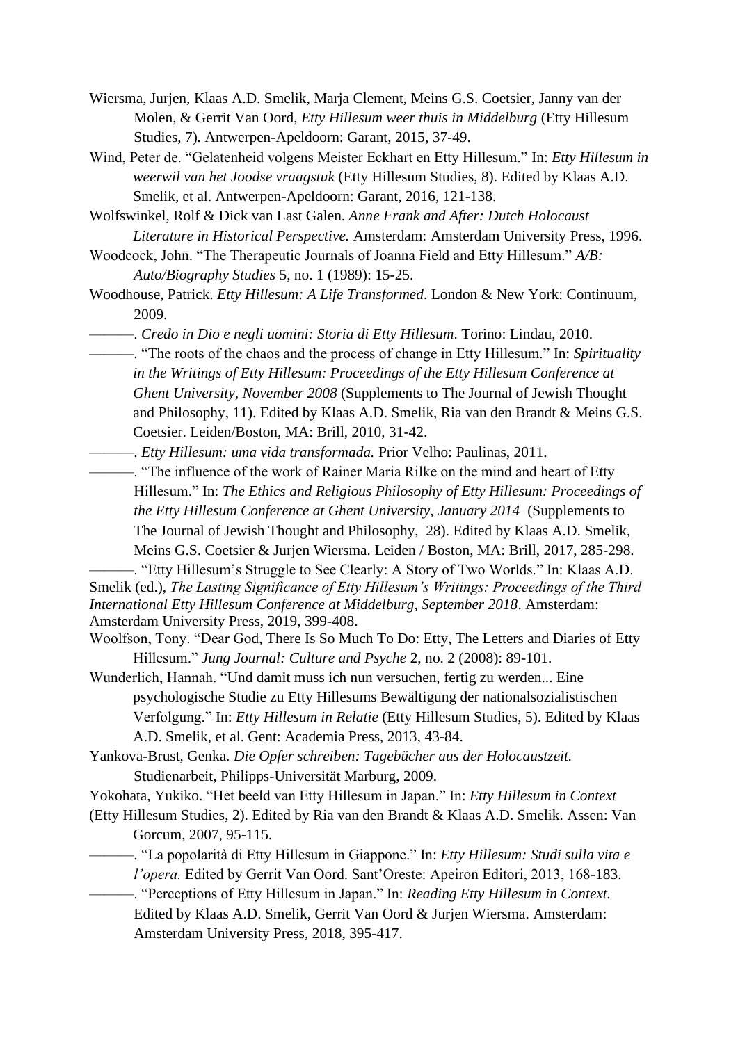Wiersma, Jurjen, Klaas A.D. Smelik, Marja Clement, Meins G.S. Coetsier, Janny van der Molen, & Gerrit Van Oord, *Etty Hillesum weer thuis in Middelburg* (Etty Hillesum Studies, 7). Antwerpen-Apeldoorn: Garant, 2015, 37-49.

Wind, Peter de. "Gelatenheid volgens Meister Eckhart en Etty Hillesum." In: *Etty Hillesum in weerwil van het Joodse vraagstuk* (Etty Hillesum Studies, 8). Edited by Klaas A.D. Smelik, et al. Antwerpen-Apeldoorn: Garant, 2016, 121-138.

Wolfswinkel, Rolf & Dick van Last Galen. *Anne Frank and After: Dutch Holocaust Literature in Historical Perspective.* Amsterdam: Amsterdam University Press, 1996.

Woodcock, John. "The Therapeutic Journals of Joanna Field and Etty Hillesum." *A/B: Auto/Biography Studies* 5, no. 1 (1989): 15-25.

Woodhouse, Patrick. *Etty Hillesum: A Life Transformed*. London & New York: Continuum, 2009.

———. *Credo in Dio e negli uomini: Storia di Etty Hillesum*. Torino: Lindau, 2010.

———. "The roots of the chaos and the process of change in Etty Hillesum." In: *Spirituality in the Writings of Etty Hillesum: Proceedings of the Etty Hillesum Conference at Ghent University, November 2008* (Supplements to The Journal of Jewish Thought and Philosophy, 11). Edited by Klaas A.D. Smelik, Ria van den Brandt & Meins G.S. Coetsier. Leiden/Boston, MA: Brill, 2010, 31-42.

———. *Etty Hillesum: uma vida transformada.* Prior Velho: Paulinas, 2011.

———. "The influence of the work of Rainer Maria Rilke on the mind and heart of Etty Hillesum." In: *The Ethics and Religious Philosophy of Etty Hillesum: Proceedings of the Etty Hillesum Conference at Ghent University, January 2014* (Supplements to The Journal of Jewish Thought and Philosophy, 28). Edited by Klaas A.D. Smelik, Meins G.S. Coetsier & Jurjen Wiersma. Leiden / Boston, MA: Brill, 2017, 285-298.

———. "Etty Hillesum's Struggle to See Clearly: A Story of Two Worlds." In: Klaas A.D. Smelik (ed.), *The Lasting Significance of Etty Hillesum's Writings: Proceedings of the Third International Etty Hillesum Conference at Middelburg, September 2018*. Amsterdam: Amsterdam University Press, 2019, 399-408.

Woolfson, Tony. "Dear God, There Is So Much To Do: Etty, The Letters and Diaries of Etty Hillesum." *Jung Journal: Culture and Psyche* 2, no. 2 (2008): 89-101.

Wunderlich, Hannah. "Und damit muss ich nun versuchen, fertig zu werden... Eine psychologische Studie zu Etty Hillesums Bewältigung der nationalsozialistischen Verfolgung." In: *Etty Hillesum in Relatie* (Etty Hillesum Studies, 5). Edited by Klaas A.D. Smelik, et al. Gent: Academia Press, 2013, 43-84.

Yankova-Brust, Genka. *Die Opfer schreiben: Tagebücher aus der Holocaustzeit.* Studienarbeit, Philipps-Universität Marburg, 2009.

Yokohata, Yukiko. "Het beeld van Etty Hillesum in Japan." In: *Etty Hillesum in Context* (Etty Hillesum Studies, 2). Edited by Ria van den Brandt & Klaas A.D. Smelik. Assen: Van Gorcum, 2007, 95-115.

———. "La popolarità di Etty Hillesum in Giappone." In: *Etty Hillesum: Studi sulla vita e l'opera.* Edited by Gerrit Van Oord. Sant'Oreste: Apeiron Editori, 2013, 168-183.

———. "Perceptions of Etty Hillesum in Japan." In: *Reading Etty Hillesum in Context.* Edited by Klaas A.D. Smelik, Gerrit Van Oord & Jurjen Wiersma. Amsterdam: Amsterdam University Press, 2018, 395-417.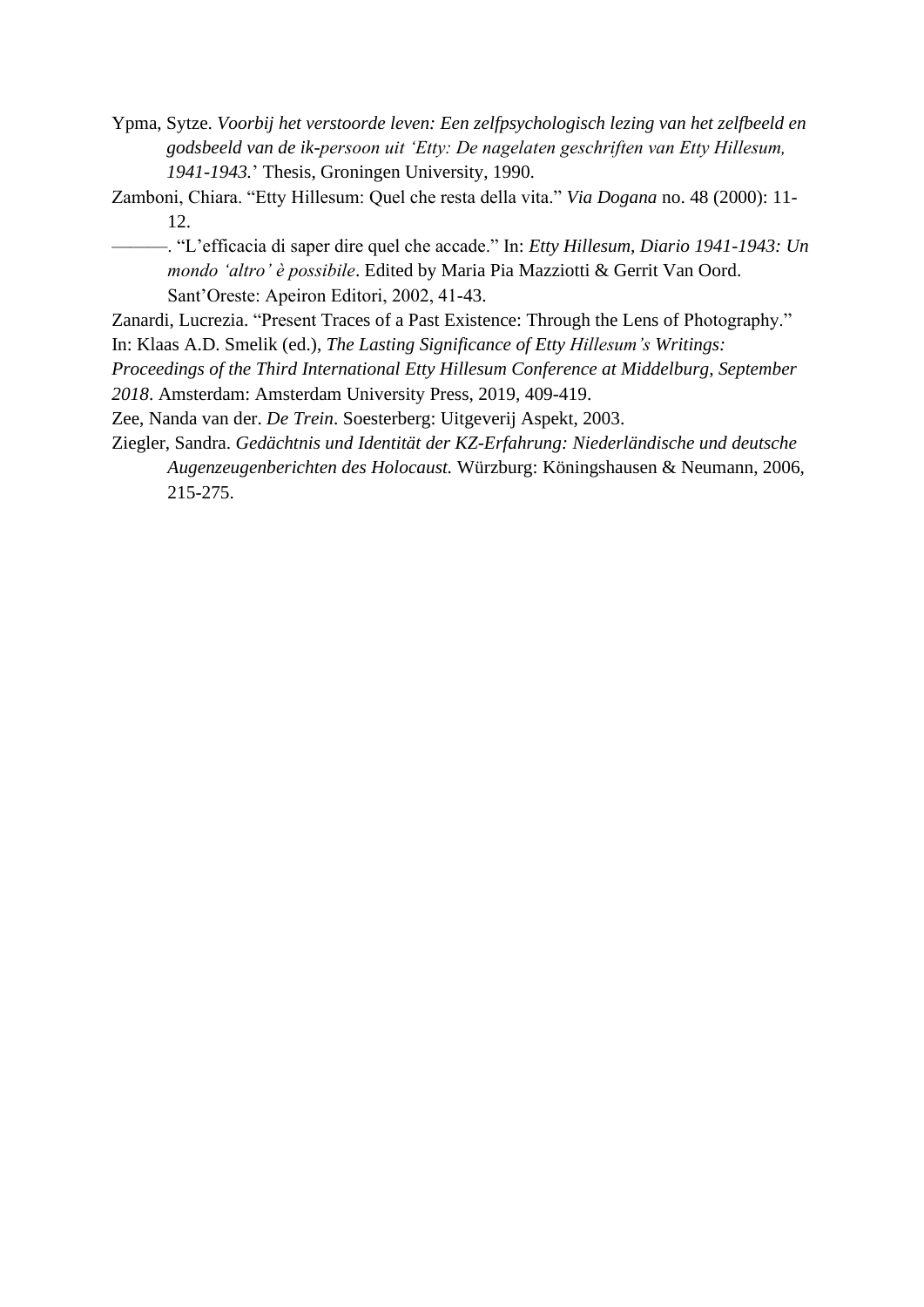Ypma, Sytze. *Voorbij het verstoorde leven: Een zelfpsychologisch lezing van het zelfbeeld en godsbeeld van de ik-persoon uit 'Etty: De nagelaten geschriften van Etty Hillesum, 1941-1943.'* Thesis, Groningen University, 1990.

Zamboni, Chiara. "Etty Hillesum: Quel che resta della vita." *Via Dogana* no. 48 (2000): 11-12.

———. "L'efficacia di saper dire quel che accade." In: *Etty Hillesum, Diario 1941-1943: Un mondo 'altro' è possibile*. Edited by Maria Pia Mazziotti & Gerrit Van Oord. Sant'Oreste: Apeiron Editori, 2002, 41-43.

Zanardi, Lucrezia. "Present Traces of a Past Existence: Through the Lens of Photography." In: Klaas A.D. Smelik (ed.), *The Lasting Significance of Etty Hillesum's Writings: Proceedings of the Third International Etty Hillesum Conference at Middelburg, September 2018*. Amsterdam: Amsterdam University Press, 2019, 409-419.

Zee, Nanda van der. *De Trein*. Soesterberg: Uitgeverij Aspekt, 2003.

Ziegler, Sandra. *Gedächtnis und Identität der KZ-Erfahrung: Niederländische und deutsche Augenzeugenberichten des Holocaust.* Würzburg: Köningshausen & Neumann, 2006, 215-275.